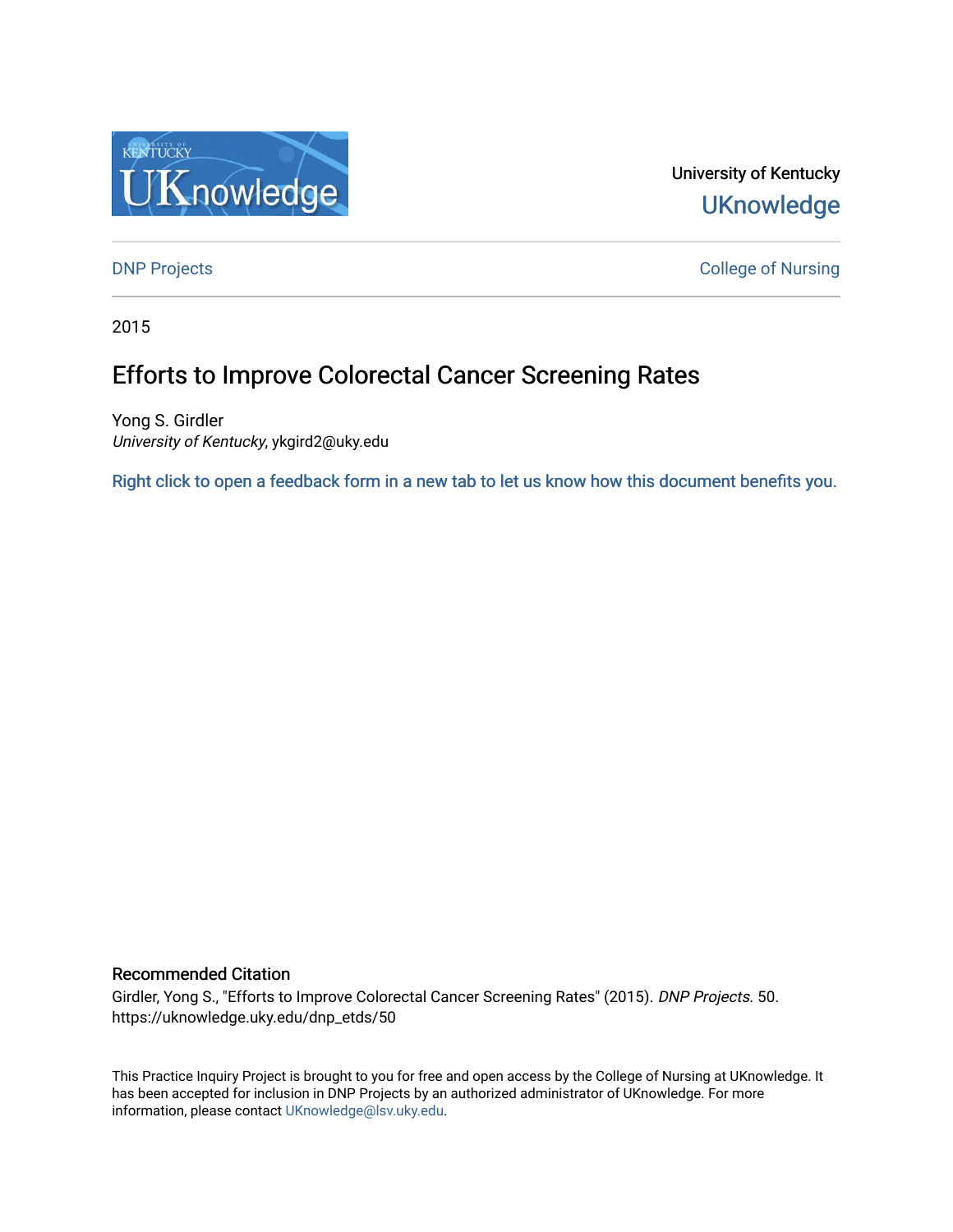University of Kentucky

UKnowledge

DNP Projects

College of Nursing

2015

# Efforts to Improve Colorectal Cancer Screening Rates

Yong S. Girdler
*University of Kentucky*, ykgird2@uky.edu

Right click to open a feedback form in a new tab to let us know how this document benefits you.

### Recommended Citation

Girdler, Yong S., "Efforts to Improve Colorectal Cancer Screening Rates" (2015). *DNP Projects.* 50.
https://uknowledge.uky.edu/dnp_etds/50

This Practice Inquiry Project is brought to you for free and open access by the College of Nursing at UKnowledge. It has been accepted for inclusion in DNP Projects by an authorized administrator of UKnowledge. For more information, please contact UKnowledge@lsv.uky.edu.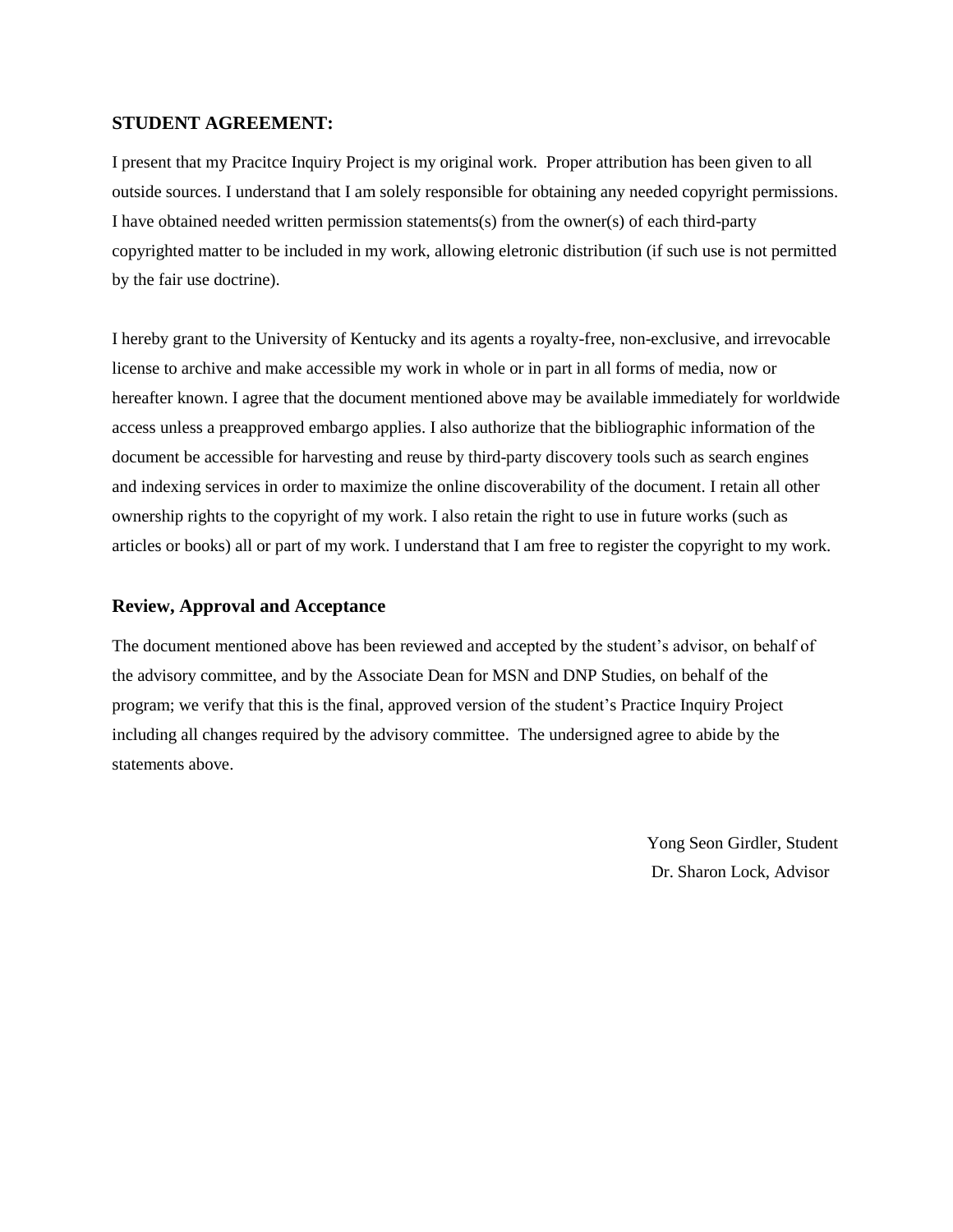**STUDENT AGREEMENT:**

I present that my Pracitce Inquiry Project is my original work. Proper attribution has been given to all outside sources. I understand that I am solely responsible for obtaining any needed copyright permissions. I have obtained needed written permission statements(s) from the owner(s) of each third-party copyrighted matter to be included in my work, allowing eletronic distribution (if such use is not permitted by the fair use doctrine).

I hereby grant to the University of Kentucky and its agents a royalty-free, non-exclusive, and irrevocable license to archive and make accessible my work in whole or in part in all forms of media, now or hereafter known. I agree that the document mentioned above may be available immediately for worldwide access unless a preapproved embargo applies. I also authorize that the bibliographic information of the document be accessible for harvesting and reuse by third-party discovery tools such as search engines and indexing services in order to maximize the online discoverability of the document. I retain all other ownership rights to the copyright of my work. I also retain the right to use in future works (such as articles or books) all or part of my work. I understand that I am free to register the copyright to my work.

## Review, Approval and Acceptance

The document mentioned above has been reviewed and accepted by the student's advisor, on behalf of the advisory committee, and by the Associate Dean for MSN and DNP Studies, on behalf of the program; we verify that this is the final, approved version of the student's Practice Inquiry Project including all changes required by the advisory committee. The undersigned agree to abide by the statements above.

Yong Seon Girdler, Student

Dr. Sharon Lock, Advisor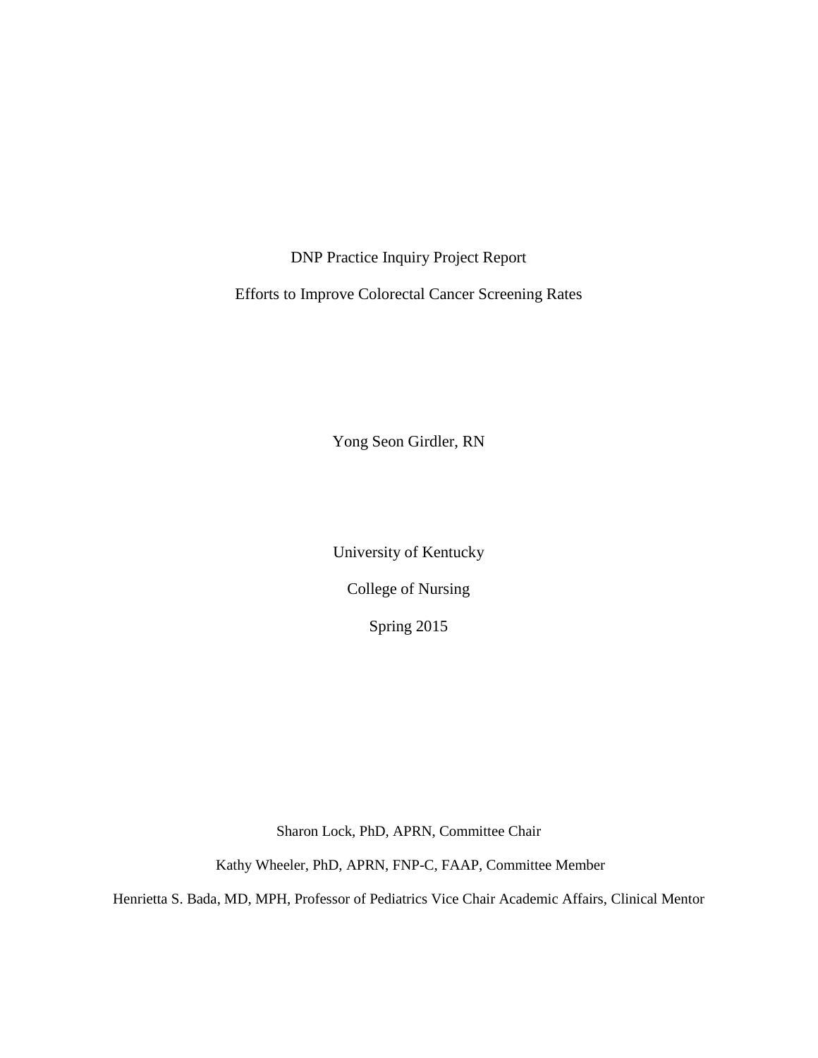DNP Practice Inquiry Project Report

Efforts to Improve Colorectal Cancer Screening Rates

Yong Seon Girdler, RN

University of Kentucky

College of Nursing

Spring 2015

Sharon Lock, PhD, APRN, Committee Chair

Kathy Wheeler, PhD, APRN, FNP-C, FAAP, Committee Member

Henrietta S. Bada, MD, MPH, Professor of Pediatrics Vice Chair Academic Affairs, Clinical Mentor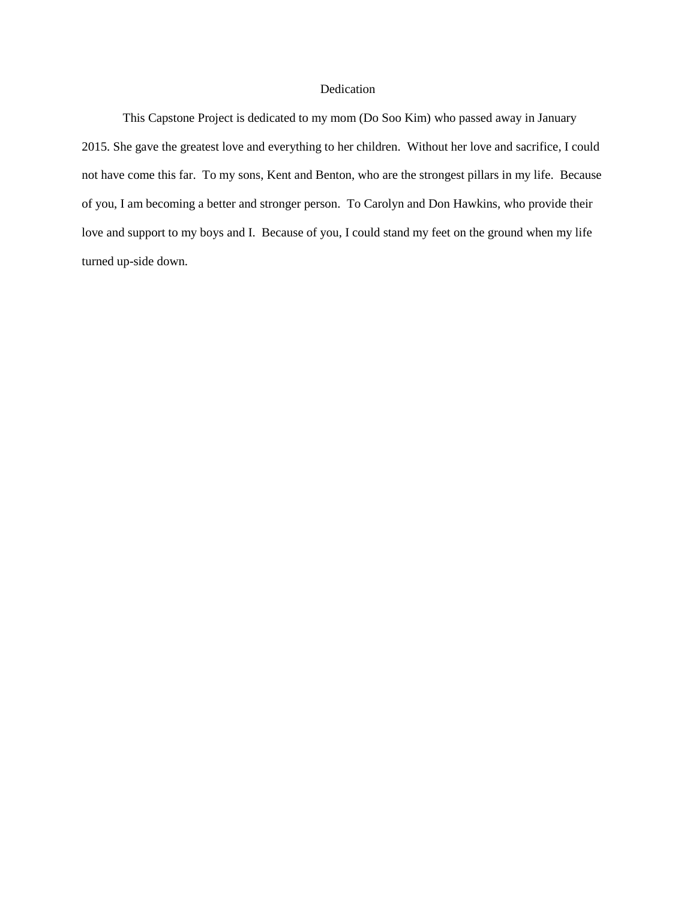# Dedication

This Capstone Project is dedicated to my mom (Do Soo Kim) who passed away in January 2015. She gave the greatest love and everything to her children. Without her love and sacrifice, I could not have come this far. To my sons, Kent and Benton, who are the strongest pillars in my life. Because of you, I am becoming a better and stronger person. To Carolyn and Don Hawkins, who provide their love and support to my boys and I. Because of you, I could stand my feet on the ground when my life turned up-side down.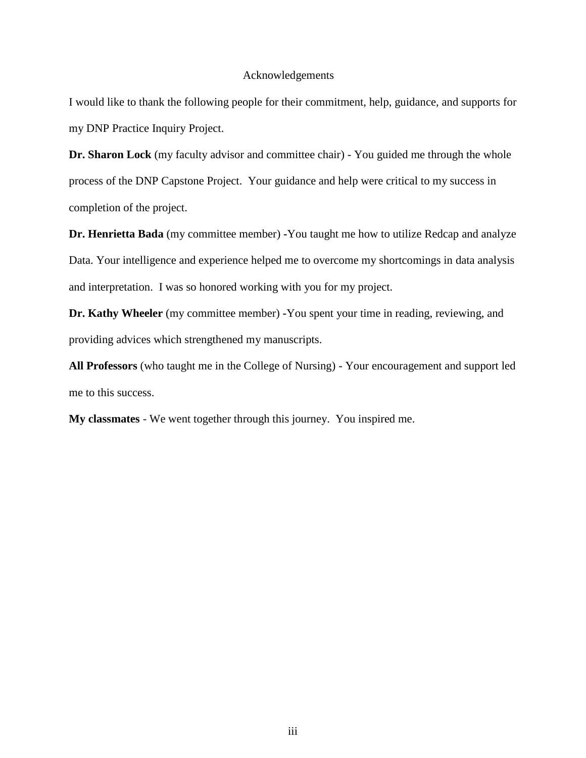# Acknowledgements

I would like to thank the following people for their commitment, help, guidance, and supports for my DNP Practice Inquiry Project.

**Dr. Sharon Lock** (my faculty advisor and committee chair) - You guided me through the whole process of the DNP Capstone Project. Your guidance and help were critical to my success in completion of the project.

**Dr. Henrietta Bada** (my committee member) -You taught me how to utilize Redcap and analyze Data. Your intelligence and experience helped me to overcome my shortcomings in data analysis and interpretation. I was so honored working with you for my project.

**Dr. Kathy Wheeler** (my committee member) -You spent your time in reading, reviewing, and providing advices which strengthened my manuscripts.

**All Professors** (who taught me in the College of Nursing) - Your encouragement and support led me to this success.

**My classmates** - We went together through this journey. You inspired me.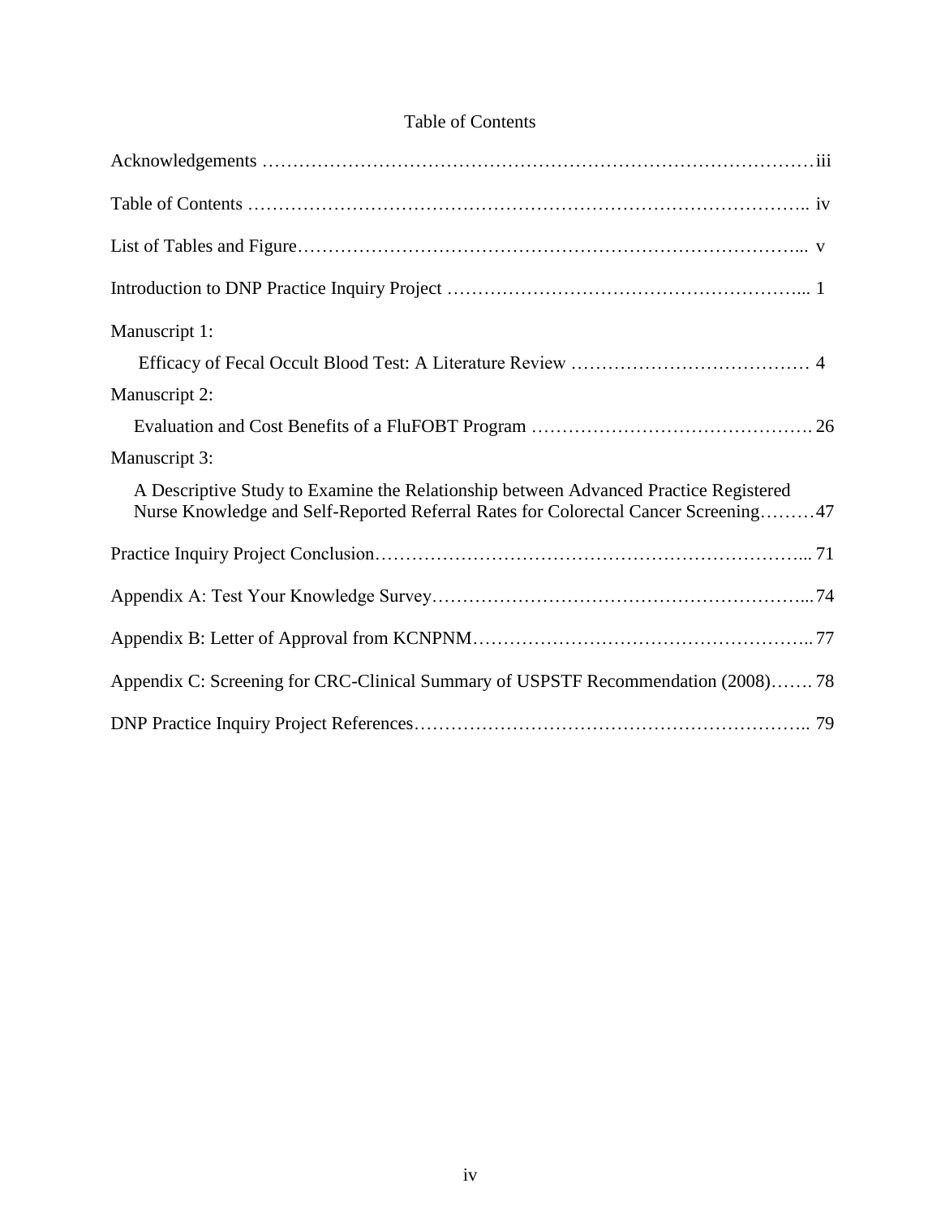# Table of Contents

Acknowledgements ………………………………………………………………………………iii

Table of Contents ……………………………………………………………………………….. iv

List of Tables and Figure…………………………………………………………………………... v

Introduction to DNP Practice Inquiry Project ………………………………………………….... 1

Manuscript 1:

Efficacy of Fecal Occult Blood Test: A Literature Review ………………………………… 4

Manuscript 2:

Evaluation and Cost Benefits of a FluFOBT Program ………………………………………. 26

Manuscript 3:

A Descriptive Study to Examine the Relationship between Advanced Practice Registered Nurse Knowledge and Self-Reported Referral Rates for Colorectal Cancer Screening………47

Practice Inquiry Project Conclusion…………………………………………………………... 71

Appendix A: Test Your Knowledge Survey…………………………………………………... 74

Appendix B: Letter of Approval from KCNPNM……………………………………………... 77

Appendix C: Screening for CRC-Clinical Summary of USPSTF Recommendation (2008)……. 78

DNP Practice Inquiry Project References……………………………………………………….. 79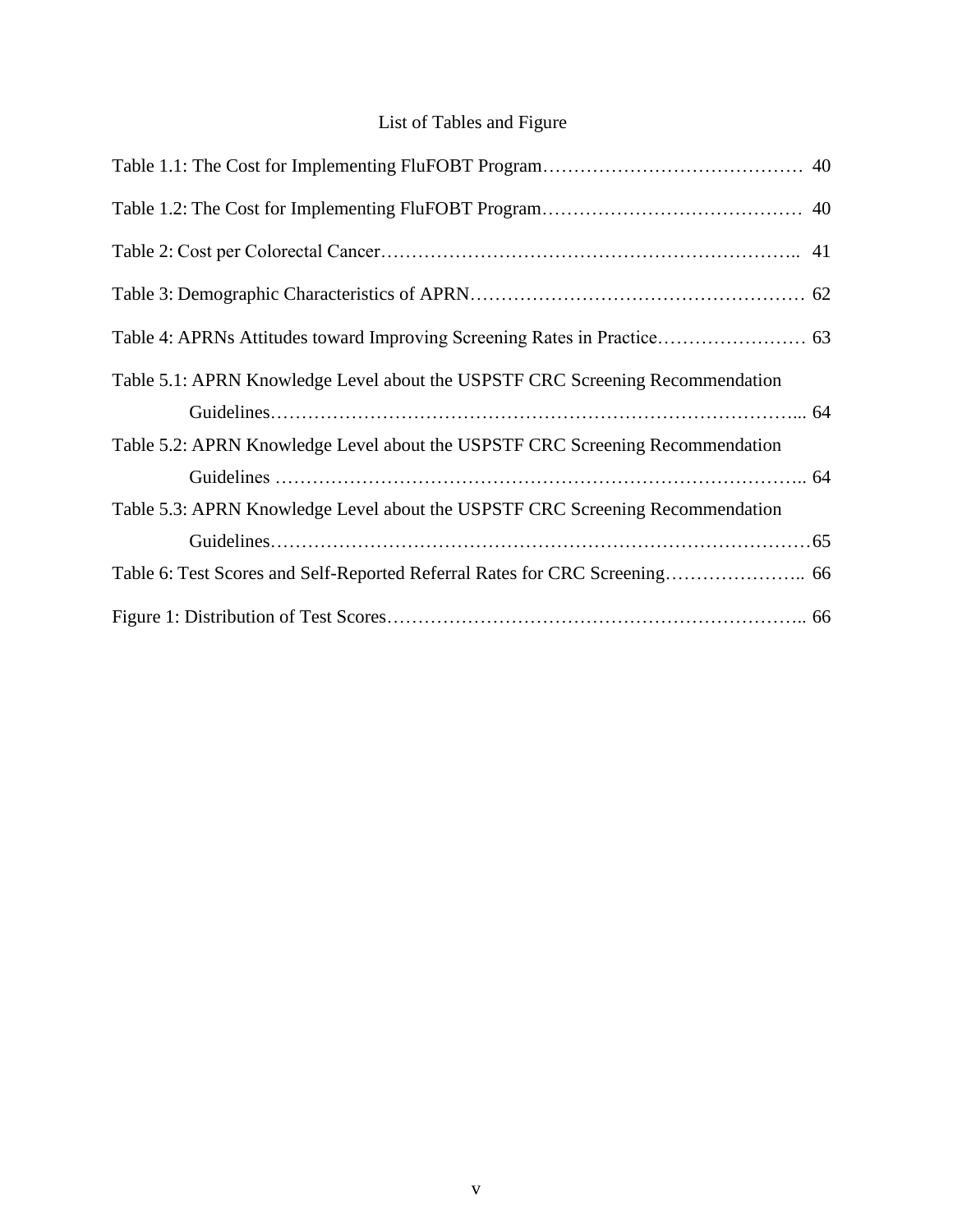# List of Tables and Figure

Table 1.1: The Cost for Implementing FluFOBT Program……………………………………  40

Table 1.2: The Cost for Implementing FluFOBT Program……………………………………  40

Table 2: Cost per Colorectal Cancer……………………………………………………….. 41

Table 3: Demographic Characteristics of APRN……………………………………………… 62

Table 4: APRNs Attitudes toward Improving Screening Rates in Practice…………………… 63

Table 5.1: APRN Knowledge Level about the USPSTF CRC Screening Recommendation Guidelines………………………………………………………………………... 64

Table 5.2: APRN Knowledge Level about the USPSTF CRC Screening Recommendation Guidelines ……………………………………………………………………….. 64

Table 5.3: APRN Knowledge Level about the USPSTF CRC Screening Recommendation Guidelines…………………………………………………………………………65

Table 6: Test Scores and Self-Reported Referral Rates for CRC Screening………………….. 66

Figure 1: Distribution of Test Scores………………………………………………………….. 66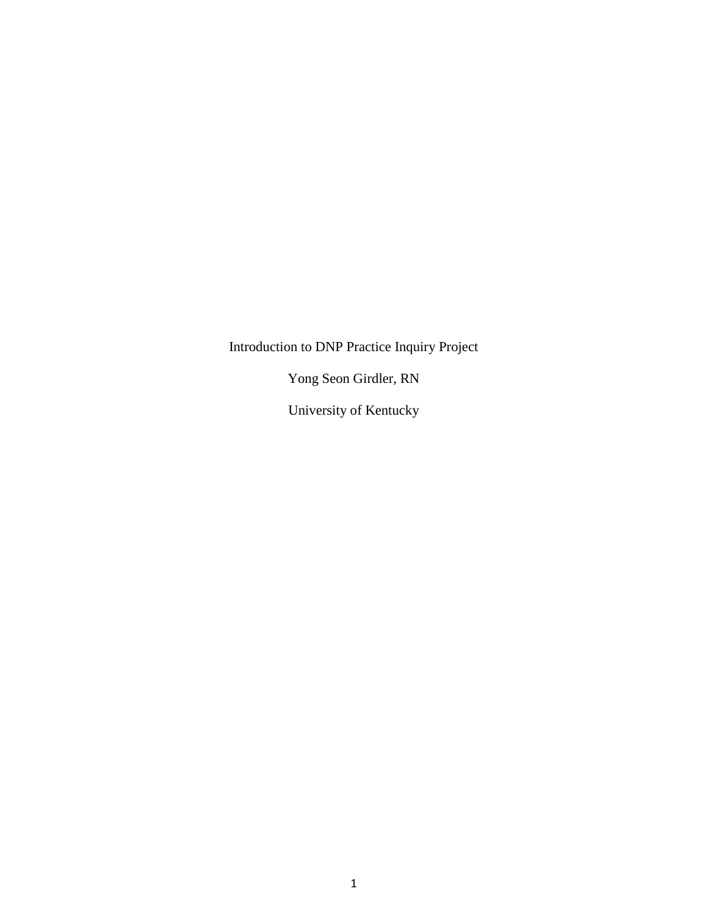Introduction to DNP Practice Inquiry Project

Yong Seon Girdler, RN

University of Kentucky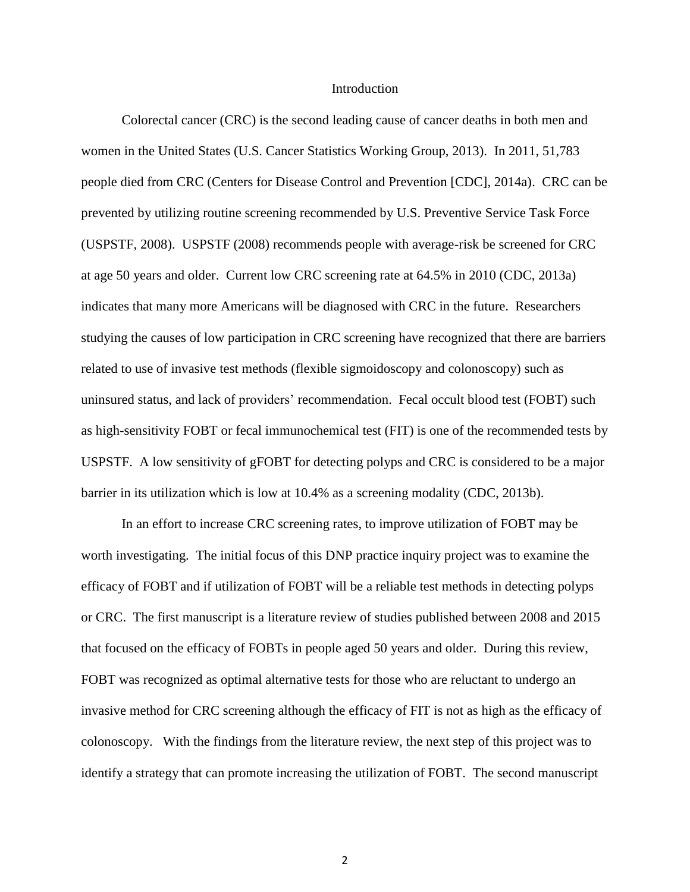# Introduction

Colorectal cancer (CRC) is the second leading cause of cancer deaths in both men and women in the United States (U.S. Cancer Statistics Working Group, 2013). In 2011, 51,783 people died from CRC (Centers for Disease Control and Prevention [CDC], 2014a). CRC can be prevented by utilizing routine screening recommended by U.S. Preventive Service Task Force (USPSTF, 2008). USPSTF (2008) recommends people with average-risk be screened for CRC at age 50 years and older. Current low CRC screening rate at 64.5% in 2010 (CDC, 2013a) indicates that many more Americans will be diagnosed with CRC in the future. Researchers studying the causes of low participation in CRC screening have recognized that there are barriers related to use of invasive test methods (flexible sigmoidoscopy and colonoscopy) such as uninsured status, and lack of providers' recommendation. Fecal occult blood test (FOBT) such as high-sensitivity FOBT or fecal immunochemical test (FIT) is one of the recommended tests by USPSTF. A low sensitivity of gFOBT for detecting polyps and CRC is considered to be a major barrier in its utilization which is low at 10.4% as a screening modality (CDC, 2013b).

In an effort to increase CRC screening rates, to improve utilization of FOBT may be worth investigating. The initial focus of this DNP practice inquiry project was to examine the efficacy of FOBT and if utilization of FOBT will be a reliable test methods in detecting polyps or CRC. The first manuscript is a literature review of studies published between 2008 and 2015 that focused on the efficacy of FOBTs in people aged 50 years and older. During this review, FOBT was recognized as optimal alternative tests for those who are reluctant to undergo an invasive method for CRC screening although the efficacy of FIT is not as high as the efficacy of colonoscopy. With the findings from the literature review, the next step of this project was to identify a strategy that can promote increasing the utilization of FOBT. The second manuscript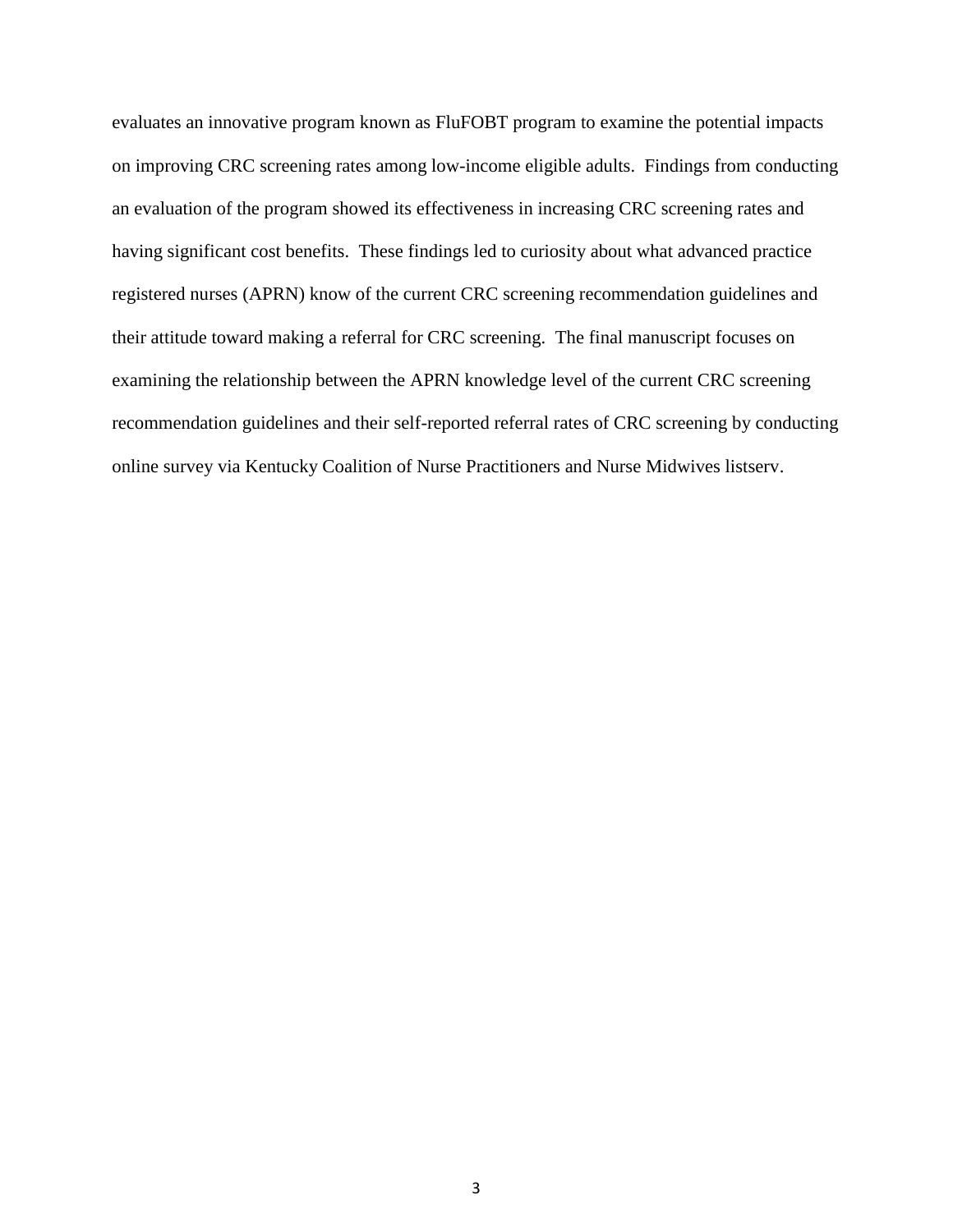evaluates an innovative program known as FluFOBT program to examine the potential impacts on improving CRC screening rates among low-income eligible adults. Findings from conducting an evaluation of the program showed its effectiveness in increasing CRC screening rates and having significant cost benefits. These findings led to curiosity about what advanced practice registered nurses (APRN) know of the current CRC screening recommendation guidelines and their attitude toward making a referral for CRC screening. The final manuscript focuses on examining the relationship between the APRN knowledge level of the current CRC screening recommendation guidelines and their self-reported referral rates of CRC screening by conducting online survey via Kentucky Coalition of Nurse Practitioners and Nurse Midwives listserv.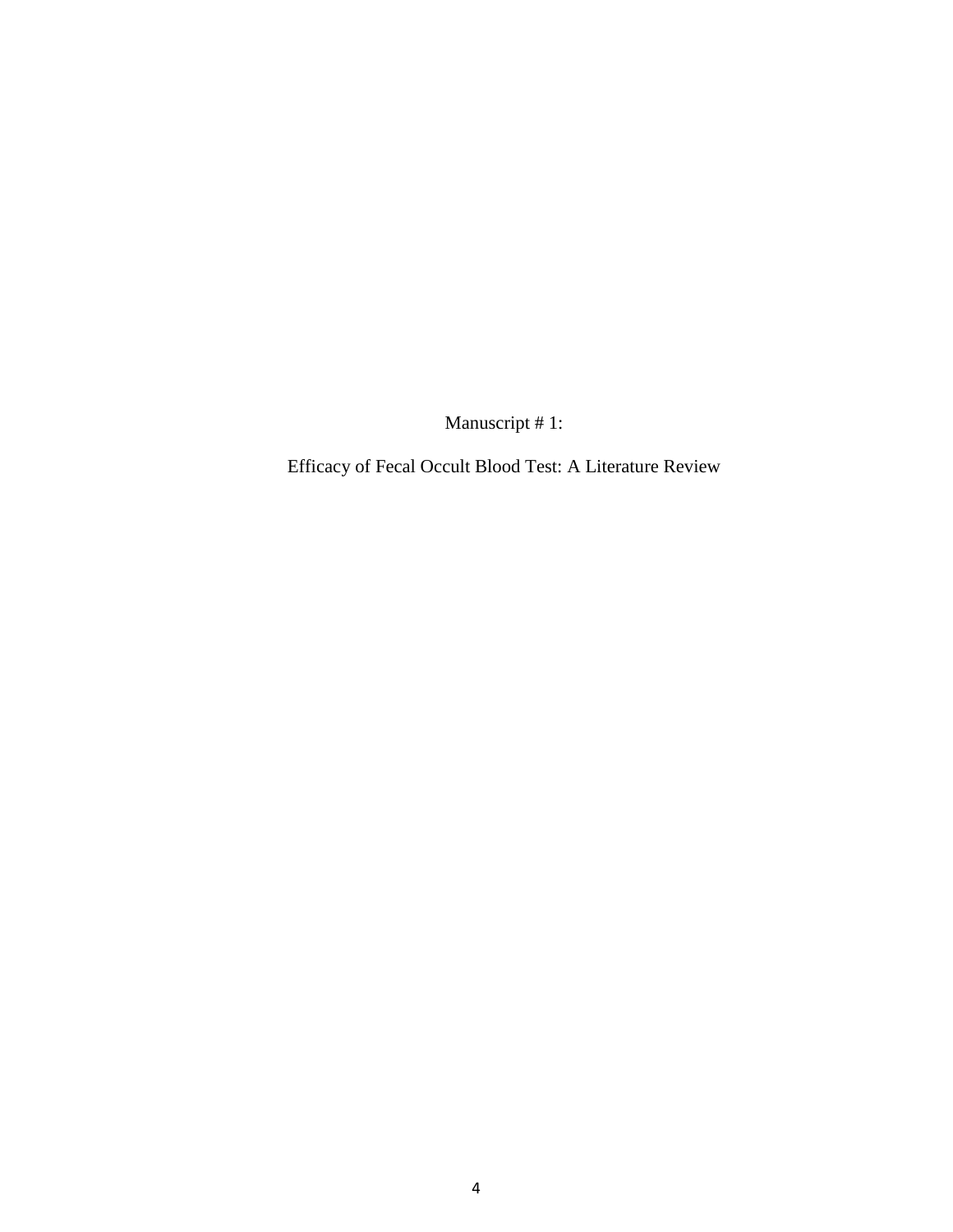# Manuscript # 1:

# Efficacy of Fecal Occult Blood Test: A Literature Review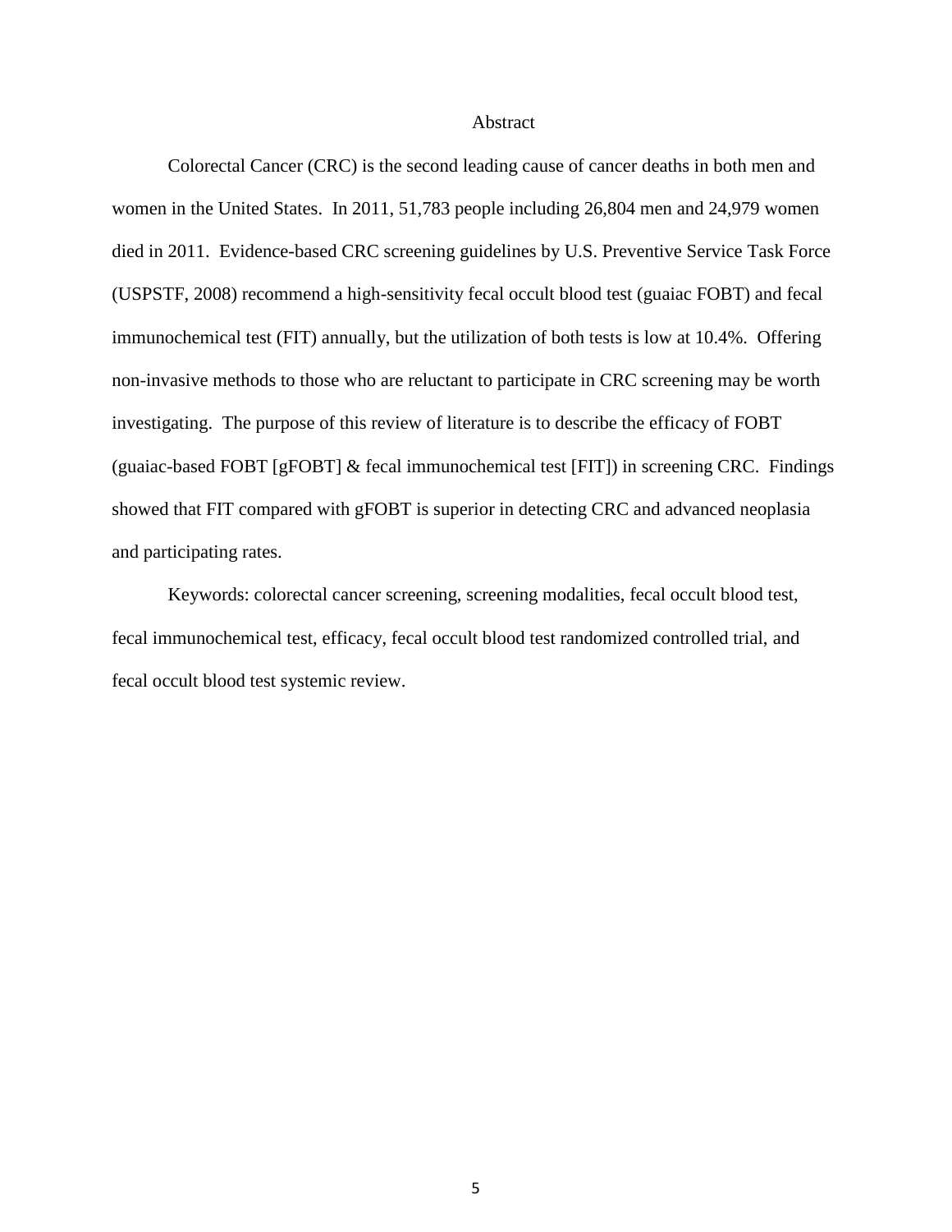# Abstract

Colorectal Cancer (CRC) is the second leading cause of cancer deaths in both men and women in the United States. In 2011, 51,783 people including 26,804 men and 24,979 women died in 2011. Evidence-based CRC screening guidelines by U.S. Preventive Service Task Force (USPSTF, 2008) recommend a high-sensitivity fecal occult blood test (guaiac FOBT) and fecal immunochemical test (FIT) annually, but the utilization of both tests is low at 10.4%. Offering non-invasive methods to those who are reluctant to participate in CRC screening may be worth investigating. The purpose of this review of literature is to describe the efficacy of FOBT (guaiac-based FOBT [gFOBT] & fecal immunochemical test [FIT]) in screening CRC. Findings showed that FIT compared with gFOBT is superior in detecting CRC and advanced neoplasia and participating rates.

Keywords: colorectal cancer screening, screening modalities, fecal occult blood test, fecal immunochemical test, efficacy, fecal occult blood test randomized controlled trial, and fecal occult blood test systemic review.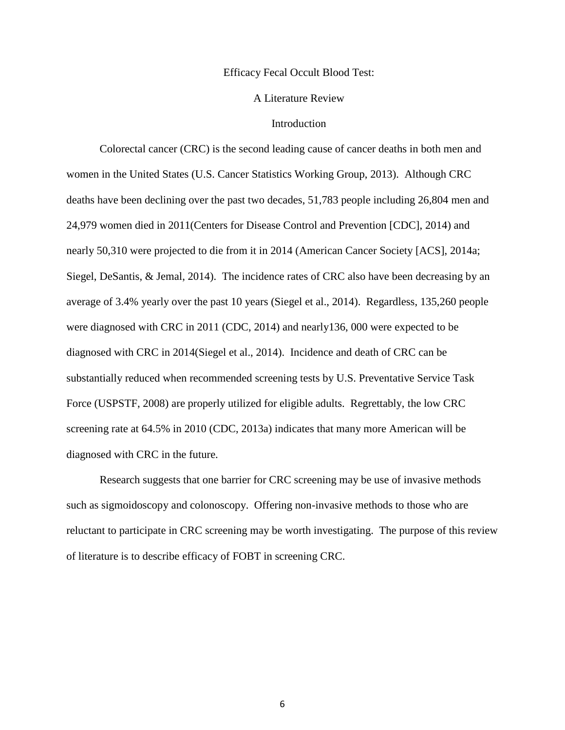# Efficacy Fecal Occult Blood Test:

# A Literature Review

## Introduction

Colorectal cancer (CRC) is the second leading cause of cancer deaths in both men and women in the United States (U.S. Cancer Statistics Working Group, 2013). Although CRC deaths have been declining over the past two decades, 51,783 people including 26,804 men and 24,979 women died in 2011(Centers for Disease Control and Prevention [CDC], 2014) and nearly 50,310 were projected to die from it in 2014 (American Cancer Society [ACS], 2014a; Siegel, DeSantis, & Jemal, 2014). The incidence rates of CRC also have been decreasing by an average of 3.4% yearly over the past 10 years (Siegel et al., 2014). Regardless, 135,260 people were diagnosed with CRC in 2011 (CDC, 2014) and nearly136, 000 were expected to be diagnosed with CRC in 2014(Siegel et al., 2014). Incidence and death of CRC can be substantially reduced when recommended screening tests by U.S. Preventative Service Task Force (USPSTF, 2008) are properly utilized for eligible adults. Regrettably, the low CRC screening rate at 64.5% in 2010 (CDC, 2013a) indicates that many more American will be diagnosed with CRC in the future.

Research suggests that one barrier for CRC screening may be use of invasive methods such as sigmoidoscopy and colonoscopy. Offering non-invasive methods to those who are reluctant to participate in CRC screening may be worth investigating. The purpose of this review of literature is to describe efficacy of FOBT in screening CRC.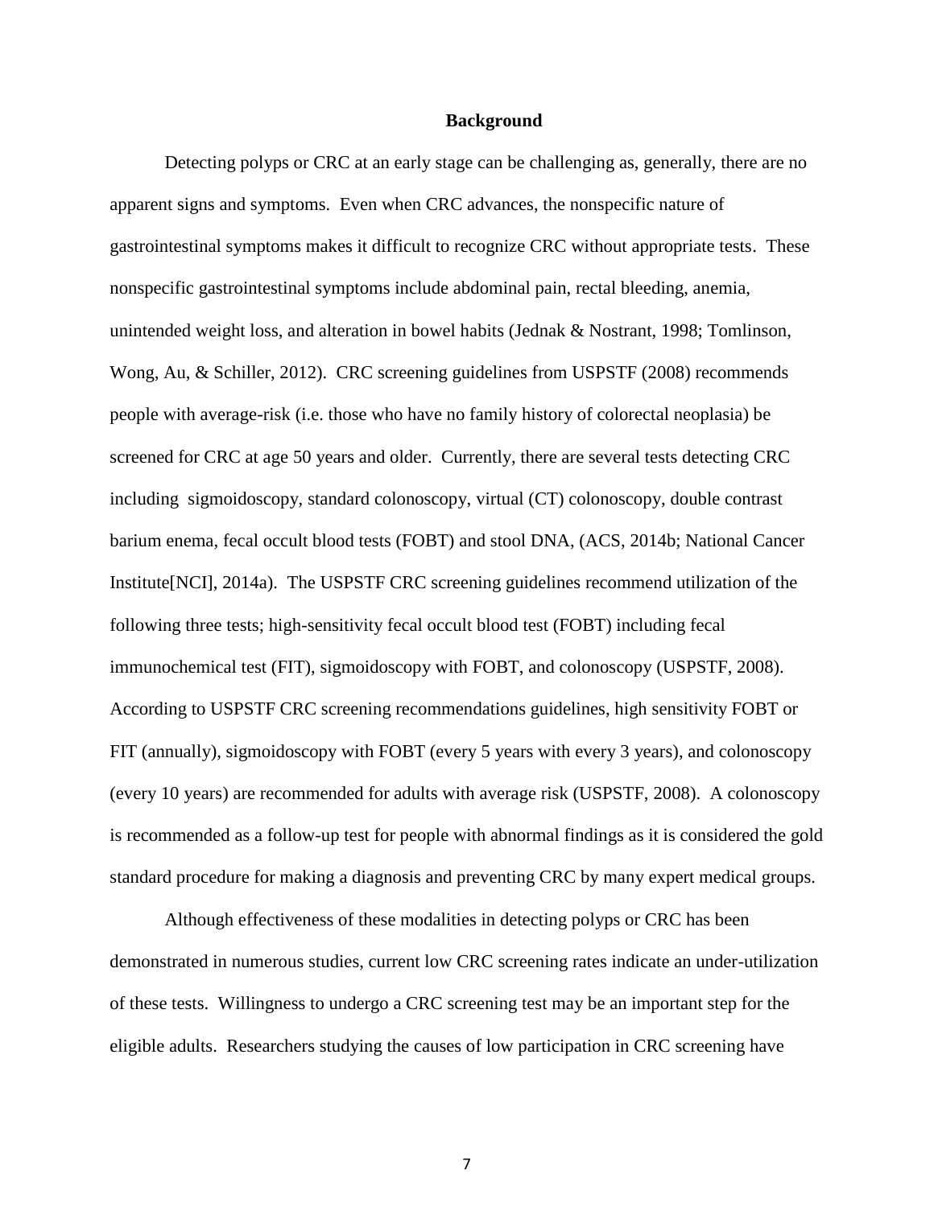## Background

Detecting polyps or CRC at an early stage can be challenging as, generally, there are no apparent signs and symptoms. Even when CRC advances, the nonspecific nature of gastrointestinal symptoms makes it difficult to recognize CRC without appropriate tests. These nonspecific gastrointestinal symptoms include abdominal pain, rectal bleeding, anemia, unintended weight loss, and alteration in bowel habits (Jednak & Nostrant, 1998; Tomlinson, Wong, Au, & Schiller, 2012). CRC screening guidelines from USPSTF (2008) recommends people with average-risk (i.e. those who have no family history of colorectal neoplasia) be screened for CRC at age 50 years and older. Currently, there are several tests detecting CRC including sigmoidoscopy, standard colonoscopy, virtual (CT) colonoscopy, double contrast barium enema, fecal occult blood tests (FOBT) and stool DNA, (ACS, 2014b; National Cancer Institute[NCI], 2014a). The USPSTF CRC screening guidelines recommend utilization of the following three tests; high-sensitivity fecal occult blood test (FOBT) including fecal immunochemical test (FIT), sigmoidoscopy with FOBT, and colonoscopy (USPSTF, 2008). According to USPSTF CRC screening recommendations guidelines, high sensitivity FOBT or FIT (annually), sigmoidoscopy with FOBT (every 5 years with every 3 years), and colonoscopy (every 10 years) are recommended for adults with average risk (USPSTF, 2008). A colonoscopy is recommended as a follow-up test for people with abnormal findings as it is considered the gold standard procedure for making a diagnosis and preventing CRC by many expert medical groups.

Although effectiveness of these modalities in detecting polyps or CRC has been demonstrated in numerous studies, current low CRC screening rates indicate an under-utilization of these tests. Willingness to undergo a CRC screening test may be an important step for the eligible adults. Researchers studying the causes of low participation in CRC screening have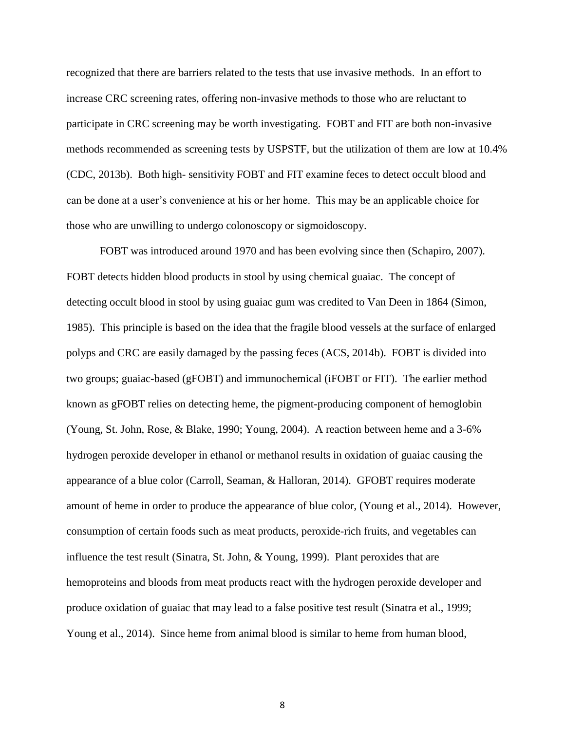recognized that there are barriers related to the tests that use invasive methods. In an effort to increase CRC screening rates, offering non-invasive methods to those who are reluctant to participate in CRC screening may be worth investigating. FOBT and FIT are both non-invasive methods recommended as screening tests by USPSTF, but the utilization of them are low at 10.4% (CDC, 2013b). Both high- sensitivity FOBT and FIT examine feces to detect occult blood and can be done at a user's convenience at his or her home. This may be an applicable choice for those who are unwilling to undergo colonoscopy or sigmoidoscopy.

FOBT was introduced around 1970 and has been evolving since then (Schapiro, 2007). FOBT detects hidden blood products in stool by using chemical guaiac. The concept of detecting occult blood in stool by using guaiac gum was credited to Van Deen in 1864 (Simon, 1985). This principle is based on the idea that the fragile blood vessels at the surface of enlarged polyps and CRC are easily damaged by the passing feces (ACS, 2014b). FOBT is divided into two groups; guaiac-based (gFOBT) and immunochemical (iFOBT or FIT). The earlier method known as gFOBT relies on detecting heme, the pigment-producing component of hemoglobin (Young, St. John, Rose, & Blake, 1990; Young, 2004). A reaction between heme and a 3-6% hydrogen peroxide developer in ethanol or methanol results in oxidation of guaiac causing the appearance of a blue color (Carroll, Seaman, & Halloran, 2014). GFOBT requires moderate amount of heme in order to produce the appearance of blue color, (Young et al., 2014). However, consumption of certain foods such as meat products, peroxide-rich fruits, and vegetables can influence the test result (Sinatra, St. John, & Young, 1999). Plant peroxides that are hemoproteins and bloods from meat products react with the hydrogen peroxide developer and produce oxidation of guaiac that may lead to a false positive test result (Sinatra et al., 1999; Young et al., 2014). Since heme from animal blood is similar to heme from human blood,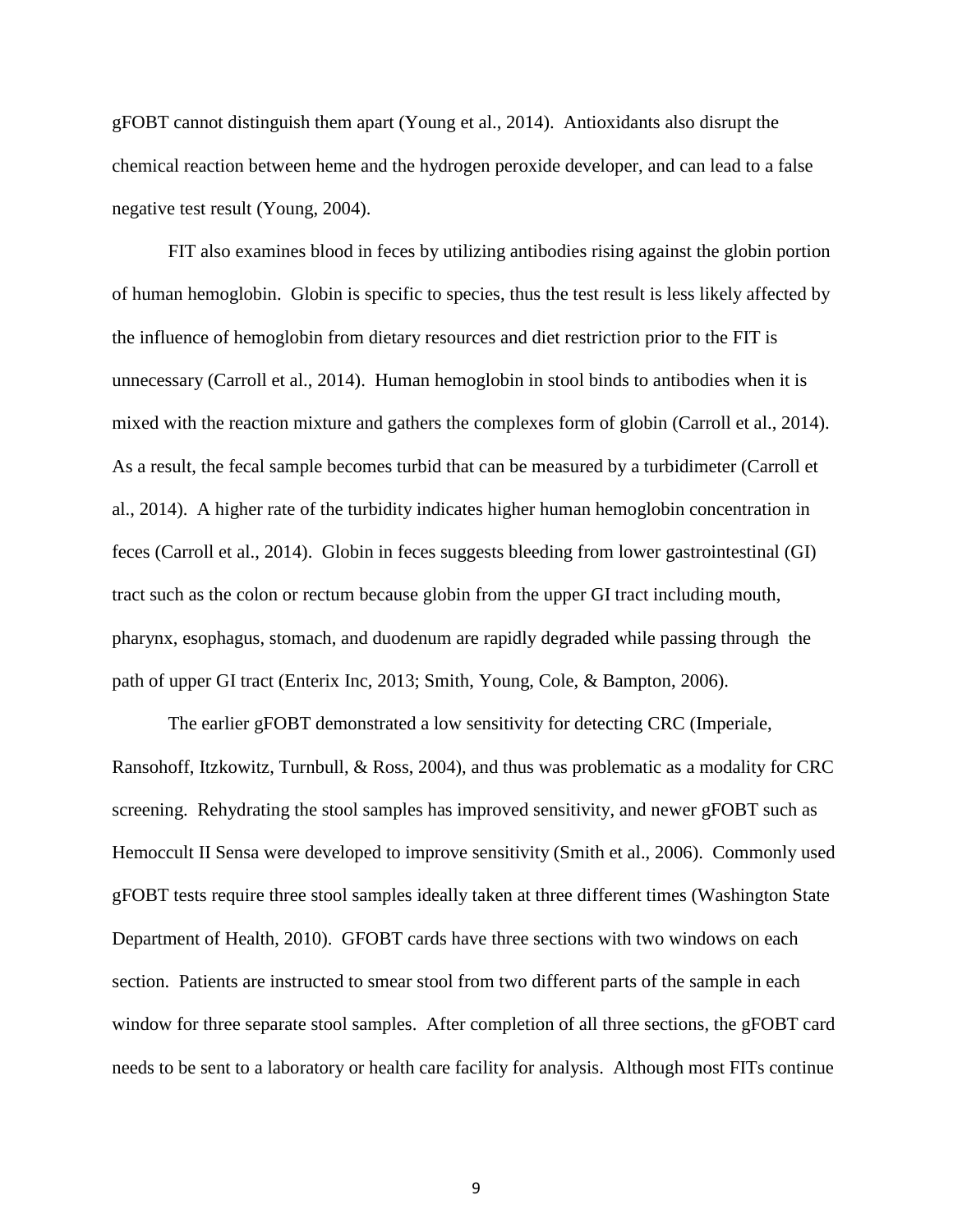gFOBT cannot distinguish them apart (Young et al., 2014). Antioxidants also disrupt the chemical reaction between heme and the hydrogen peroxide developer, and can lead to a false negative test result (Young, 2004).

FIT also examines blood in feces by utilizing antibodies rising against the globin portion of human hemoglobin. Globin is specific to species, thus the test result is less likely affected by the influence of hemoglobin from dietary resources and diet restriction prior to the FIT is unnecessary (Carroll et al., 2014). Human hemoglobin in stool binds to antibodies when it is mixed with the reaction mixture and gathers the complexes form of globin (Carroll et al., 2014). As a result, the fecal sample becomes turbid that can be measured by a turbidimeter (Carroll et al., 2014). A higher rate of the turbidity indicates higher human hemoglobin concentration in feces (Carroll et al., 2014). Globin in feces suggests bleeding from lower gastrointestinal (GI) tract such as the colon or rectum because globin from the upper GI tract including mouth, pharynx, esophagus, stomach, and duodenum are rapidly degraded while passing through the path of upper GI tract (Enterix Inc, 2013; Smith, Young, Cole, & Bampton, 2006).

The earlier gFOBT demonstrated a low sensitivity for detecting CRC (Imperiale, Ransohoff, Itzkowitz, Turnbull, & Ross, 2004), and thus was problematic as a modality for CRC screening. Rehydrating the stool samples has improved sensitivity, and newer gFOBT such as Hemoccult II Sensa were developed to improve sensitivity (Smith et al., 2006). Commonly used gFOBT tests require three stool samples ideally taken at three different times (Washington State Department of Health, 2010). GFOBT cards have three sections with two windows on each section. Patients are instructed to smear stool from two different parts of the sample in each window for three separate stool samples. After completion of all three sections, the gFOBT card needs to be sent to a laboratory or health care facility for analysis. Although most FITs continue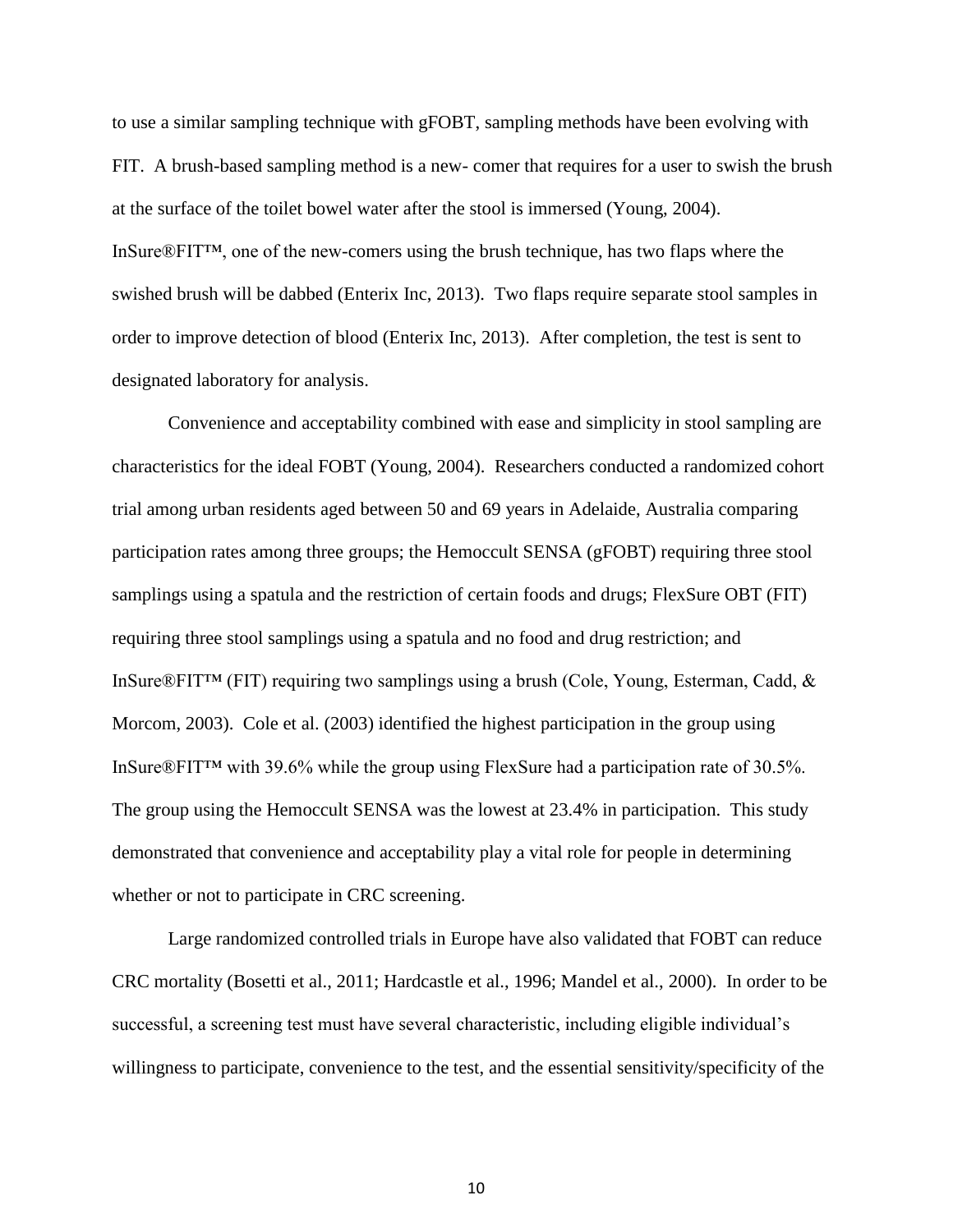to use a similar sampling technique with gFOBT, sampling methods have been evolving with FIT. A brush-based sampling method is a new- comer that requires for a user to swish the brush at the surface of the toilet bowel water after the stool is immersed (Young, 2004). InSure®FIT™, one of the new-comers using the brush technique, has two flaps where the swished brush will be dabbed (Enterix Inc, 2013). Two flaps require separate stool samples in order to improve detection of blood (Enterix Inc, 2013). After completion, the test is sent to designated laboratory for analysis.

Convenience and acceptability combined with ease and simplicity in stool sampling are characteristics for the ideal FOBT (Young, 2004). Researchers conducted a randomized cohort trial among urban residents aged between 50 and 69 years in Adelaide, Australia comparing participation rates among three groups; the Hemoccult SENSA (gFOBT) requiring three stool samplings using a spatula and the restriction of certain foods and drugs; FlexSure OBT (FIT) requiring three stool samplings using a spatula and no food and drug restriction; and InSure®FIT™ (FIT) requiring two samplings using a brush (Cole, Young, Esterman, Cadd, & Morcom, 2003). Cole et al. (2003) identified the highest participation in the group using InSure®FIT™ with 39.6% while the group using FlexSure had a participation rate of 30.5%. The group using the Hemoccult SENSA was the lowest at 23.4% in participation. This study demonstrated that convenience and acceptability play a vital role for people in determining whether or not to participate in CRC screening.

Large randomized controlled trials in Europe have also validated that FOBT can reduce CRC mortality (Bosetti et al., 2011; Hardcastle et al., 1996; Mandel et al., 2000). In order to be successful, a screening test must have several characteristic, including eligible individual's willingness to participate, convenience to the test, and the essential sensitivity/specificity of the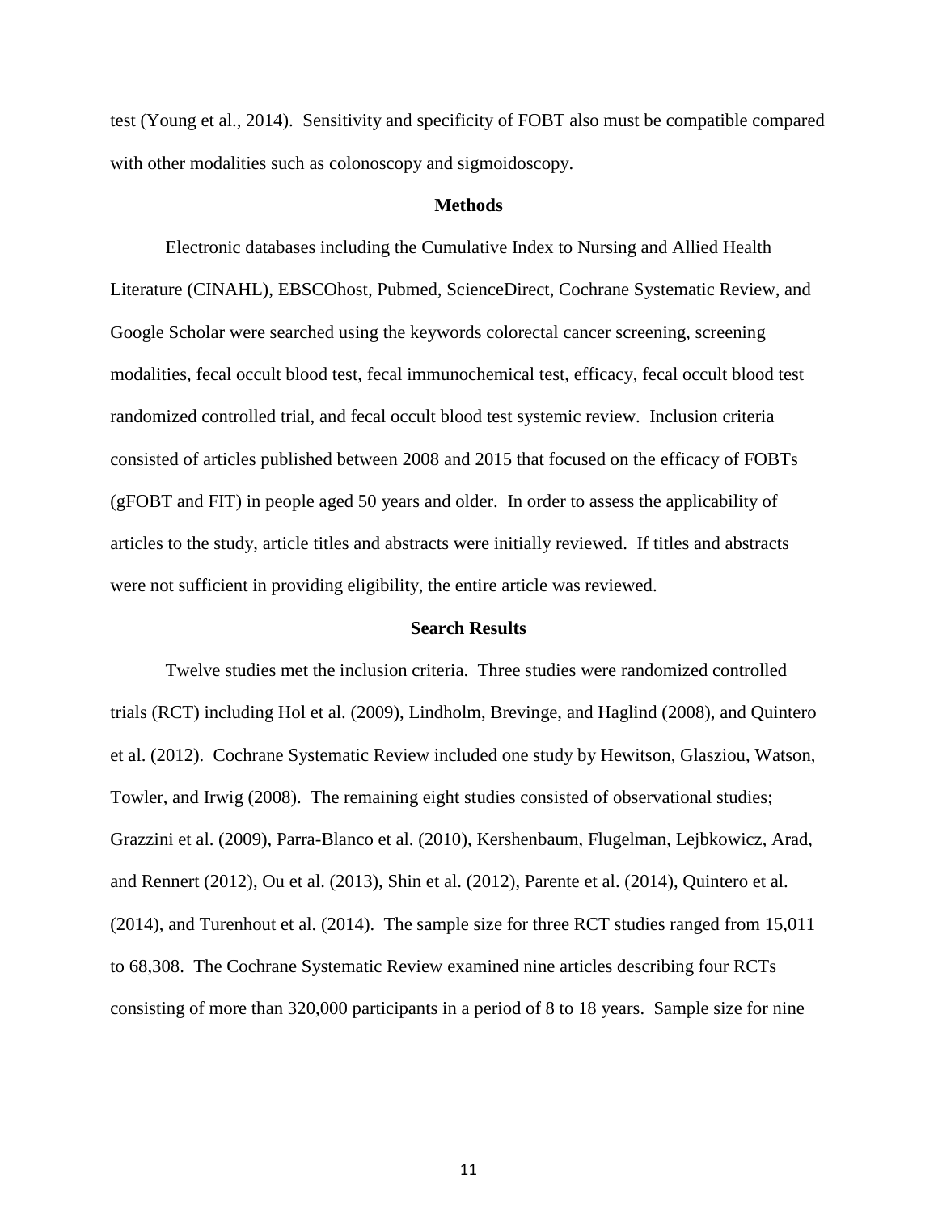test (Young et al., 2014). Sensitivity and specificity of FOBT also must be compatible compared with other modalities such as colonoscopy and sigmoidoscopy.

## Methods

Electronic databases including the Cumulative Index to Nursing and Allied Health Literature (CINAHL), EBSCOhost, Pubmed, ScienceDirect, Cochrane Systematic Review, and Google Scholar were searched using the keywords colorectal cancer screening, screening modalities, fecal occult blood test, fecal immunochemical test, efficacy, fecal occult blood test randomized controlled trial, and fecal occult blood test systemic review. Inclusion criteria consisted of articles published between 2008 and 2015 that focused on the efficacy of FOBTs (gFOBT and FIT) in people aged 50 years and older. In order to assess the applicability of articles to the study, article titles and abstracts were initially reviewed. If titles and abstracts were not sufficient in providing eligibility, the entire article was reviewed.

## Search Results

Twelve studies met the inclusion criteria. Three studies were randomized controlled trials (RCT) including Hol et al. (2009), Lindholm, Brevinge, and Haglind (2008), and Quintero et al. (2012). Cochrane Systematic Review included one study by Hewitson, Glasziou, Watson, Towler, and Irwig (2008). The remaining eight studies consisted of observational studies; Grazzini et al. (2009), Parra-Blanco et al. (2010), Kershenbaum, Flugelman, Lejbkowicz, Arad, and Rennert (2012), Ou et al. (2013), Shin et al. (2012), Parente et al. (2014), Quintero et al. (2014), and Turenhout et al. (2014). The sample size for three RCT studies ranged from 15,011 to 68,308. The Cochrane Systematic Review examined nine articles describing four RCTs consisting of more than 320,000 participants in a period of 8 to 18 years. Sample size for nine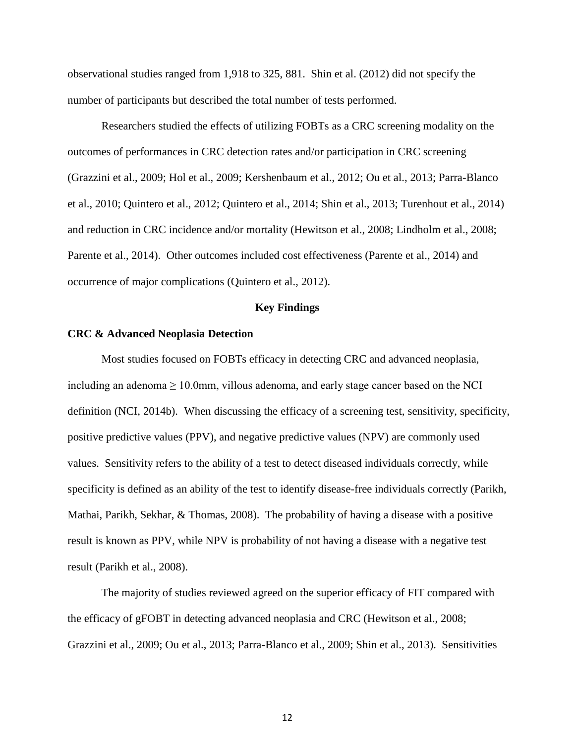observational studies ranged from 1,918 to 325, 881. Shin et al. (2012) did not specify the number of participants but described the total number of tests performed.

Researchers studied the effects of utilizing FOBTs as a CRC screening modality on the outcomes of performances in CRC detection rates and/or participation in CRC screening (Grazzini et al., 2009; Hol et al., 2009; Kershenbaum et al., 2012; Ou et al., 2013; Parra-Blanco et al., 2010; Quintero et al., 2012; Quintero et al., 2014; Shin et al., 2013; Turenhout et al., 2014) and reduction in CRC incidence and/or mortality (Hewitson et al., 2008; Lindholm et al., 2008; Parente et al., 2014). Other outcomes included cost effectiveness (Parente et al., 2014) and occurrence of major complications (Quintero et al., 2012).

## Key Findings

### CRC & Advanced Neoplasia Detection

Most studies focused on FOBTs efficacy in detecting CRC and advanced neoplasia, including an adenoma ≥ 10.0mm, villous adenoma, and early stage cancer based on the NCI definition (NCI, 2014b). When discussing the efficacy of a screening test, sensitivity, specificity, positive predictive values (PPV), and negative predictive values (NPV) are commonly used values. Sensitivity refers to the ability of a test to detect diseased individuals correctly, while specificity is defined as an ability of the test to identify disease-free individuals correctly (Parikh, Mathai, Parikh, Sekhar, & Thomas, 2008). The probability of having a disease with a positive result is known as PPV, while NPV is probability of not having a disease with a negative test result (Parikh et al., 2008).

The majority of studies reviewed agreed on the superior efficacy of FIT compared with the efficacy of gFOBT in detecting advanced neoplasia and CRC (Hewitson et al., 2008; Grazzini et al., 2009; Ou et al., 2013; Parra-Blanco et al., 2009; Shin et al., 2013). Sensitivities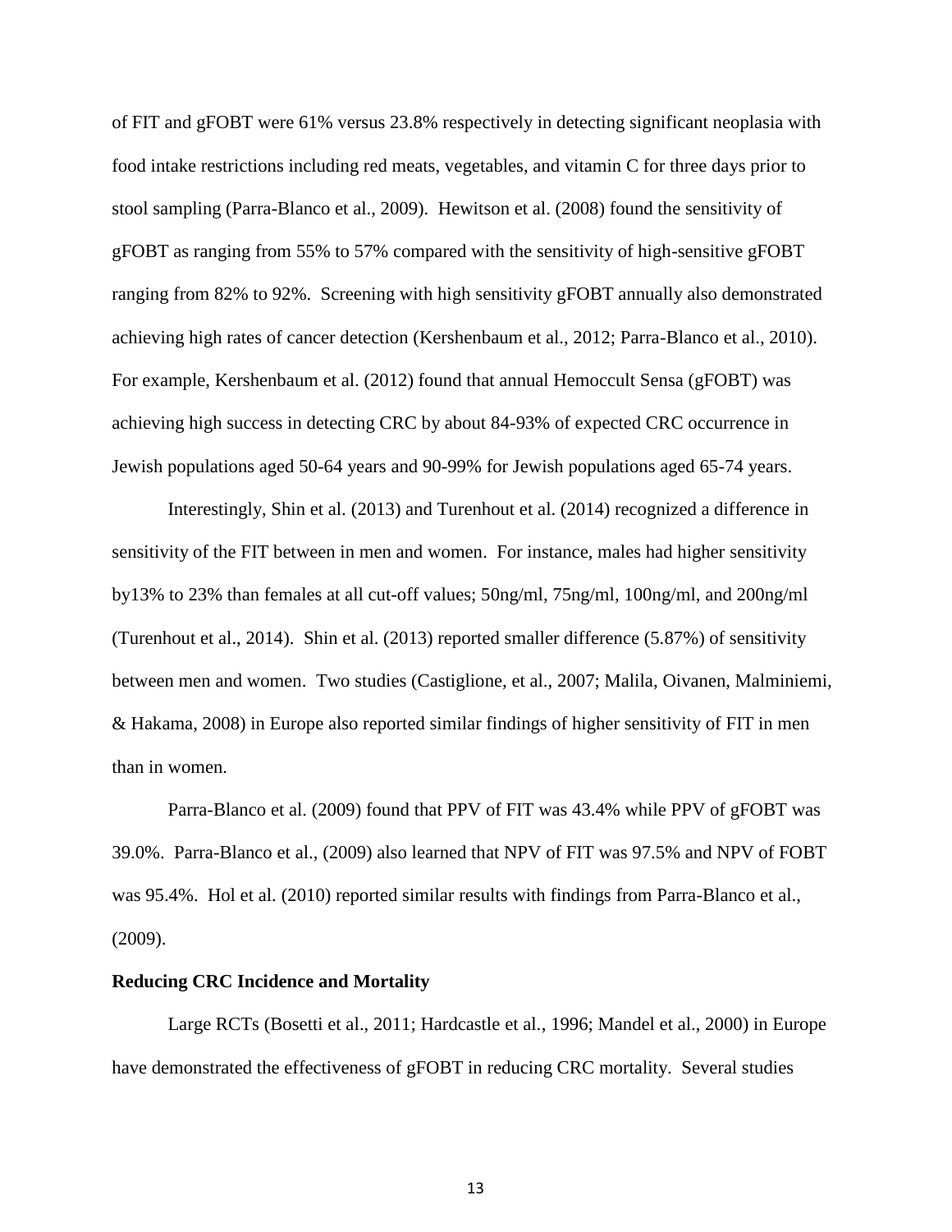of FIT and gFOBT were 61% versus 23.8% respectively in detecting significant neoplasia with food intake restrictions including red meats, vegetables, and vitamin C for three days prior to stool sampling (Parra-Blanco et al., 2009). Hewitson et al. (2008) found the sensitivity of gFOBT as ranging from 55% to 57% compared with the sensitivity of high-sensitive gFOBT ranging from 82% to 92%. Screening with high sensitivity gFOBT annually also demonstrated achieving high rates of cancer detection (Kershenbaum et al., 2012; Parra-Blanco et al., 2010). For example, Kershenbaum et al. (2012) found that annual Hemoccult Sensa (gFOBT) was achieving high success in detecting CRC by about 84-93% of expected CRC occurrence in Jewish populations aged 50-64 years and 90-99% for Jewish populations aged 65-74 years.

Interestingly, Shin et al. (2013) and Turenhout et al. (2014) recognized a difference in sensitivity of the FIT between in men and women. For instance, males had higher sensitivity by13% to 23% than females at all cut-off values; 50ng/ml, 75ng/ml, 100ng/ml, and 200ng/ml (Turenhout et al., 2014). Shin et al. (2013) reported smaller difference (5.87%) of sensitivity between men and women. Two studies (Castiglione, et al., 2007; Malila, Oivanen, Malminiemi, & Hakama, 2008) in Europe also reported similar findings of higher sensitivity of FIT in men than in women.

Parra-Blanco et al. (2009) found that PPV of FIT was 43.4% while PPV of gFOBT was 39.0%. Parra-Blanco et al., (2009) also learned that NPV of FIT was 97.5% and NPV of FOBT was 95.4%. Hol et al. (2010) reported similar results with findings from Parra-Blanco et al., (2009).

**Reducing CRC Incidence and Mortality**

Large RCTs (Bosetti et al., 2011; Hardcastle et al., 1996; Mandel et al., 2000) in Europe have demonstrated the effectiveness of gFOBT in reducing CRC mortality. Several studies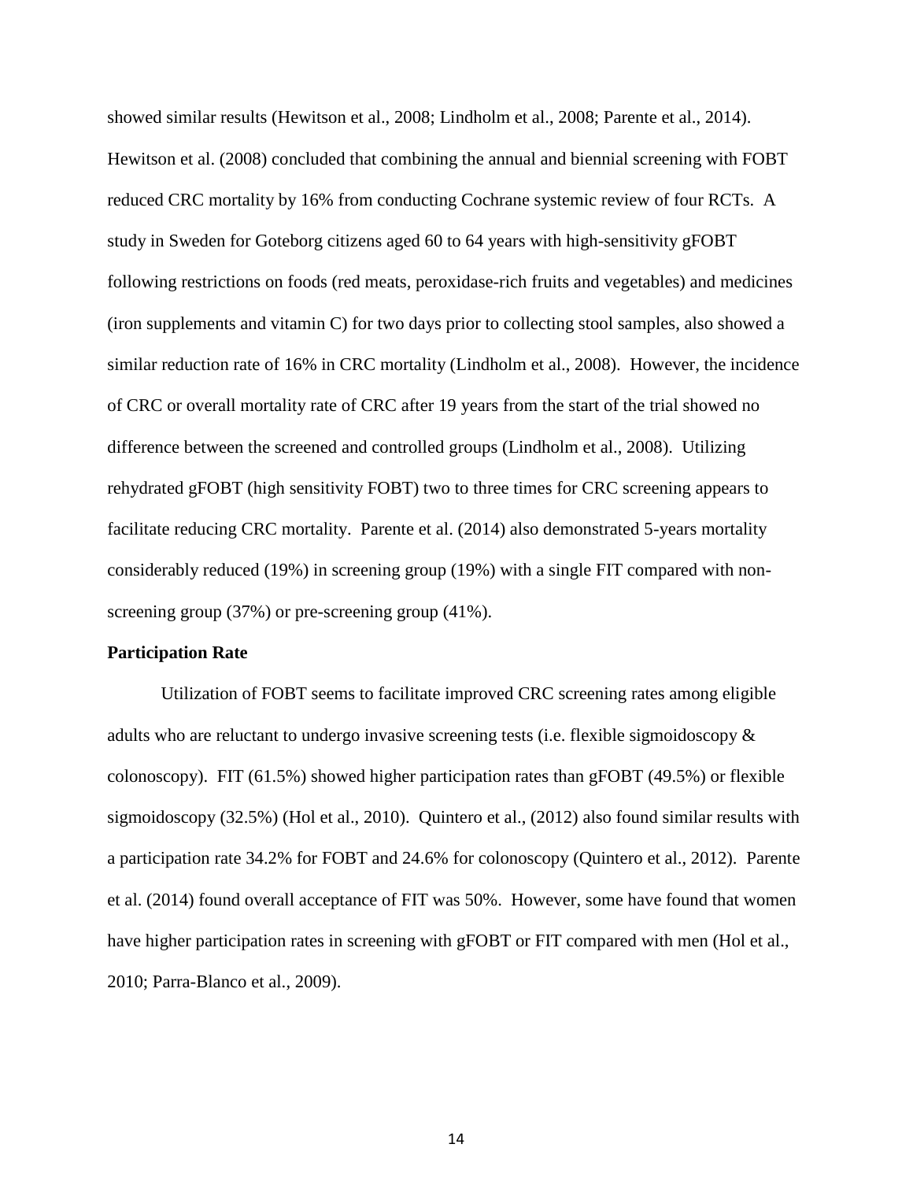showed similar results (Hewitson et al., 2008; Lindholm et al., 2008; Parente et al., 2014). Hewitson et al. (2008) concluded that combining the annual and biennial screening with FOBT reduced CRC mortality by 16% from conducting Cochrane systemic review of four RCTs. A study in Sweden for Goteborg citizens aged 60 to 64 years with high-sensitivity gFOBT following restrictions on foods (red meats, peroxidase-rich fruits and vegetables) and medicines (iron supplements and vitamin C) for two days prior to collecting stool samples, also showed a similar reduction rate of 16% in CRC mortality (Lindholm et al., 2008). However, the incidence of CRC or overall mortality rate of CRC after 19 years from the start of the trial showed no difference between the screened and controlled groups (Lindholm et al., 2008). Utilizing rehydrated gFOBT (high sensitivity FOBT) two to three times for CRC screening appears to facilitate reducing CRC mortality. Parente et al. (2014) also demonstrated 5-years mortality considerably reduced (19%) in screening group (19%) with a single FIT compared with non-screening group (37%) or pre-screening group (41%).

**Participation Rate**

Utilization of FOBT seems to facilitate improved CRC screening rates among eligible adults who are reluctant to undergo invasive screening tests (i.e. flexible sigmoidoscopy & colonoscopy). FIT (61.5%) showed higher participation rates than gFOBT (49.5%) or flexible sigmoidoscopy (32.5%) (Hol et al., 2010). Quintero et al., (2012) also found similar results with a participation rate 34.2% for FOBT and 24.6% for colonoscopy (Quintero et al., 2012). Parente et al. (2014) found overall acceptance of FIT was 50%. However, some have found that women have higher participation rates in screening with gFOBT or FIT compared with men (Hol et al., 2010; Parra-Blanco et al., 2009).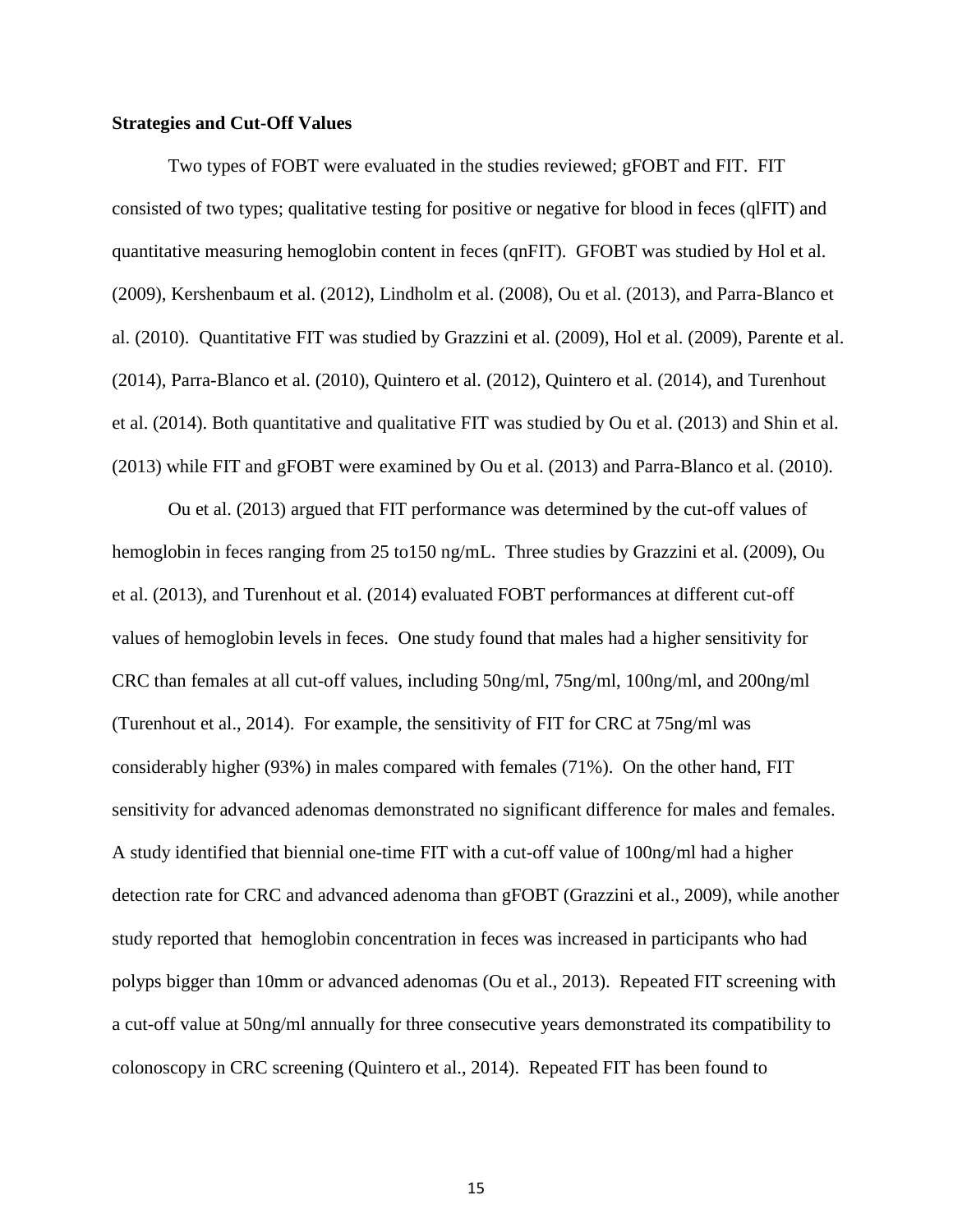**Strategies and Cut-Off Values**

Two types of FOBT were evaluated in the studies reviewed; gFOBT and FIT. FIT consisted of two types; qualitative testing for positive or negative for blood in feces (qlFIT) and quantitative measuring hemoglobin content in feces (qnFIT). GFOBT was studied by Hol et al. (2009), Kershenbaum et al. (2012), Lindholm et al. (2008), Ou et al. (2013), and Parra-Blanco et al. (2010). Quantitative FIT was studied by Grazzini et al. (2009), Hol et al. (2009), Parente et al. (2014), Parra-Blanco et al. (2010), Quintero et al. (2012), Quintero et al. (2014), and Turenhout et al. (2014). Both quantitative and qualitative FIT was studied by Ou et al. (2013) and Shin et al. (2013) while FIT and gFOBT were examined by Ou et al. (2013) and Parra-Blanco et al. (2010).

Ou et al. (2013) argued that FIT performance was determined by the cut-off values of hemoglobin in feces ranging from 25 to150 ng/mL. Three studies by Grazzini et al. (2009), Ou et al. (2013), and Turenhout et al. (2014) evaluated FOBT performances at different cut-off values of hemoglobin levels in feces. One study found that males had a higher sensitivity for CRC than females at all cut-off values, including 50ng/ml, 75ng/ml, 100ng/ml, and 200ng/ml (Turenhout et al., 2014). For example, the sensitivity of FIT for CRC at 75ng/ml was considerably higher (93%) in males compared with females (71%). On the other hand, FIT sensitivity for advanced adenomas demonstrated no significant difference for males and females. A study identified that biennial one-time FIT with a cut-off value of 100ng/ml had a higher detection rate for CRC and advanced adenoma than gFOBT (Grazzini et al., 2009), while another study reported that hemoglobin concentration in feces was increased in participants who had polyps bigger than 10mm or advanced adenomas (Ou et al., 2013). Repeated FIT screening with a cut-off value at 50ng/ml annually for three consecutive years demonstrated its compatibility to colonoscopy in CRC screening (Quintero et al., 2014). Repeated FIT has been found to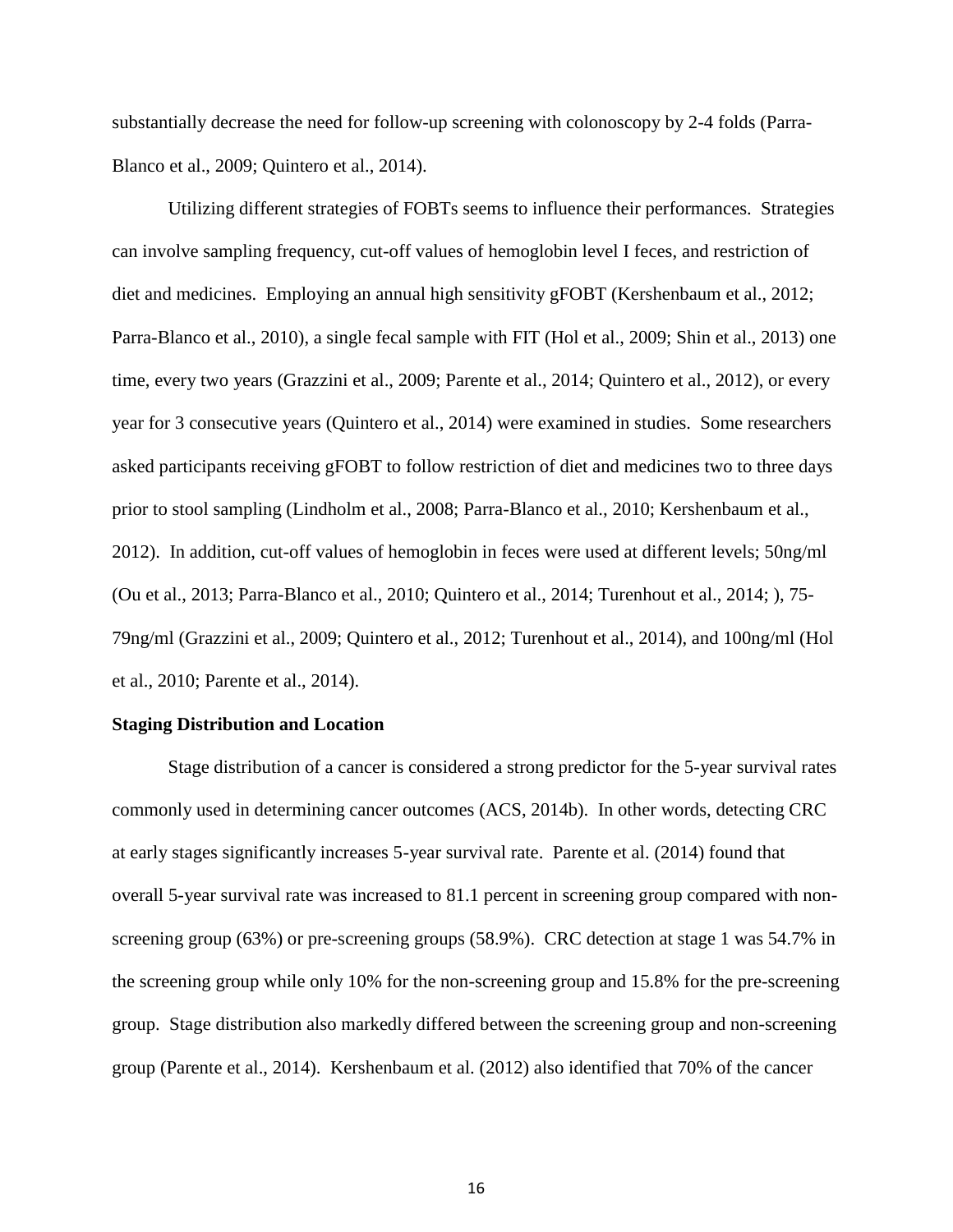substantially decrease the need for follow-up screening with colonoscopy by 2-4 folds (Parra-Blanco et al., 2009; Quintero et al., 2014).

Utilizing different strategies of FOBTs seems to influence their performances. Strategies can involve sampling frequency, cut-off values of hemoglobin level I feces, and restriction of diet and medicines. Employing an annual high sensitivity gFOBT (Kershenbaum et al., 2012; Parra-Blanco et al., 2010), a single fecal sample with FIT (Hol et al., 2009; Shin et al., 2013) one time, every two years (Grazzini et al., 2009; Parente et al., 2014; Quintero et al., 2012), or every year for 3 consecutive years (Quintero et al., 2014) were examined in studies. Some researchers asked participants receiving gFOBT to follow restriction of diet and medicines two to three days prior to stool sampling (Lindholm et al., 2008; Parra-Blanco et al., 2010; Kershenbaum et al., 2012). In addition, cut-off values of hemoglobin in feces were used at different levels; 50ng/ml (Ou et al., 2013; Parra-Blanco et al., 2010; Quintero et al., 2014; Turenhout et al., 2014; ), 75-79ng/ml (Grazzini et al., 2009; Quintero et al., 2012; Turenhout et al., 2014), and 100ng/ml (Hol et al., 2010; Parente et al., 2014).

**Staging Distribution and Location**

Stage distribution of a cancer is considered a strong predictor for the 5-year survival rates commonly used in determining cancer outcomes (ACS, 2014b). In other words, detecting CRC at early stages significantly increases 5-year survival rate. Parente et al. (2014) found that overall 5-year survival rate was increased to 81.1 percent in screening group compared with non-screening group (63%) or pre-screening groups (58.9%). CRC detection at stage 1 was 54.7% in the screening group while only 10% for the non-screening group and 15.8% for the pre-screening group. Stage distribution also markedly differed between the screening group and non-screening group (Parente et al., 2014). Kershenbaum et al. (2012) also identified that 70% of the cancer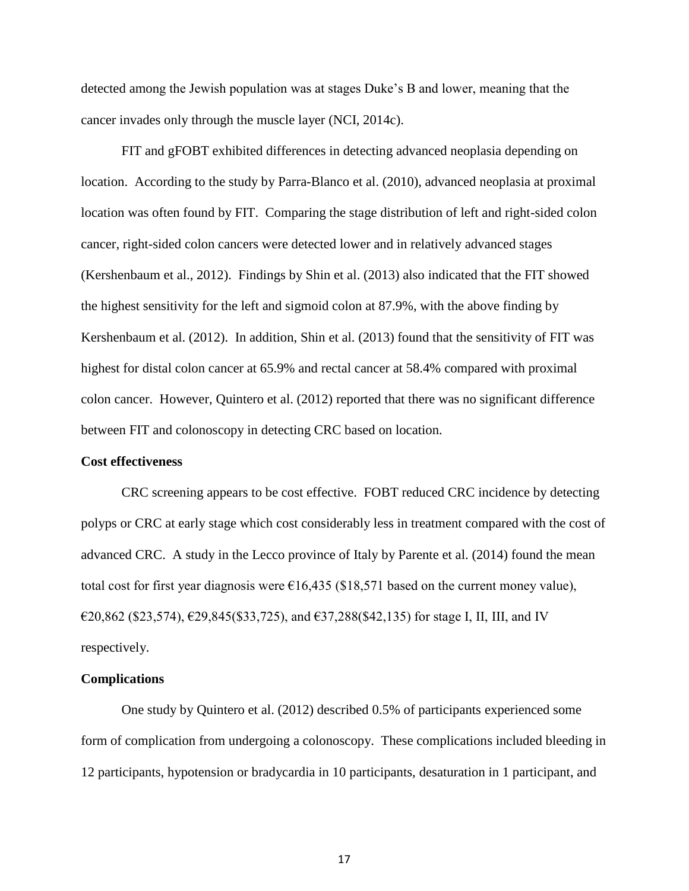detected among the Jewish population was at stages Duke's B and lower, meaning that the cancer invades only through the muscle layer (NCI, 2014c).

FIT and gFOBT exhibited differences in detecting advanced neoplasia depending on location. According to the study by Parra-Blanco et al. (2010), advanced neoplasia at proximal location was often found by FIT. Comparing the stage distribution of left and right-sided colon cancer, right-sided colon cancers were detected lower and in relatively advanced stages (Kershenbaum et al., 2012). Findings by Shin et al. (2013) also indicated that the FIT showed the highest sensitivity for the left and sigmoid colon at 87.9%, with the above finding by Kershenbaum et al. (2012). In addition, Shin et al. (2013) found that the sensitivity of FIT was highest for distal colon cancer at 65.9% and rectal cancer at 58.4% compared with proximal colon cancer. However, Quintero et al. (2012) reported that there was no significant difference between FIT and colonoscopy in detecting CRC based on location.

**Cost effectiveness**

CRC screening appears to be cost effective. FOBT reduced CRC incidence by detecting polyps or CRC at early stage which cost considerably less in treatment compared with the cost of advanced CRC. A study in the Lecco province of Italy by Parente et al. (2014) found the mean total cost for first year diagnosis were €16,435 ($18,571 based on the current money value), €20,862 ($23,574), €29,845($33,725), and €37,288($42,135) for stage I, II, III, and IV respectively.

**Complications**

One study by Quintero et al. (2012) described 0.5% of participants experienced some form of complication from undergoing a colonoscopy. These complications included bleeding in 12 participants, hypotension or bradycardia in 10 participants, desaturation in 1 participant, and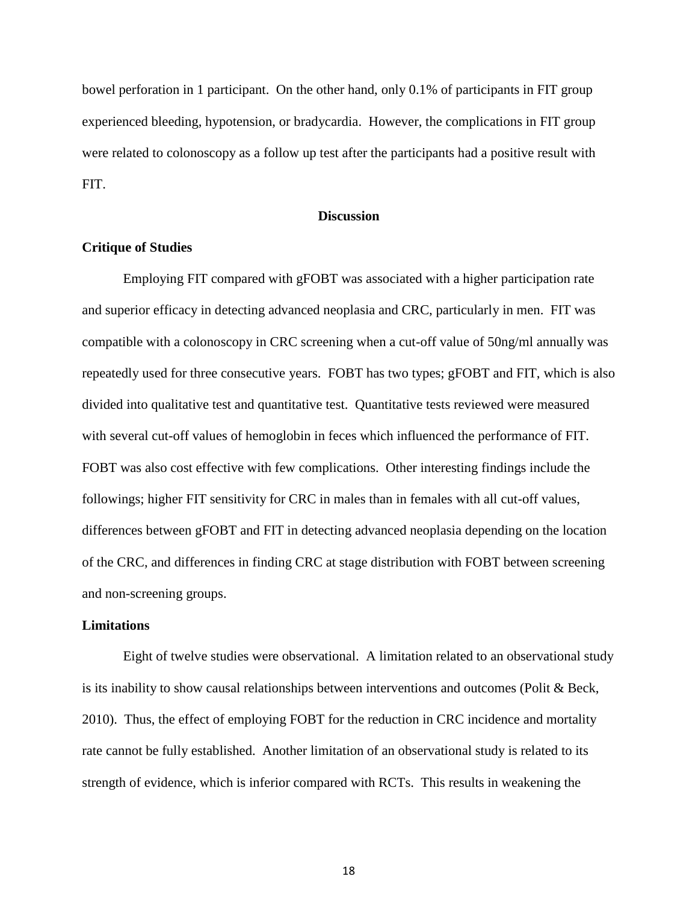bowel perforation in 1 participant. On the other hand, only 0.1% of participants in FIT group experienced bleeding, hypotension, or bradycardia. However, the complications in FIT group were related to colonoscopy as a follow up test after the participants had a positive result with FIT.

## Discussion

### Critique of Studies

Employing FIT compared with gFOBT was associated with a higher participation rate and superior efficacy in detecting advanced neoplasia and CRC, particularly in men. FIT was compatible with a colonoscopy in CRC screening when a cut-off value of 50ng/ml annually was repeatedly used for three consecutive years. FOBT has two types; gFOBT and FIT, which is also divided into qualitative test and quantitative test. Quantitative tests reviewed were measured with several cut-off values of hemoglobin in feces which influenced the performance of FIT. FOBT was also cost effective with few complications. Other interesting findings include the followings; higher FIT sensitivity for CRC in males than in females with all cut-off values, differences between gFOBT and FIT in detecting advanced neoplasia depending on the location of the CRC, and differences in finding CRC at stage distribution with FOBT between screening and non-screening groups.

### Limitations

Eight of twelve studies were observational. A limitation related to an observational study is its inability to show causal relationships between interventions and outcomes (Polit & Beck, 2010). Thus, the effect of employing FOBT for the reduction in CRC incidence and mortality rate cannot be fully established. Another limitation of an observational study is related to its strength of evidence, which is inferior compared with RCTs. This results in weakening the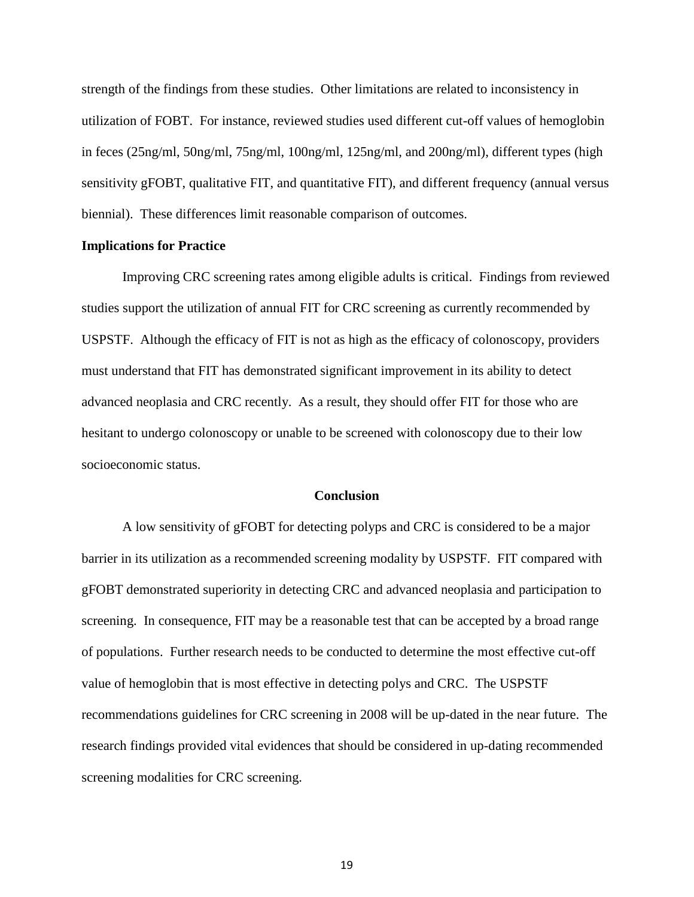strength of the findings from these studies. Other limitations are related to inconsistency in utilization of FOBT. For instance, reviewed studies used different cut-off values of hemoglobin in feces (25ng/ml, 50ng/ml, 75ng/ml, 100ng/ml, 125ng/ml, and 200ng/ml), different types (high sensitivity gFOBT, qualitative FIT, and quantitative FIT), and different frequency (annual versus biennial). These differences limit reasonable comparison of outcomes.

**Implications for Practice**

Improving CRC screening rates among eligible adults is critical. Findings from reviewed studies support the utilization of annual FIT for CRC screening as currently recommended by USPSTF. Although the efficacy of FIT is not as high as the efficacy of colonoscopy, providers must understand that FIT has demonstrated significant improvement in its ability to detect advanced neoplasia and CRC recently. As a result, they should offer FIT for those who are hesitant to undergo colonoscopy or unable to be screened with colonoscopy due to their low socioeconomic status.

## Conclusion

A low sensitivity of gFOBT for detecting polyps and CRC is considered to be a major barrier in its utilization as a recommended screening modality by USPSTF. FIT compared with gFOBT demonstrated superiority in detecting CRC and advanced neoplasia and participation to screening. In consequence, FIT may be a reasonable test that can be accepted by a broad range of populations. Further research needs to be conducted to determine the most effective cut-off value of hemoglobin that is most effective in detecting polys and CRC. The USPSTF recommendations guidelines for CRC screening in 2008 will be up-dated in the near future. The research findings provided vital evidences that should be considered in up-dating recommended screening modalities for CRC screening.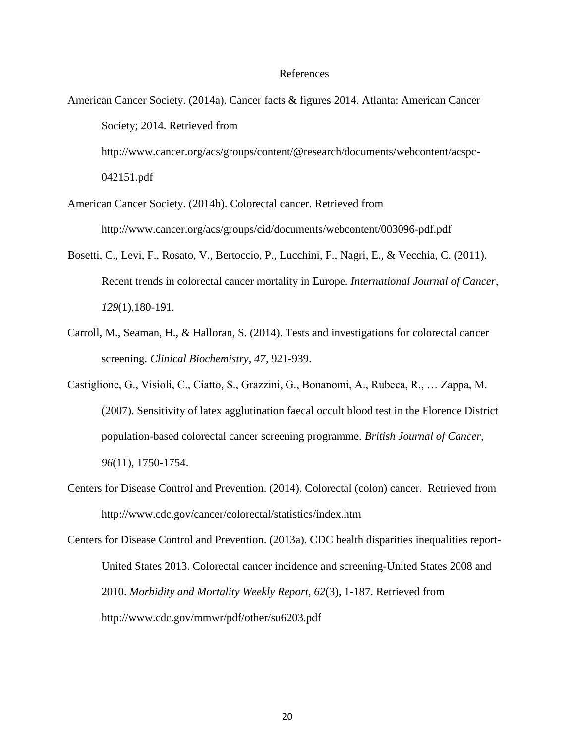# References

American Cancer Society. (2014a). Cancer facts & figures 2014. Atlanta: American Cancer Society; 2014. Retrieved from http://www.cancer.org/acs/groups/content/@research/documents/webcontent/acspc-042151.pdf

American Cancer Society. (2014b). Colorectal cancer. Retrieved from http://www.cancer.org/acs/groups/cid/documents/webcontent/003096-pdf.pdf

Bosetti, C., Levi, F., Rosato, V., Bertoccio, P., Lucchini, F., Nagri, E., & Vecchia, C. (2011). Recent trends in colorectal cancer mortality in Europe. *International Journal of Cancer, 129*(1),180-191.

Carroll, M., Seaman, H., & Halloran, S. (2014). Tests and investigations for colorectal cancer screening. *Clinical Biochemistry, 47*, 921-939.

Castiglione, G., Visioli, C., Ciatto, S., Grazzini, G., Bonanomi, A., Rubeca, R., … Zappa, M. (2007). Sensitivity of latex agglutination faecal occult blood test in the Florence District population-based colorectal cancer screening programme. *British Journal of Cancer, 96*(11), 1750-1754.

Centers for Disease Control and Prevention. (2014). Colorectal (colon) cancer. Retrieved from http://www.cdc.gov/cancer/colorectal/statistics/index.htm

Centers for Disease Control and Prevention. (2013a). CDC health disparities inequalities report-United States 2013. Colorectal cancer incidence and screening-United States 2008 and 2010. *Morbidity and Mortality Weekly Report, 62*(3), 1-187. Retrieved from http://www.cdc.gov/mmwr/pdf/other/su6203.pdf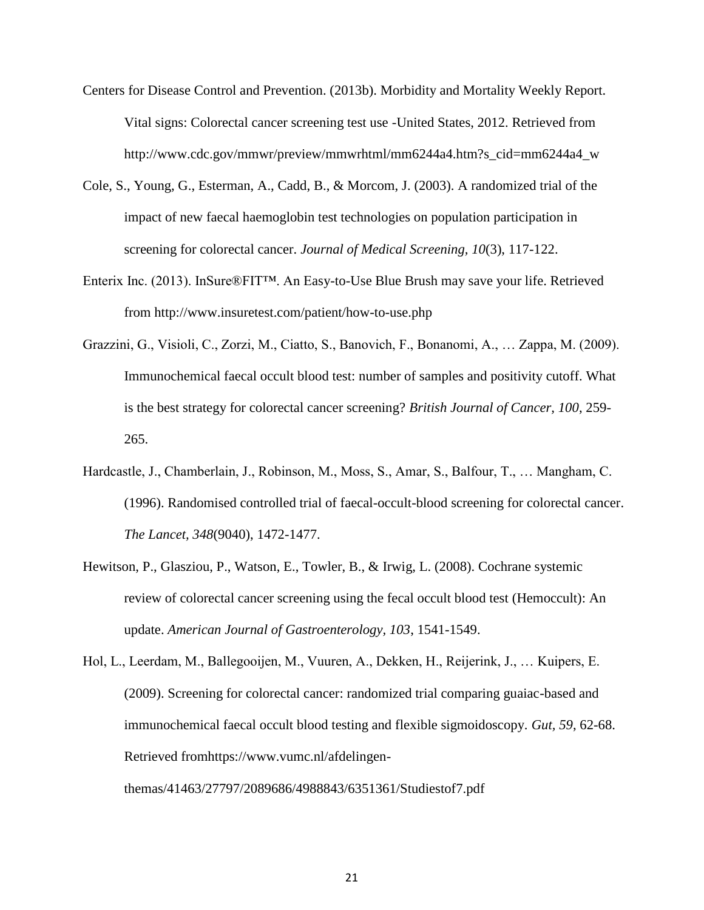Centers for Disease Control and Prevention. (2013b). Morbidity and Mortality Weekly Report. Vital signs: Colorectal cancer screening test use -United States, 2012. Retrieved from http://www.cdc.gov/mmwr/preview/mmwrhtml/mm6244a4.htm?s_cid=mm6244a4_w

Cole, S., Young, G., Esterman, A., Cadd, B., & Morcom, J. (2003). A randomized trial of the impact of new faecal haemoglobin test technologies on population participation in screening for colorectal cancer. *Journal of Medical Screening, 10*(3), 117-122.

Enterix Inc. (2013). InSure®FIT™. An Easy-to-Use Blue Brush may save your life. Retrieved from http://www.insuretest.com/patient/how-to-use.php

Grazzini, G., Visioli, C., Zorzi, M., Ciatto, S., Banovich, F., Bonanomi, A., … Zappa, M. (2009). Immunochemical faecal occult blood test: number of samples and positivity cutoff. What is the best strategy for colorectal cancer screening? *British Journal of Cancer, 100*, 259-265.

Hardcastle, J., Chamberlain, J., Robinson, M., Moss, S., Amar, S., Balfour, T., … Mangham, C. (1996). Randomised controlled trial of faecal-occult-blood screening for colorectal cancer. *The Lancet, 348*(9040), 1472-1477.

Hewitson, P., Glasziou, P., Watson, E., Towler, B., & Irwig, L. (2008). Cochrane systemic review of colorectal cancer screening using the fecal occult blood test (Hemoccult): An update. *American Journal of Gastroenterology, 103*, 1541-1549.

Hol, L., Leerdam, M., Ballegooijen, M., Vuuren, A., Dekken, H., Reijerink, J., … Kuipers, E. (2009). Screening for colorectal cancer: randomized trial comparing guaiac-based and immunochemical faecal occult blood testing and flexible sigmoidoscopy. *Gut, 59*, 62-68. Retrieved fromhttps://www.vumc.nl/afdelingen-themas/41463/27797/2089686/4988843/6351361/Studiestof7.pdf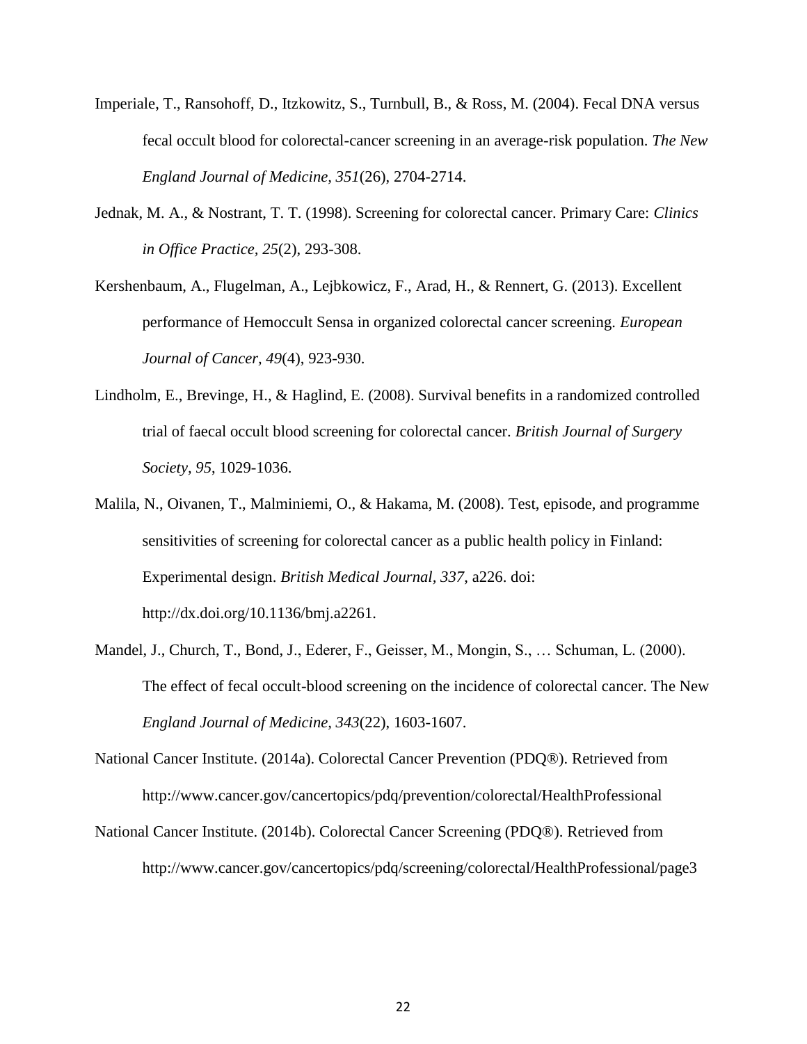Imperiale, T., Ransohoff, D., Itzkowitz, S., Turnbull, B., & Ross, M. (2004). Fecal DNA versus fecal occult blood for colorectal-cancer screening in an average-risk population. *The New England Journal of Medicine, 351*(26), 2704-2714.

Jednak, M. A., & Nostrant, T. T. (1998). Screening for colorectal cancer. Primary Care: *Clinics in Office Practice, 25*(2), 293-308.

Kershenbaum, A., Flugelman, A., Lejbkowicz, F., Arad, H., & Rennert, G. (2013). Excellent performance of Hemoccult Sensa in organized colorectal cancer screening. *European Journal of Cancer, 49*(4), 923-930.

Lindholm, E., Brevinge, H., & Haglind, E. (2008). Survival benefits in a randomized controlled trial of faecal occult blood screening for colorectal cancer. *British Journal of Surgery Society, 95*, 1029-1036.

Malila, N., Oivanen, T., Malminiemi, O., & Hakama, M. (2008). Test, episode, and programme sensitivities of screening for colorectal cancer as a public health policy in Finland: Experimental design. *British Medical Journal, 337*, a226. doi: http://dx.doi.org/10.1136/bmj.a2261.

Mandel, J., Church, T., Bond, J., Ederer, F., Geisser, M., Mongin, S., … Schuman, L. (2000). The effect of fecal occult-blood screening on the incidence of colorectal cancer. The New *England Journal of Medicine, 343*(22), 1603-1607.

National Cancer Institute. (2014a). Colorectal Cancer Prevention (PDQ®). Retrieved from http://www.cancer.gov/cancertopics/pdq/prevention/colorectal/HealthProfessional

National Cancer Institute. (2014b). Colorectal Cancer Screening (PDQ®). Retrieved from http://www.cancer.gov/cancertopics/pdq/screening/colorectal/HealthProfessional/page3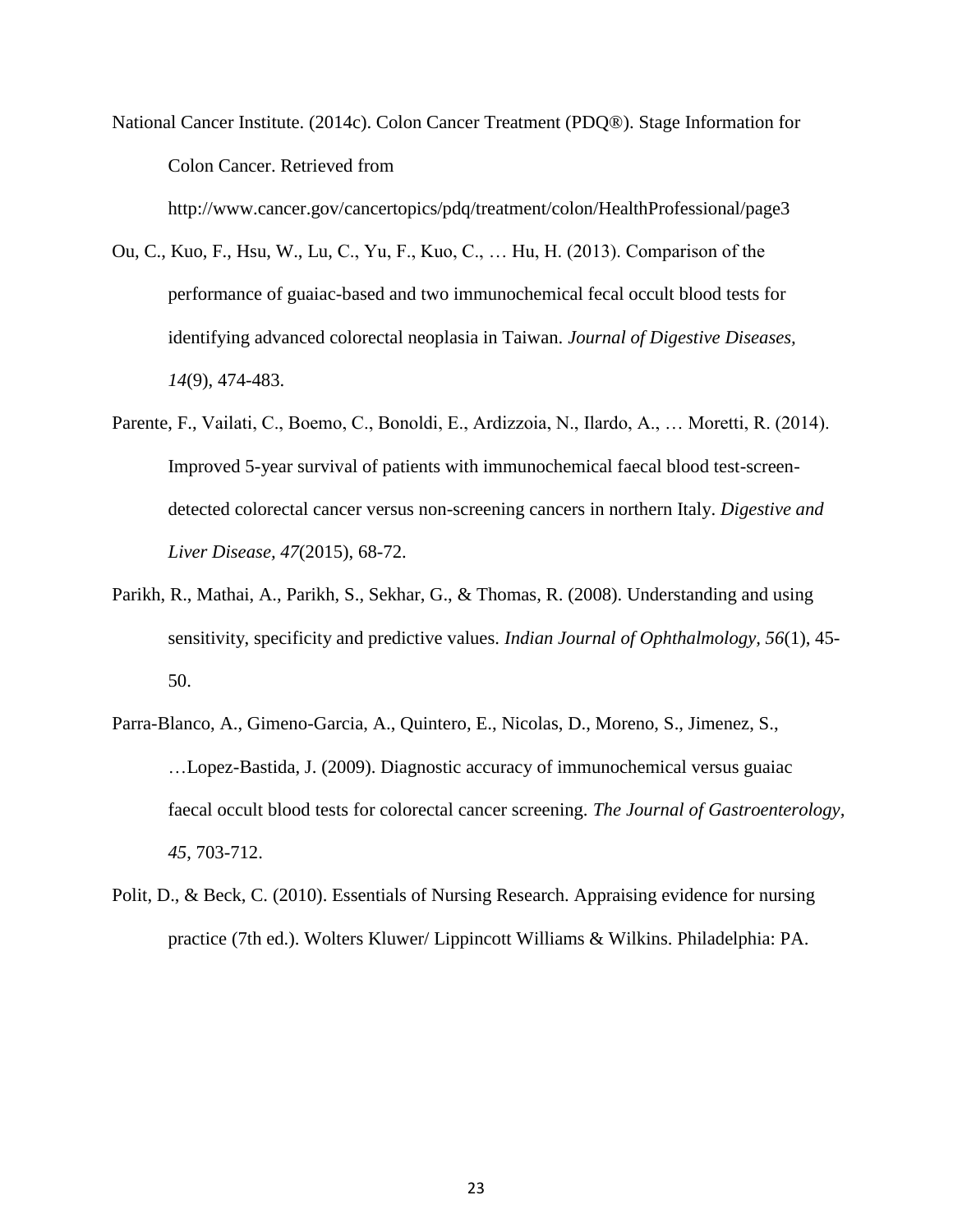National Cancer Institute. (2014c). Colon Cancer Treatment (PDQ®). Stage Information for Colon Cancer. Retrieved from http://www.cancer.gov/cancertopics/pdq/treatment/colon/HealthProfessional/page3

Ou, C., Kuo, F., Hsu, W., Lu, C., Yu, F., Kuo, C., … Hu, H. (2013). Comparison of the performance of guaiac-based and two immunochemical fecal occult blood tests for identifying advanced colorectal neoplasia in Taiwan. *Journal of Digestive Diseases, 14*(9), 474-483.

Parente, F., Vailati, C., Boemo, C., Bonoldi, E., Ardizzoia, N., Ilardo, A., … Moretti, R. (2014). Improved 5-year survival of patients with immunochemical faecal blood test-screen-detected colorectal cancer versus non-screening cancers in northern Italy. *Digestive and Liver Disease, 47*(2015), 68-72.

Parikh, R., Mathai, A., Parikh, S., Sekhar, G., & Thomas, R. (2008). Understanding and using sensitivity, specificity and predictive values. *Indian Journal of Ophthalmology, 56*(1), 45-50.

Parra-Blanco, A., Gimeno-Garcia, A., Quintero, E., Nicolas, D., Moreno, S., Jimenez, S., …Lopez-Bastida, J. (2009). Diagnostic accuracy of immunochemical versus guaiac faecal occult blood tests for colorectal cancer screening. *The Journal of Gastroenterology, 45*, 703-712.

Polit, D., & Beck, C. (2010). Essentials of Nursing Research. Appraising evidence for nursing practice (7th ed.). Wolters Kluwer/ Lippincott Williams & Wilkins. Philadelphia: PA.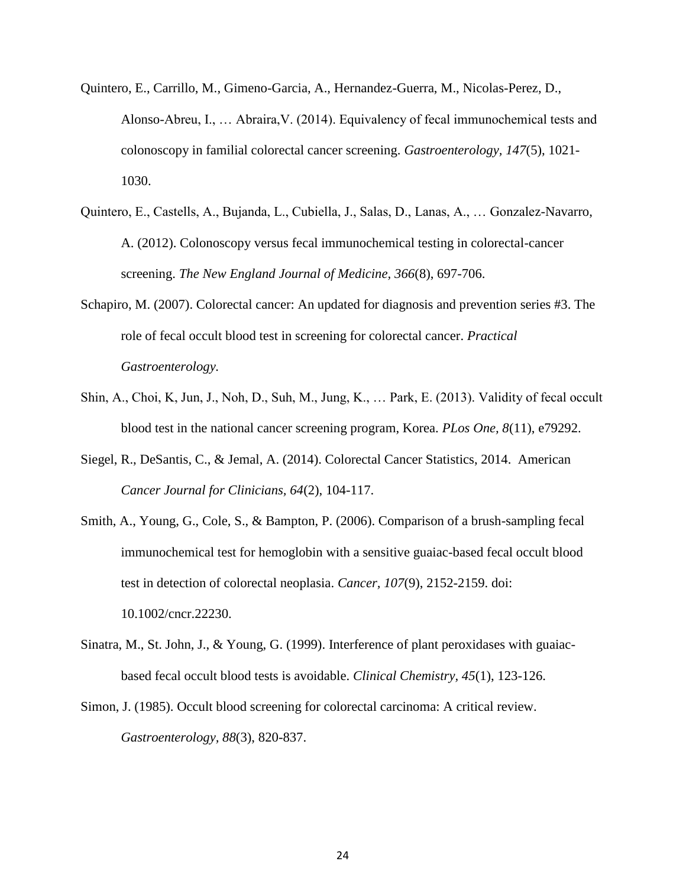Quintero, E., Carrillo, M., Gimeno-Garcia, A., Hernandez-Guerra, M., Nicolas-Perez, D., Alonso-Abreu, I., … Abraira,V. (2014). Equivalency of fecal immunochemical tests and colonoscopy in familial colorectal cancer screening. *Gastroenterology, 147*(5), 1021-1030.

Quintero, E., Castells, A., Bujanda, L., Cubiella, J., Salas, D., Lanas, A., … Gonzalez-Navarro, A. (2012). Colonoscopy versus fecal immunochemical testing in colorectal-cancer screening. *The New England Journal of Medicine, 366*(8), 697-706.

Schapiro, M. (2007). Colorectal cancer: An updated for diagnosis and prevention series #3. The role of fecal occult blood test in screening for colorectal cancer. *Practical Gastroenterology.*

Shin, A., Choi, K, Jun, J., Noh, D., Suh, M., Jung, K., … Park, E. (2013). Validity of fecal occult blood test in the national cancer screening program, Korea. *PLos One, 8*(11), e79292.

Siegel, R., DeSantis, C., & Jemal, A. (2014). Colorectal Cancer Statistics, 2014. American *Cancer Journal for Clinicians, 64*(2), 104-117.

Smith, A., Young, G., Cole, S., & Bampton, P. (2006). Comparison of a brush-sampling fecal immunochemical test for hemoglobin with a sensitive guaiac-based fecal occult blood test in detection of colorectal neoplasia. *Cancer, 107*(9), 2152-2159. doi: 10.1002/cncr.22230.

Sinatra, M., St. John, J., & Young, G. (1999). Interference of plant peroxidases with guaiac-based fecal occult blood tests is avoidable. *Clinical Chemistry, 45*(1), 123-126.

Simon, J. (1985). Occult blood screening for colorectal carcinoma: A critical review. *Gastroenterology, 88*(3), 820-837.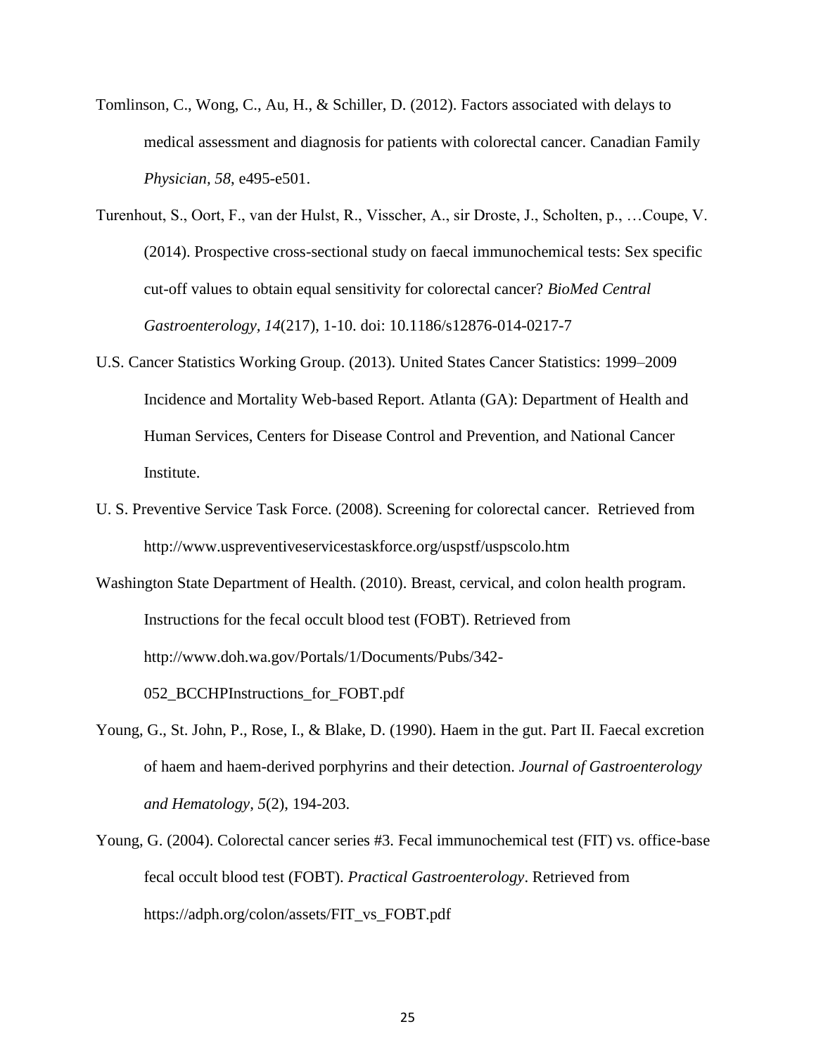Tomlinson, C., Wong, C., Au, H., & Schiller, D. (2012). Factors associated with delays to medical assessment and diagnosis for patients with colorectal cancer. Canadian Family *Physician, 58*, e495-e501.

Turenhout, S., Oort, F., van der Hulst, R., Visscher, A., sir Droste, J., Scholten, p., …Coupe, V. (2014). Prospective cross-sectional study on faecal immunochemical tests: Sex specific cut-off values to obtain equal sensitivity for colorectal cancer? *BioMed Central Gastroenterology, 14*(217), 1-10. doi: 10.1186/s12876-014-0217-7

U.S. Cancer Statistics Working Group. (2013). United States Cancer Statistics: 1999–2009 Incidence and Mortality Web-based Report. Atlanta (GA): Department of Health and Human Services, Centers for Disease Control and Prevention, and National Cancer Institute.

U. S. Preventive Service Task Force. (2008). Screening for colorectal cancer. Retrieved from http://www.uspreventiveservicestaskforce.org/uspstf/uspscolo.htm

Washington State Department of Health. (2010). Breast, cervical, and colon health program. Instructions for the fecal occult blood test (FOBT). Retrieved from http://www.doh.wa.gov/Portals/1/Documents/Pubs/342-052_BCCHPInstructions_for_FOBT.pdf

Young, G., St. John, P., Rose, I., & Blake, D. (1990). Haem in the gut. Part II. Faecal excretion of haem and haem-derived porphyrins and their detection. *Journal of Gastroenterology and Hematology, 5*(2), 194-203.

Young, G. (2004). Colorectal cancer series #3. Fecal immunochemical test (FIT) vs. office-base fecal occult blood test (FOBT). *Practical Gastroenterology*. Retrieved from https://adph.org/colon/assets/FIT_vs_FOBT.pdf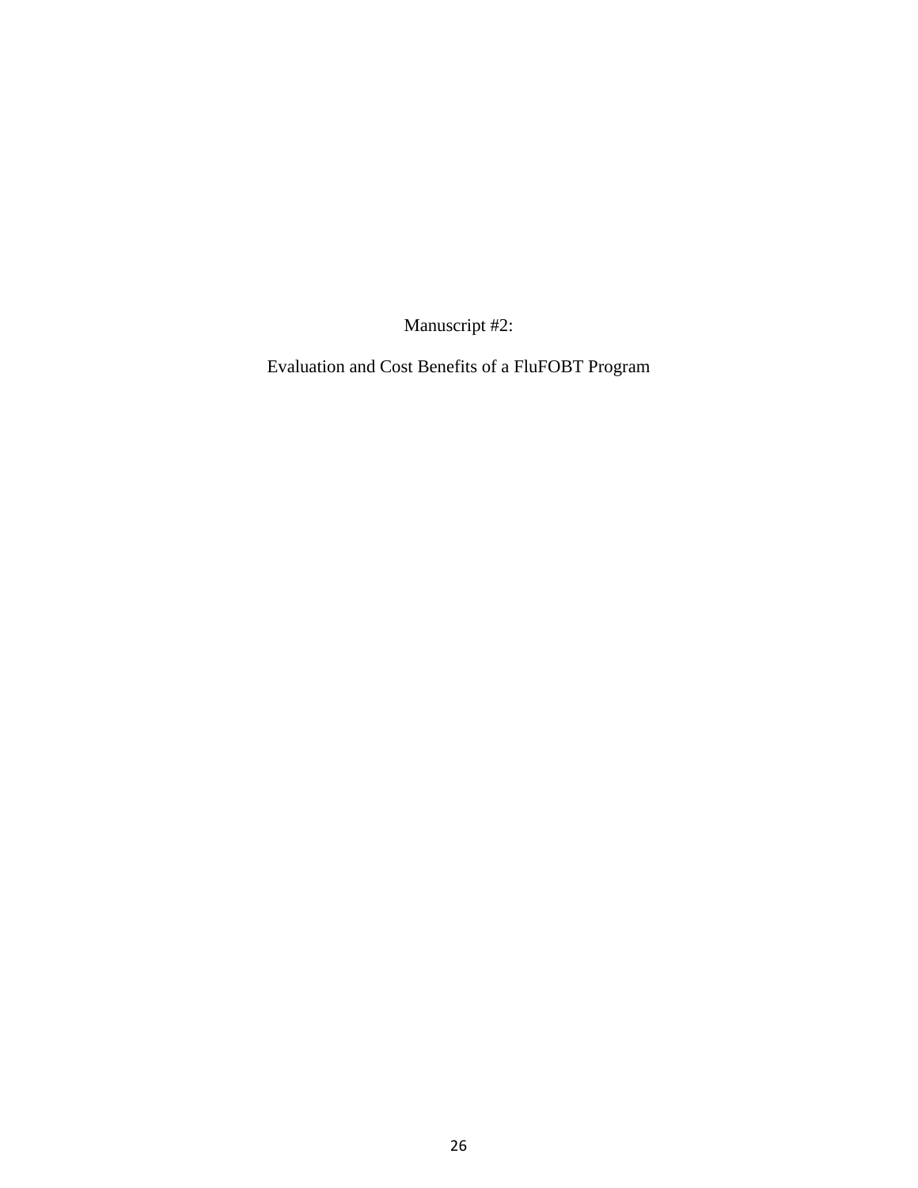Manuscript #2:

Evaluation and Cost Benefits of a FluFOBT Program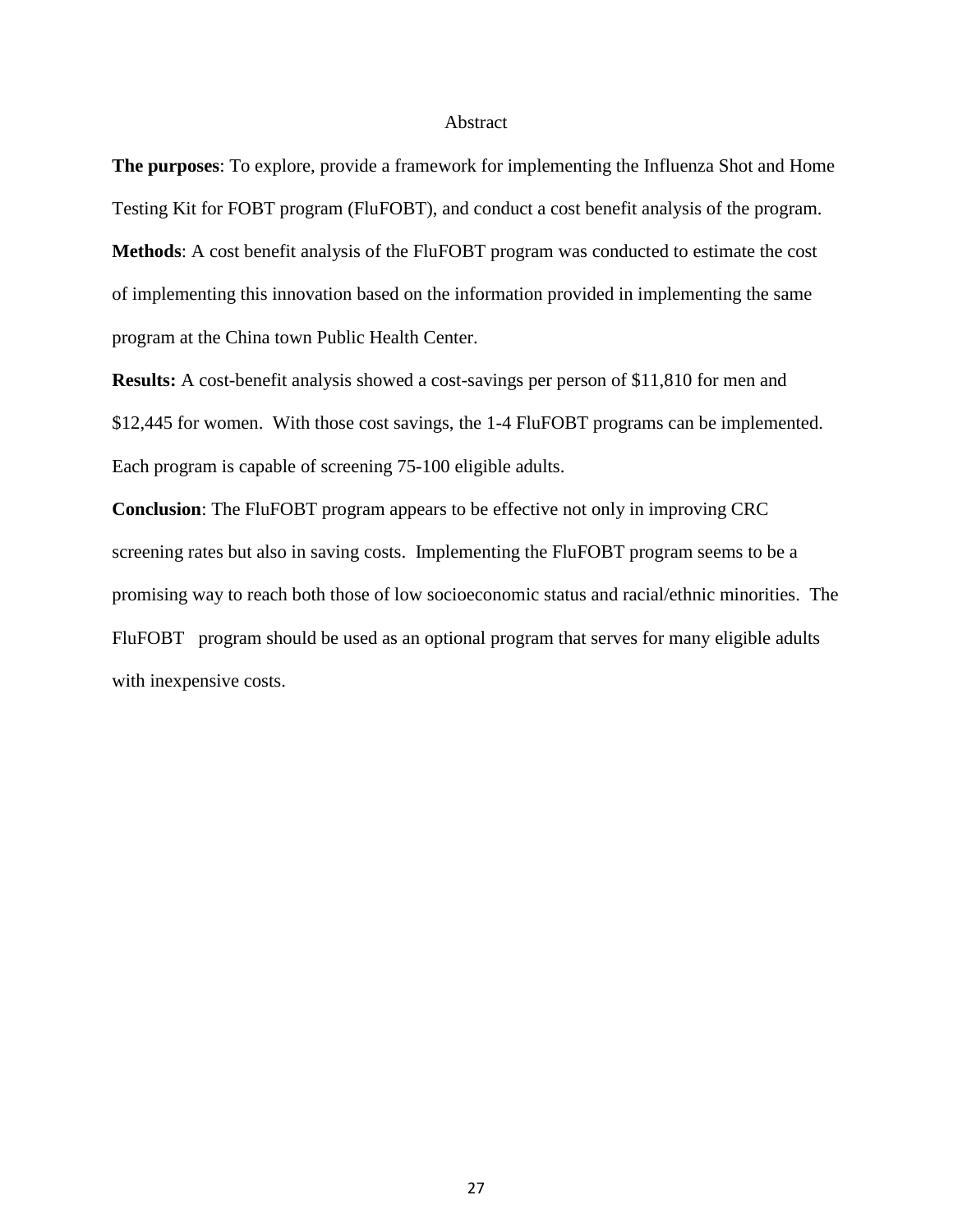# Abstract

**The purposes**: To explore, provide a framework for implementing the Influenza Shot and Home Testing Kit for FOBT program (FluFOBT), and conduct a cost benefit analysis of the program.

**Methods**: A cost benefit analysis of the FluFOBT program was conducted to estimate the cost of implementing this innovation based on the information provided in implementing the same program at the China town Public Health Center.

**Results:** A cost-benefit analysis showed a cost-savings per person of $11,810 for men and $12,445 for women. With those cost savings, the 1-4 FluFOBT programs can be implemented. Each program is capable of screening 75-100 eligible adults.

**Conclusion**: The FluFOBT program appears to be effective not only in improving CRC screening rates but also in saving costs. Implementing the FluFOBT program seems to be a promising way to reach both those of low socioeconomic status and racial/ethnic minorities. The FluFOBT program should be used as an optional program that serves for many eligible adults with inexpensive costs.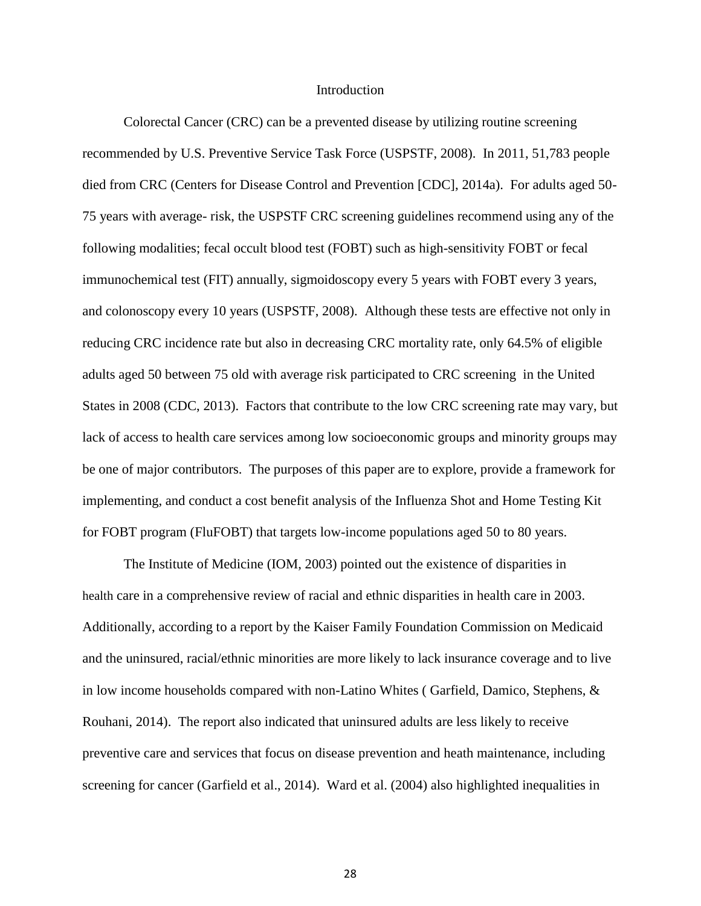## Introduction

Colorectal Cancer (CRC) can be a prevented disease by utilizing routine screening recommended by U.S. Preventive Service Task Force (USPSTF, 2008). In 2011, 51,783 people died from CRC (Centers for Disease Control and Prevention [CDC], 2014a). For adults aged 50-75 years with average- risk, the USPSTF CRC screening guidelines recommend using any of the following modalities; fecal occult blood test (FOBT) such as high-sensitivity FOBT or fecal immunochemical test (FIT) annually, sigmoidoscopy every 5 years with FOBT every 3 years, and colonoscopy every 10 years (USPSTF, 2008). Although these tests are effective not only in reducing CRC incidence rate but also in decreasing CRC mortality rate, only 64.5% of eligible adults aged 50 between 75 old with average risk participated to CRC screening in the United States in 2008 (CDC, 2013). Factors that contribute to the low CRC screening rate may vary, but lack of access to health care services among low socioeconomic groups and minority groups may be one of major contributors. The purposes of this paper are to explore, provide a framework for implementing, and conduct a cost benefit analysis of the Influenza Shot and Home Testing Kit for FOBT program (FluFOBT) that targets low-income populations aged 50 to 80 years.

The Institute of Medicine (IOM, 2003) pointed out the existence of disparities in health care in a comprehensive review of racial and ethnic disparities in health care in 2003. Additionally, according to a report by the Kaiser Family Foundation Commission on Medicaid and the uninsured, racial/ethnic minorities are more likely to lack insurance coverage and to live in low income households compared with non-Latino Whites ( Garfield, Damico, Stephens, & Rouhani, 2014). The report also indicated that uninsured adults are less likely to receive preventive care and services that focus on disease prevention and heath maintenance, including screening for cancer (Garfield et al., 2014). Ward et al. (2004) also highlighted inequalities in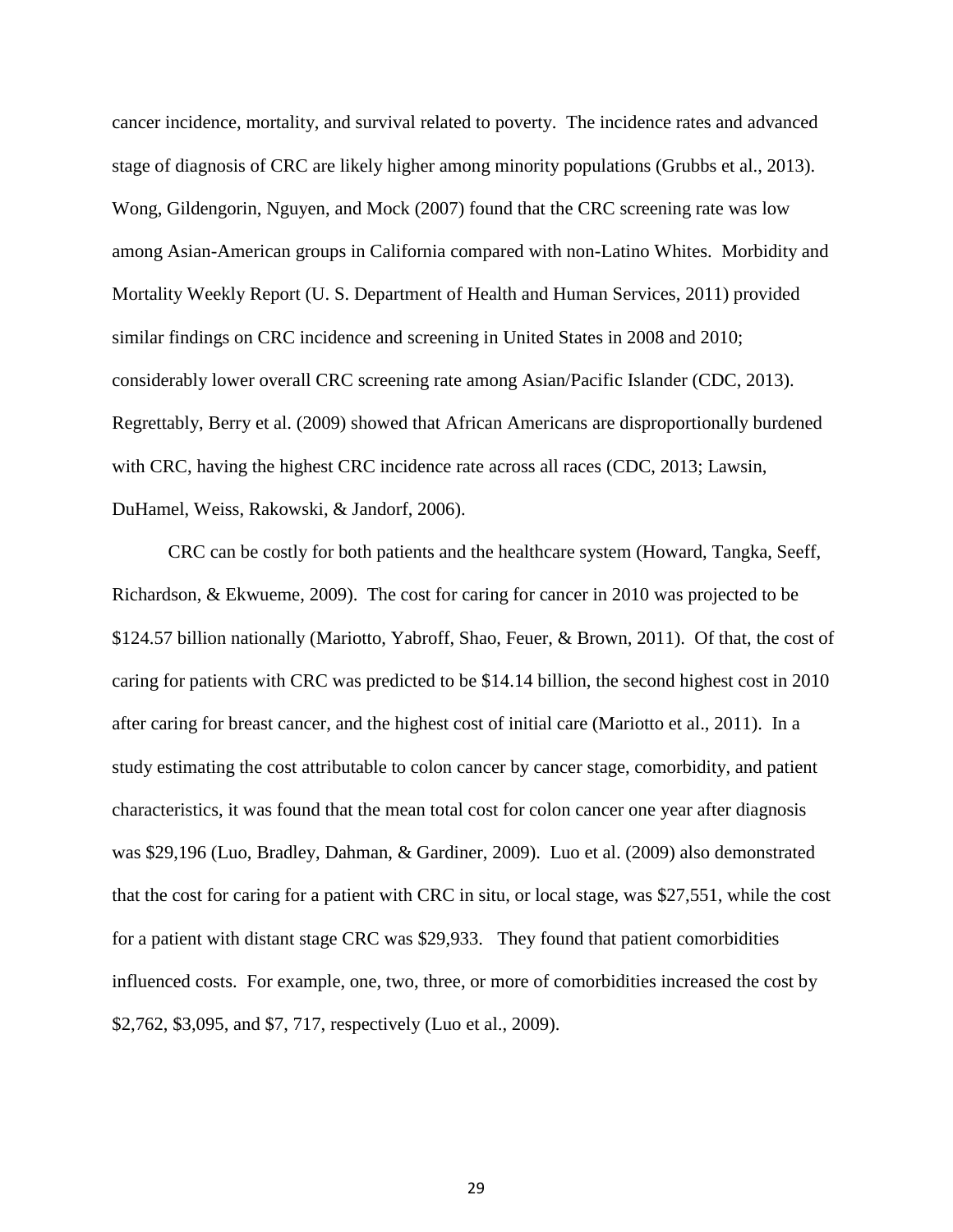cancer incidence, mortality, and survival related to poverty. The incidence rates and advanced stage of diagnosis of CRC are likely higher among minority populations (Grubbs et al., 2013). Wong, Gildengorin, Nguyen, and Mock (2007) found that the CRC screening rate was low among Asian-American groups in California compared with non-Latino Whites. Morbidity and Mortality Weekly Report (U. S. Department of Health and Human Services, 2011) provided similar findings on CRC incidence and screening in United States in 2008 and 2010; considerably lower overall CRC screening rate among Asian/Pacific Islander (CDC, 2013). Regrettably, Berry et al. (2009) showed that African Americans are disproportionally burdened with CRC, having the highest CRC incidence rate across all races (CDC, 2013; Lawsin, DuHamel, Weiss, Rakowski, & Jandorf, 2006).

CRC can be costly for both patients and the healthcare system (Howard, Tangka, Seeff, Richardson, & Ekwueme, 2009). The cost for caring for cancer in 2010 was projected to be \$124.57 billion nationally (Mariotto, Yabroff, Shao, Feuer, & Brown, 2011). Of that, the cost of caring for patients with CRC was predicted to be \$14.14 billion, the second highest cost in 2010 after caring for breast cancer, and the highest cost of initial care (Mariotto et al., 2011). In a study estimating the cost attributable to colon cancer by cancer stage, comorbidity, and patient characteristics, it was found that the mean total cost for colon cancer one year after diagnosis was \$29,196 (Luo, Bradley, Dahman, & Gardiner, 2009). Luo et al. (2009) also demonstrated that the cost for caring for a patient with CRC in situ, or local stage, was \$27,551, while the cost for a patient with distant stage CRC was \$29,933. They found that patient comorbidities influenced costs. For example, one, two, three, or more of comorbidities increased the cost by \$2,762, \$3,095, and \$7, 717, respectively (Luo et al., 2009).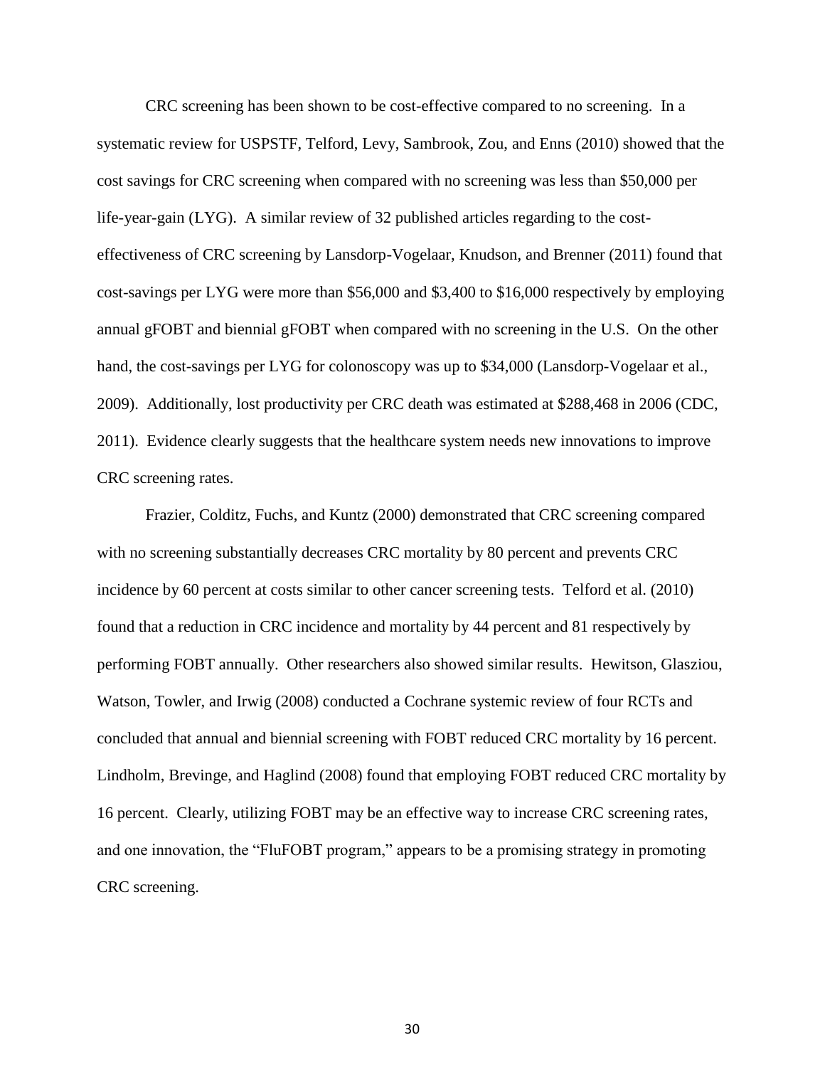CRC screening has been shown to be cost-effective compared to no screening. In a systematic review for USPSTF, Telford, Levy, Sambrook, Zou, and Enns (2010) showed that the cost savings for CRC screening when compared with no screening was less than $50,000 per life-year-gain (LYG). A similar review of 32 published articles regarding to the cost-effectiveness of CRC screening by Lansdorp-Vogelaar, Knudson, and Brenner (2011) found that cost-savings per LYG were more than $56,000 and $3,400 to $16,000 respectively by employing annual gFOBT and biennial gFOBT when compared with no screening in the U.S. On the other hand, the cost-savings per LYG for colonoscopy was up to $34,000 (Lansdorp-Vogelaar et al., 2009). Additionally, lost productivity per CRC death was estimated at $288,468 in 2006 (CDC, 2011). Evidence clearly suggests that the healthcare system needs new innovations to improve CRC screening rates.

Frazier, Colditz, Fuchs, and Kuntz (2000) demonstrated that CRC screening compared with no screening substantially decreases CRC mortality by 80 percent and prevents CRC incidence by 60 percent at costs similar to other cancer screening tests. Telford et al. (2010) found that a reduction in CRC incidence and mortality by 44 percent and 81 respectively by performing FOBT annually. Other researchers also showed similar results. Hewitson, Glasziou, Watson, Towler, and Irwig (2008) conducted a Cochrane systemic review of four RCTs and concluded that annual and biennial screening with FOBT reduced CRC mortality by 16 percent. Lindholm, Brevinge, and Haglind (2008) found that employing FOBT reduced CRC mortality by 16 percent. Clearly, utilizing FOBT may be an effective way to increase CRC screening rates, and one innovation, the "FluFOBT program," appears to be a promising strategy in promoting CRC screening.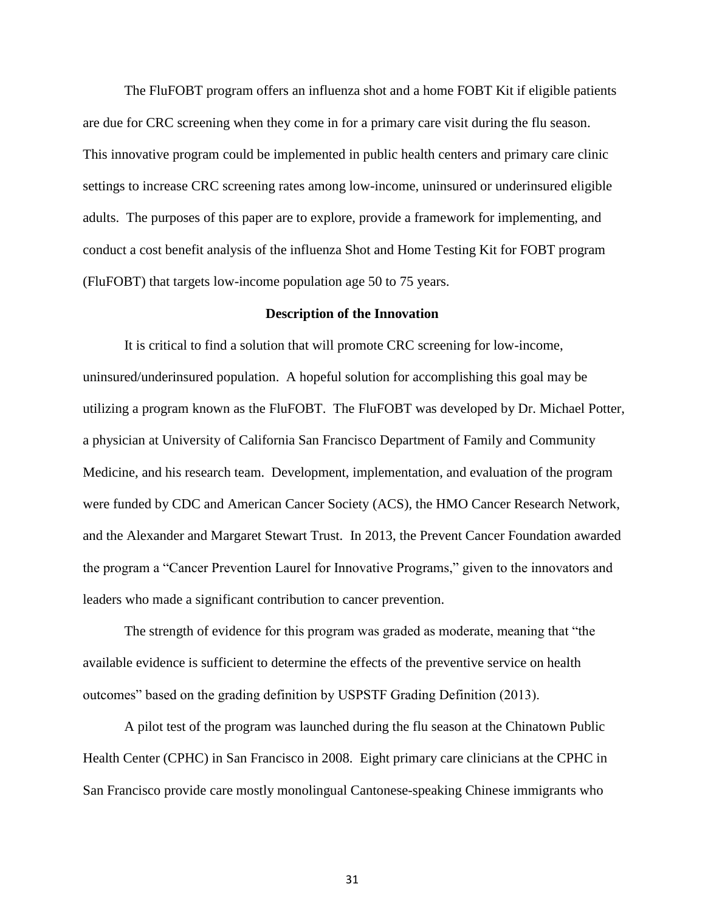The FluFOBT program offers an influenza shot and a home FOBT Kit if eligible patients are due for CRC screening when they come in for a primary care visit during the flu season. This innovative program could be implemented in public health centers and primary care clinic settings to increase CRC screening rates among low-income, uninsured or underinsured eligible adults. The purposes of this paper are to explore, provide a framework for implementing, and conduct a cost benefit analysis of the influenza Shot and Home Testing Kit for FOBT program (FluFOBT) that targets low-income population age 50 to 75 years.

### Description of the Innovation

It is critical to find a solution that will promote CRC screening for low-income, uninsured/underinsured population. A hopeful solution for accomplishing this goal may be utilizing a program known as the FluFOBT. The FluFOBT was developed by Dr. Michael Potter, a physician at University of California San Francisco Department of Family and Community Medicine, and his research team. Development, implementation, and evaluation of the program were funded by CDC and American Cancer Society (ACS), the HMO Cancer Research Network, and the Alexander and Margaret Stewart Trust. In 2013, the Prevent Cancer Foundation awarded the program a "Cancer Prevention Laurel for Innovative Programs," given to the innovators and leaders who made a significant contribution to cancer prevention.

The strength of evidence for this program was graded as moderate, meaning that "the available evidence is sufficient to determine the effects of the preventive service on health outcomes" based on the grading definition by USPSTF Grading Definition (2013).

A pilot test of the program was launched during the flu season at the Chinatown Public Health Center (CPHC) in San Francisco in 2008. Eight primary care clinicians at the CPHC in San Francisco provide care mostly monolingual Cantonese-speaking Chinese immigrants who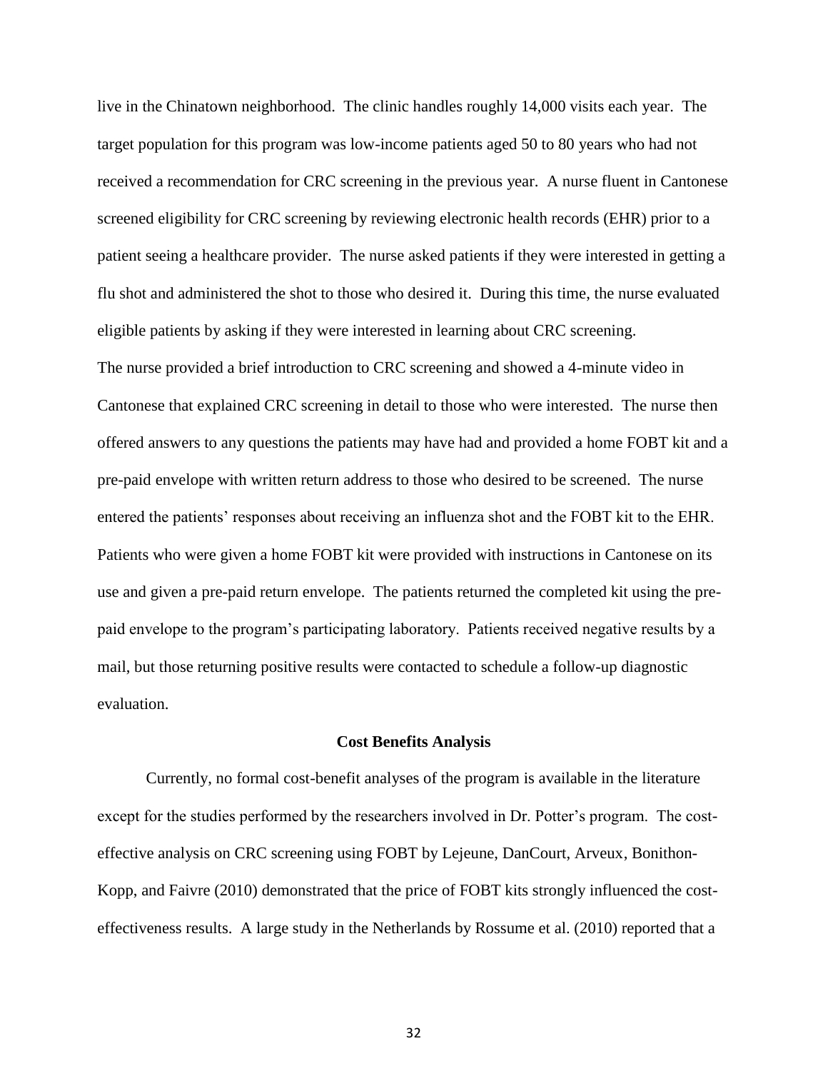live in the Chinatown neighborhood. The clinic handles roughly 14,000 visits each year. The target population for this program was low-income patients aged 50 to 80 years who had not received a recommendation for CRC screening in the previous year. A nurse fluent in Cantonese screened eligibility for CRC screening by reviewing electronic health records (EHR) prior to a patient seeing a healthcare provider. The nurse asked patients if they were interested in getting a flu shot and administered the shot to those who desired it. During this time, the nurse evaluated eligible patients by asking if they were interested in learning about CRC screening.
The nurse provided a brief introduction to CRC screening and showed a 4-minute video in Cantonese that explained CRC screening in detail to those who were interested. The nurse then offered answers to any questions the patients may have had and provided a home FOBT kit and a pre-paid envelope with written return address to those who desired to be screened. The nurse entered the patients' responses about receiving an influenza shot and the FOBT kit to the EHR. Patients who were given a home FOBT kit were provided with instructions in Cantonese on its use and given a pre-paid return envelope. The patients returned the completed kit using the pre-paid envelope to the program's participating laboratory. Patients received negative results by a mail, but those returning positive results were contacted to schedule a follow-up diagnostic evaluation.

## Cost Benefits Analysis

Currently, no formal cost-benefit analyses of the program is available in the literature except for the studies performed by the researchers involved in Dr. Potter's program. The cost-effective analysis on CRC screening using FOBT by Lejeune, DanCourt, Arveux, Bonithon-Kopp, and Faivre (2010) demonstrated that the price of FOBT kits strongly influenced the cost-effectiveness results. A large study in the Netherlands by Rossume et al. (2010) reported that a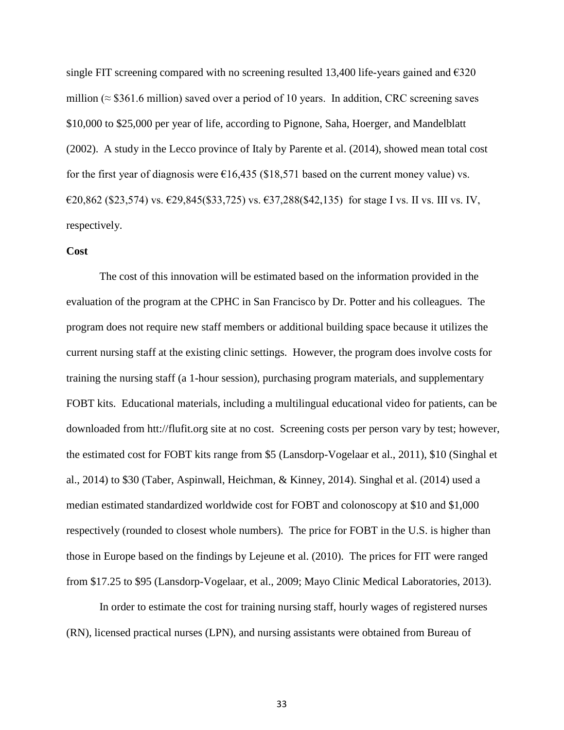single FIT screening compared with no screening resulted 13,400 life-years gained and €320 million (≈ $361.6 million) saved over a period of 10 years. In addition, CRC screening saves $10,000 to $25,000 per year of life, according to Pignone, Saha, Hoerger, and Mandelblatt (2002). A study in the Lecco province of Italy by Parente et al. (2014), showed mean total cost for the first year of diagnosis were €16,435 ($18,571 based on the current money value) vs. €20,862 ($23,574) vs. €29,845($33,725) vs. €37,288($42,135) for stage I vs. II vs. III vs. IV, respectively.

**Cost**

The cost of this innovation will be estimated based on the information provided in the evaluation of the program at the CPHC in San Francisco by Dr. Potter and his colleagues. The program does not require new staff members or additional building space because it utilizes the current nursing staff at the existing clinic settings. However, the program does involve costs for training the nursing staff (a 1-hour session), purchasing program materials, and supplementary FOBT kits. Educational materials, including a multilingual educational video for patients, can be downloaded from htt://flufit.org site at no cost. Screening costs per person vary by test; however, the estimated cost for FOBT kits range from $5 (Lansdorp-Vogelaar et al., 2011), $10 (Singhal et al., 2014) to $30 (Taber, Aspinwall, Heichman, & Kinney, 2014). Singhal et al. (2014) used a median estimated standardized worldwide cost for FOBT and colonoscopy at $10 and $1,000 respectively (rounded to closest whole numbers). The price for FOBT in the U.S. is higher than those in Europe based on the findings by Lejeune et al. (2010). The prices for FIT were ranged from $17.25 to $95 (Lansdorp-Vogelaar, et al., 2009; Mayo Clinic Medical Laboratories, 2013).

In order to estimate the cost for training nursing staff, hourly wages of registered nurses (RN), licensed practical nurses (LPN), and nursing assistants were obtained from Bureau of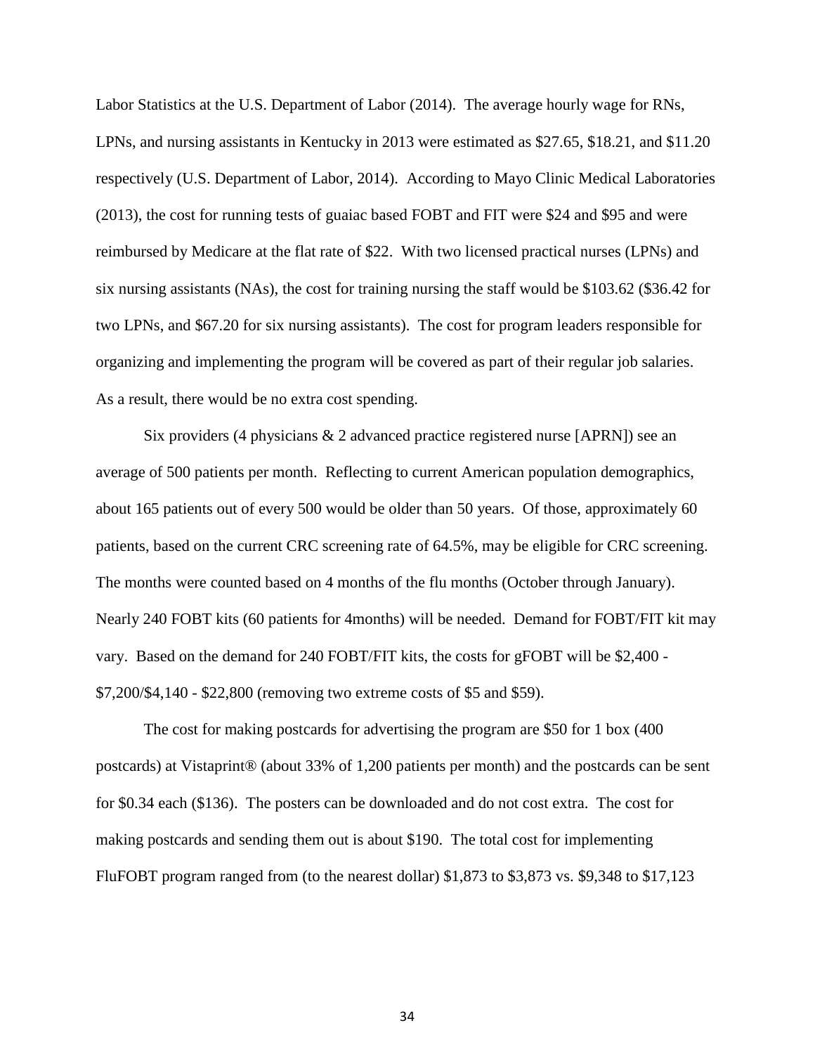Labor Statistics at the U.S. Department of Labor (2014). The average hourly wage for RNs, LPNs, and nursing assistants in Kentucky in 2013 were estimated as $27.65, $18.21, and $11.20 respectively (U.S. Department of Labor, 2014). According to Mayo Clinic Medical Laboratories (2013), the cost for running tests of guaiac based FOBT and FIT were $24 and $95 and were reimbursed by Medicare at the flat rate of $22. With two licensed practical nurses (LPNs) and six nursing assistants (NAs), the cost for training nursing the staff would be $103.62 ($36.42 for two LPNs, and $67.20 for six nursing assistants). The cost for program leaders responsible for organizing and implementing the program will be covered as part of their regular job salaries. As a result, there would be no extra cost spending.

Six providers (4 physicians & 2 advanced practice registered nurse [APRN]) see an average of 500 patients per month. Reflecting to current American population demographics, about 165 patients out of every 500 would be older than 50 years. Of those, approximately 60 patients, based on the current CRC screening rate of 64.5%, may be eligible for CRC screening. The months were counted based on 4 months of the flu months (October through January). Nearly 240 FOBT kits (60 patients for 4months) will be needed. Demand for FOBT/FIT kit may vary. Based on the demand for 240 FOBT/FIT kits, the costs for gFOBT will be $2,400 - $7,200/$4,140 - $22,800 (removing two extreme costs of $5 and $59).

The cost for making postcards for advertising the program are $50 for 1 box (400 postcards) at Vistaprint® (about 33% of 1,200 patients per month) and the postcards can be sent for $0.34 each ($136). The posters can be downloaded and do not cost extra. The cost for making postcards and sending them out is about $190. The total cost for implementing FluFOBT program ranged from (to the nearest dollar) $1,873 to $3,873 vs. $9,348 to $17,123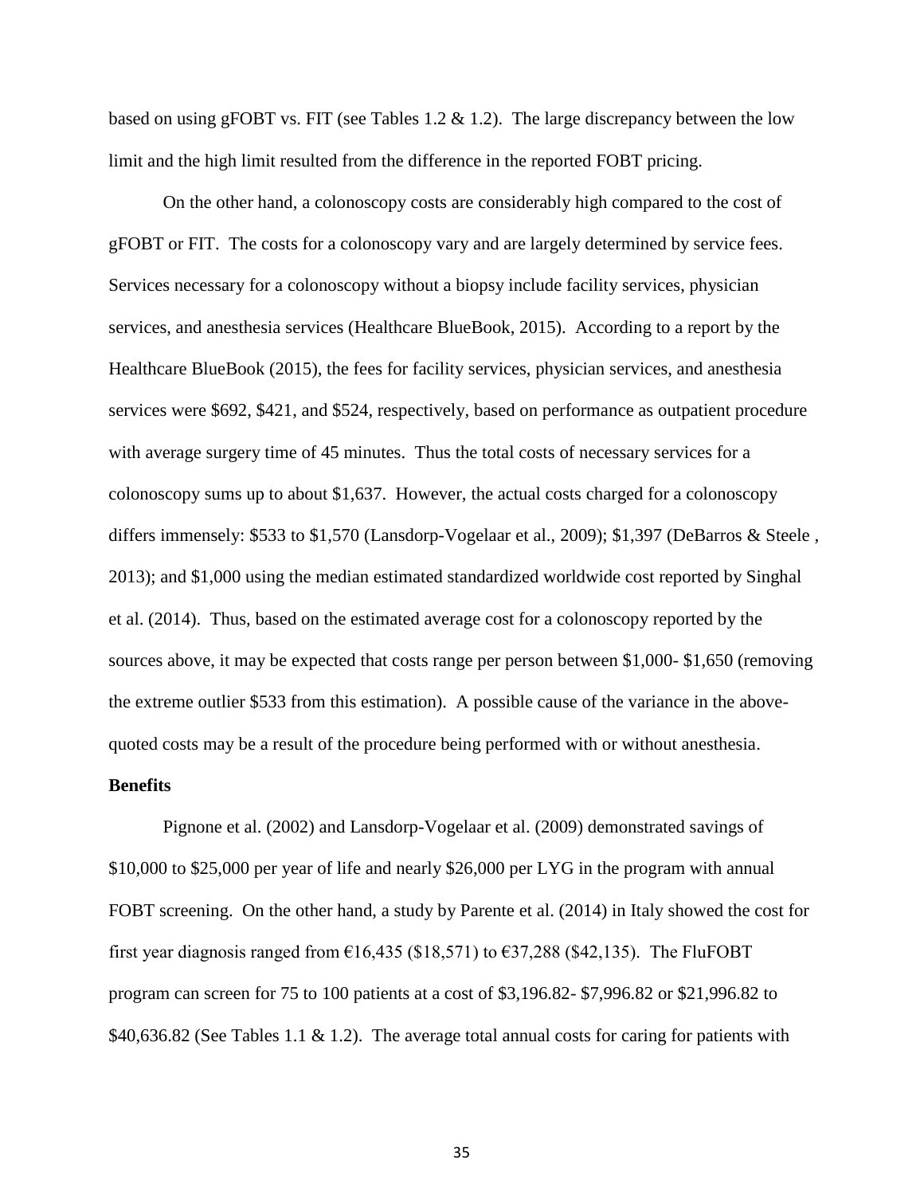based on using gFOBT vs. FIT (see Tables 1.2 & 1.2). The large discrepancy between the low limit and the high limit resulted from the difference in the reported FOBT pricing.

On the other hand, a colonoscopy costs are considerably high compared to the cost of gFOBT or FIT. The costs for a colonoscopy vary and are largely determined by service fees. Services necessary for a colonoscopy without a biopsy include facility services, physician services, and anesthesia services (Healthcare BlueBook, 2015). According to a report by the Healthcare BlueBook (2015), the fees for facility services, physician services, and anesthesia services were $692, $421, and $524, respectively, based on performance as outpatient procedure with average surgery time of 45 minutes. Thus the total costs of necessary services for a colonoscopy sums up to about $1,637. However, the actual costs charged for a colonoscopy differs immensely: $533 to $1,570 (Lansdorp-Vogelaar et al., 2009); $1,397 (DeBarros & Steele , 2013); and $1,000 using the median estimated standardized worldwide cost reported by Singhal et al. (2014). Thus, based on the estimated average cost for a colonoscopy reported by the sources above, it may be expected that costs range per person between $1,000- $1,650 (removing the extreme outlier $533 from this estimation). A possible cause of the variance in the above-quoted costs may be a result of the procedure being performed with or without anesthesia.

**Benefits**

Pignone et al. (2002) and Lansdorp-Vogelaar et al. (2009) demonstrated savings of $10,000 to $25,000 per year of life and nearly $26,000 per LYG in the program with annual FOBT screening. On the other hand, a study by Parente et al. (2014) in Italy showed the cost for first year diagnosis ranged from €16,435 ($18,571) to €37,288 ($42,135). The FluFOBT program can screen for 75 to 100 patients at a cost of $3,196.82- $7,996.82 or $21,996.82 to $40,636.82 (See Tables 1.1 & 1.2). The average total annual costs for caring for patients with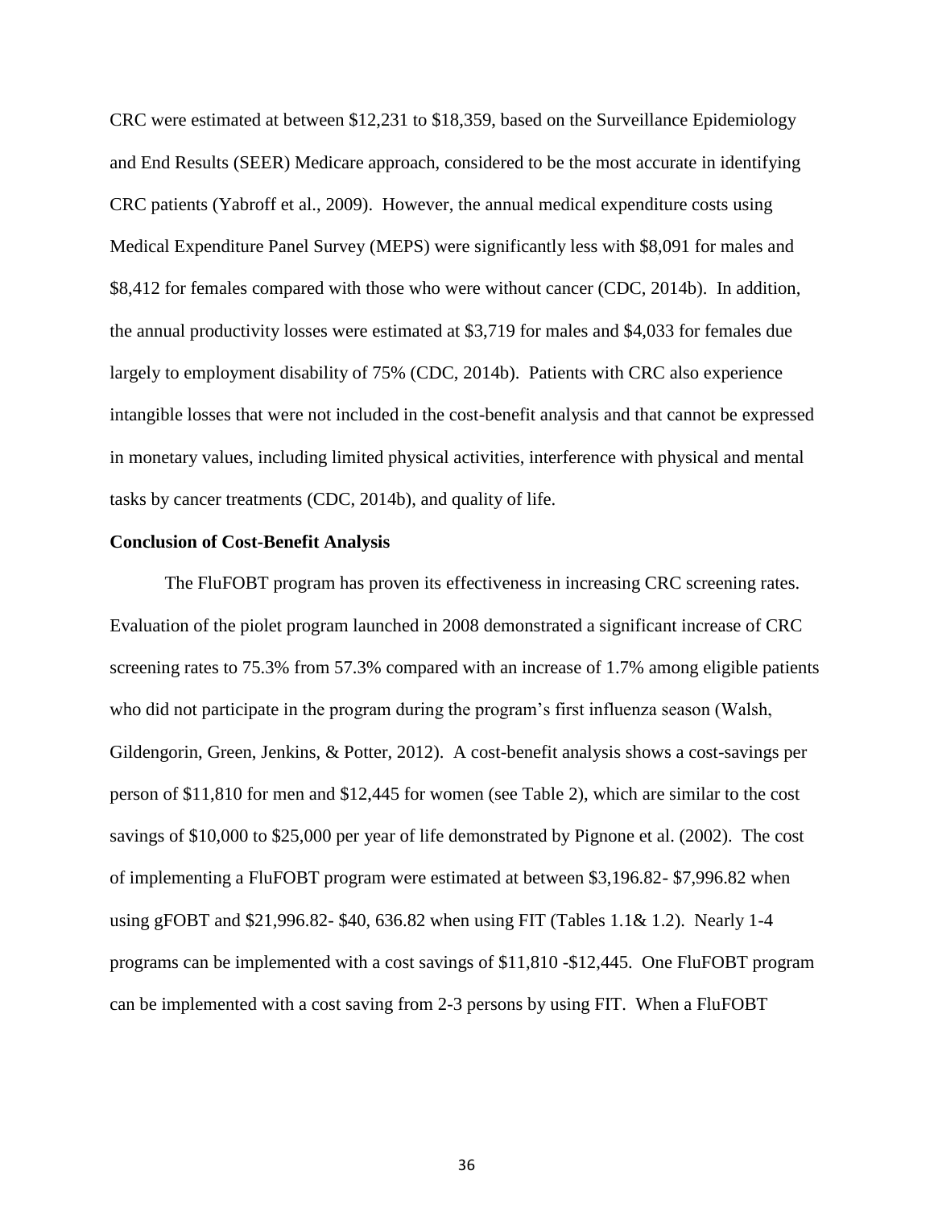CRC were estimated at between $12,231 to $18,359, based on the Surveillance Epidemiology and End Results (SEER) Medicare approach, considered to be the most accurate in identifying CRC patients (Yabroff et al., 2009). However, the annual medical expenditure costs using Medical Expenditure Panel Survey (MEPS) were significantly less with $8,091 for males and $8,412 for females compared with those who were without cancer (CDC, 2014b). In addition, the annual productivity losses were estimated at $3,719 for males and $4,033 for females due largely to employment disability of 75% (CDC, 2014b). Patients with CRC also experience intangible losses that were not included in the cost-benefit analysis and that cannot be expressed in monetary values, including limited physical activities, interference with physical and mental tasks by cancer treatments (CDC, 2014b), and quality of life.

**Conclusion of Cost-Benefit Analysis**

The FluFOBT program has proven its effectiveness in increasing CRC screening rates. Evaluation of the piolet program launched in 2008 demonstrated a significant increase of CRC screening rates to 75.3% from 57.3% compared with an increase of 1.7% among eligible patients who did not participate in the program during the program's first influenza season (Walsh, Gildengorin, Green, Jenkins, & Potter, 2012). A cost-benefit analysis shows a cost-savings per person of $11,810 for men and $12,445 for women (see Table 2), which are similar to the cost savings of $10,000 to $25,000 per year of life demonstrated by Pignone et al. (2002). The cost of implementing a FluFOBT program were estimated at between $3,196.82- $7,996.82 when using gFOBT and $21,996.82- $40, 636.82 when using FIT (Tables 1.1& 1.2). Nearly 1-4 programs can be implemented with a cost savings of $11,810 -$12,445. One FluFOBT program can be implemented with a cost saving from 2-3 persons by using FIT. When a FluFOBT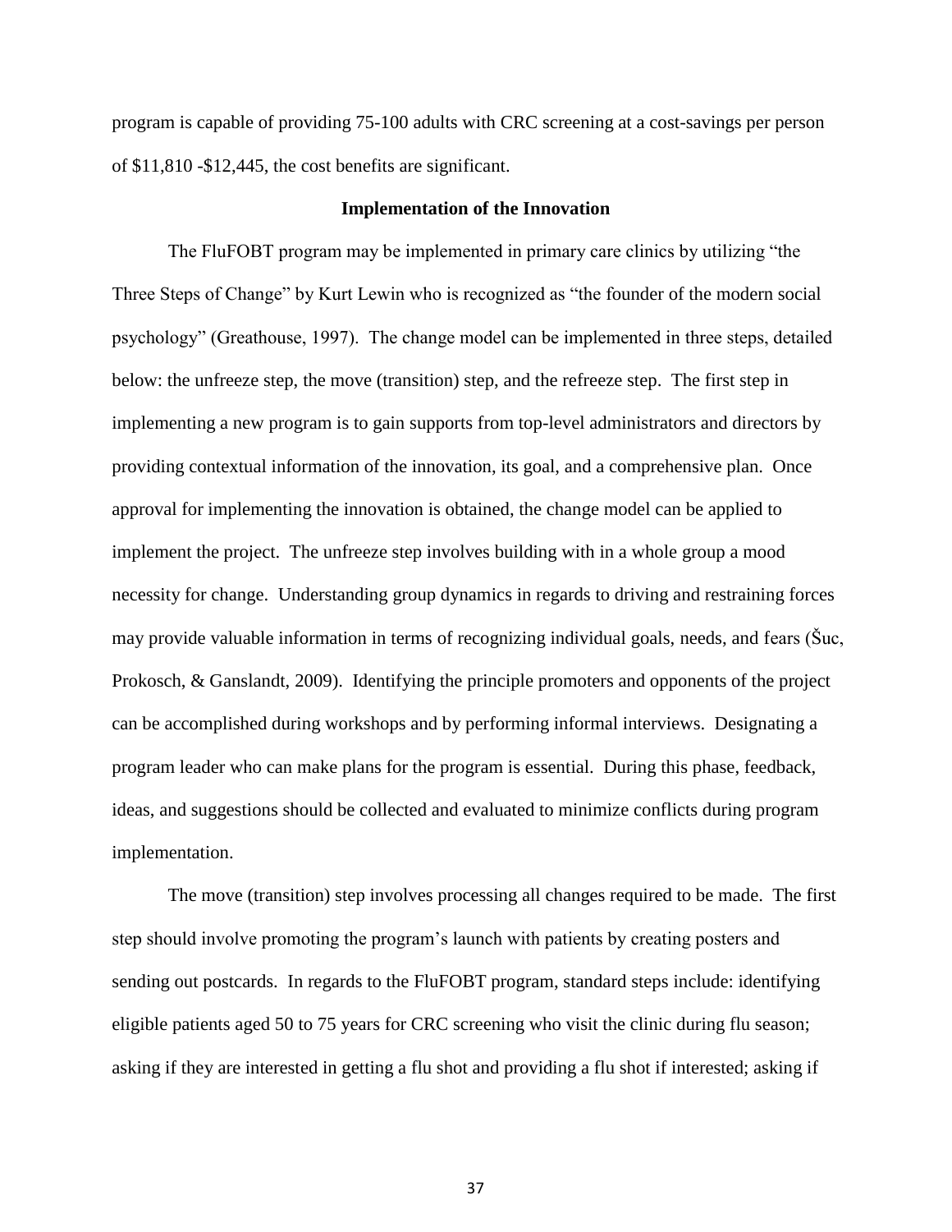program is capable of providing 75-100 adults with CRC screening at a cost-savings per person of $11,810 -$12,445, the cost benefits are significant.

## Implementation of the Innovation

The FluFOBT program may be implemented in primary care clinics by utilizing "the Three Steps of Change" by Kurt Lewin who is recognized as "the founder of the modern social psychology" (Greathouse, 1997). The change model can be implemented in three steps, detailed below: the unfreeze step, the move (transition) step, and the refreeze step. The first step in implementing a new program is to gain supports from top-level administrators and directors by providing contextual information of the innovation, its goal, and a comprehensive plan. Once approval for implementing the innovation is obtained, the change model can be applied to implement the project. The unfreeze step involves building with in a whole group a mood necessity for change. Understanding group dynamics in regards to driving and restraining forces may provide valuable information in terms of recognizing individual goals, needs, and fears (Šuc, Prokosch, & Ganslandt, 2009). Identifying the principle promoters and opponents of the project can be accomplished during workshops and by performing informal interviews. Designating a program leader who can make plans for the program is essential. During this phase, feedback, ideas, and suggestions should be collected and evaluated to minimize conflicts during program implementation.

The move (transition) step involves processing all changes required to be made. The first step should involve promoting the program's launch with patients by creating posters and sending out postcards. In regards to the FluFOBT program, standard steps include: identifying eligible patients aged 50 to 75 years for CRC screening who visit the clinic during flu season; asking if they are interested in getting a flu shot and providing a flu shot if interested; asking if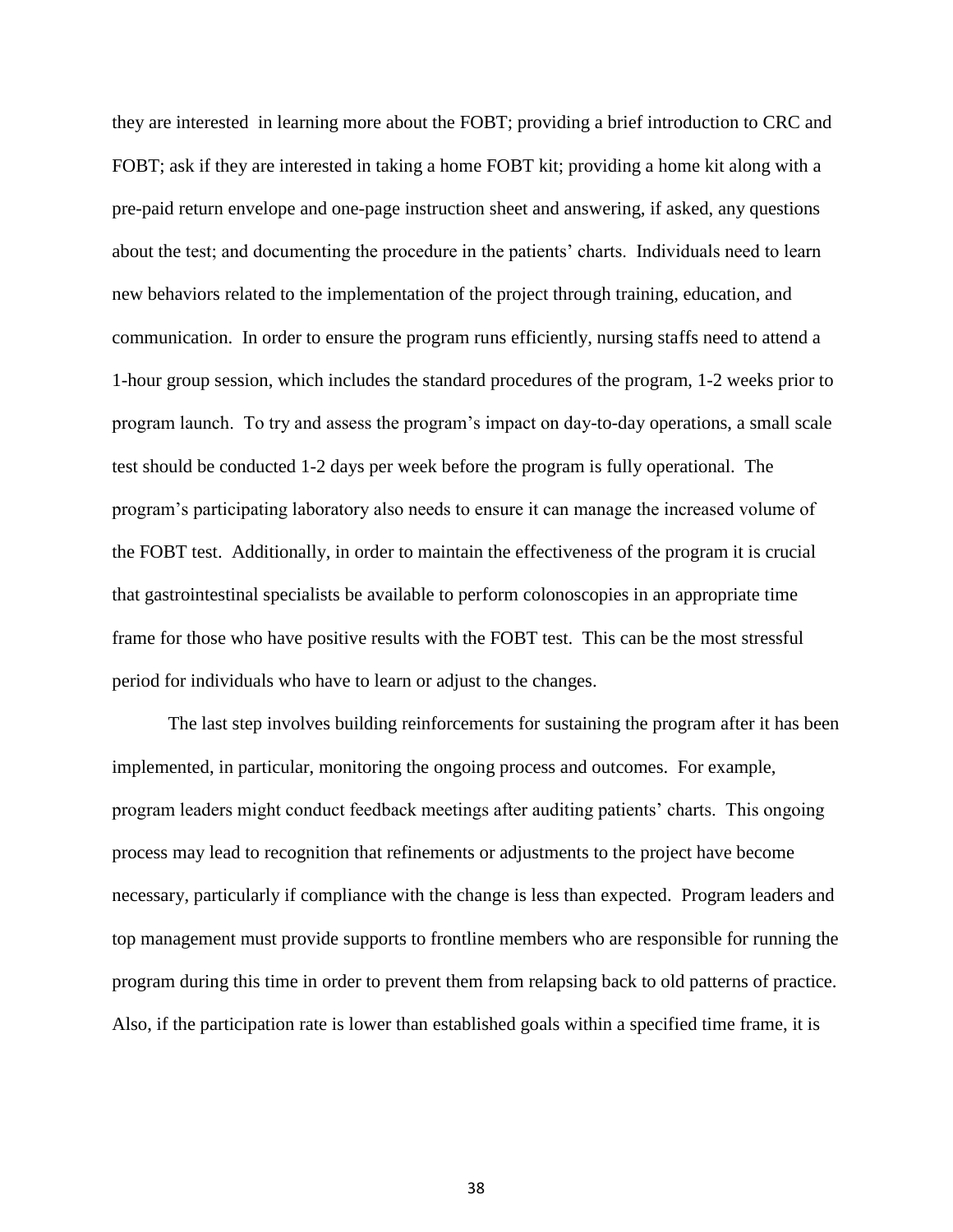they are interested in learning more about the FOBT; providing a brief introduction to CRC and FOBT; ask if they are interested in taking a home FOBT kit; providing a home kit along with a pre-paid return envelope and one-page instruction sheet and answering, if asked, any questions about the test; and documenting the procedure in the patients' charts. Individuals need to learn new behaviors related to the implementation of the project through training, education, and communication. In order to ensure the program runs efficiently, nursing staffs need to attend a 1-hour group session, which includes the standard procedures of the program, 1-2 weeks prior to program launch. To try and assess the program's impact on day-to-day operations, a small scale test should be conducted 1-2 days per week before the program is fully operational. The program's participating laboratory also needs to ensure it can manage the increased volume of the FOBT test. Additionally, in order to maintain the effectiveness of the program it is crucial that gastrointestinal specialists be available to perform colonoscopies in an appropriate time frame for those who have positive results with the FOBT test. This can be the most stressful period for individuals who have to learn or adjust to the changes.

The last step involves building reinforcements for sustaining the program after it has been implemented, in particular, monitoring the ongoing process and outcomes. For example, program leaders might conduct feedback meetings after auditing patients' charts. This ongoing process may lead to recognition that refinements or adjustments to the project have become necessary, particularly if compliance with the change is less than expected. Program leaders and top management must provide supports to frontline members who are responsible for running the program during this time in order to prevent them from relapsing back to old patterns of practice. Also, if the participation rate is lower than established goals within a specified time frame, it is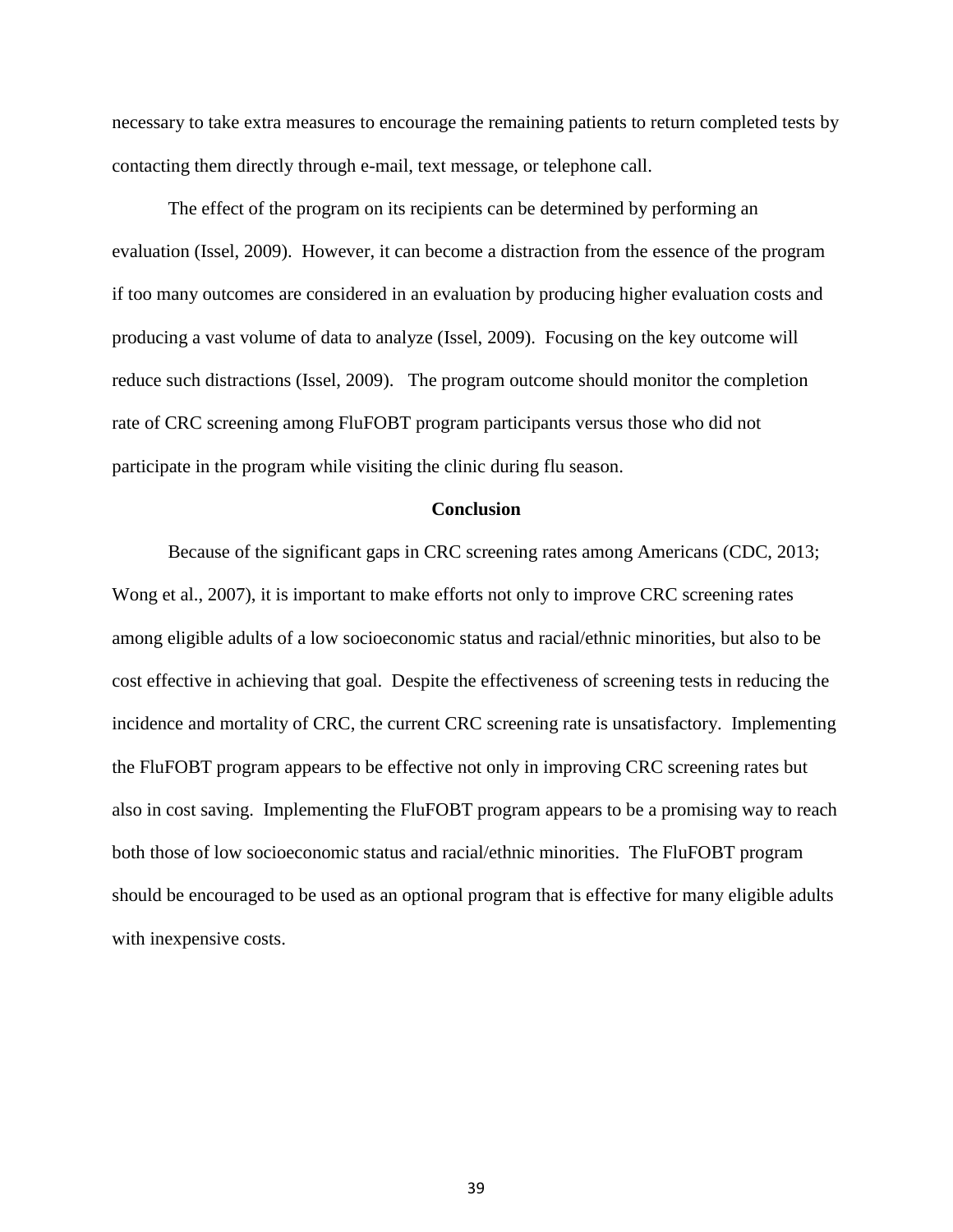necessary to take extra measures to encourage the remaining patients to return completed tests by contacting them directly through e-mail, text message, or telephone call.

The effect of the program on its recipients can be determined by performing an evaluation (Issel, 2009). However, it can become a distraction from the essence of the program if too many outcomes are considered in an evaluation by producing higher evaluation costs and producing a vast volume of data to analyze (Issel, 2009). Focusing on the key outcome will reduce such distractions (Issel, 2009). The program outcome should monitor the completion rate of CRC screening among FluFOBT program participants versus those who did not participate in the program while visiting the clinic during flu season.

## Conclusion

Because of the significant gaps in CRC screening rates among Americans (CDC, 2013; Wong et al., 2007), it is important to make efforts not only to improve CRC screening rates among eligible adults of a low socioeconomic status and racial/ethnic minorities, but also to be cost effective in achieving that goal. Despite the effectiveness of screening tests in reducing the incidence and mortality of CRC, the current CRC screening rate is unsatisfactory. Implementing the FluFOBT program appears to be effective not only in improving CRC screening rates but also in cost saving. Implementing the FluFOBT program appears to be a promising way to reach both those of low socioeconomic status and racial/ethnic minorities. The FluFOBT program should be encouraged to be used as an optional program that is effective for many eligible adults with inexpensive costs.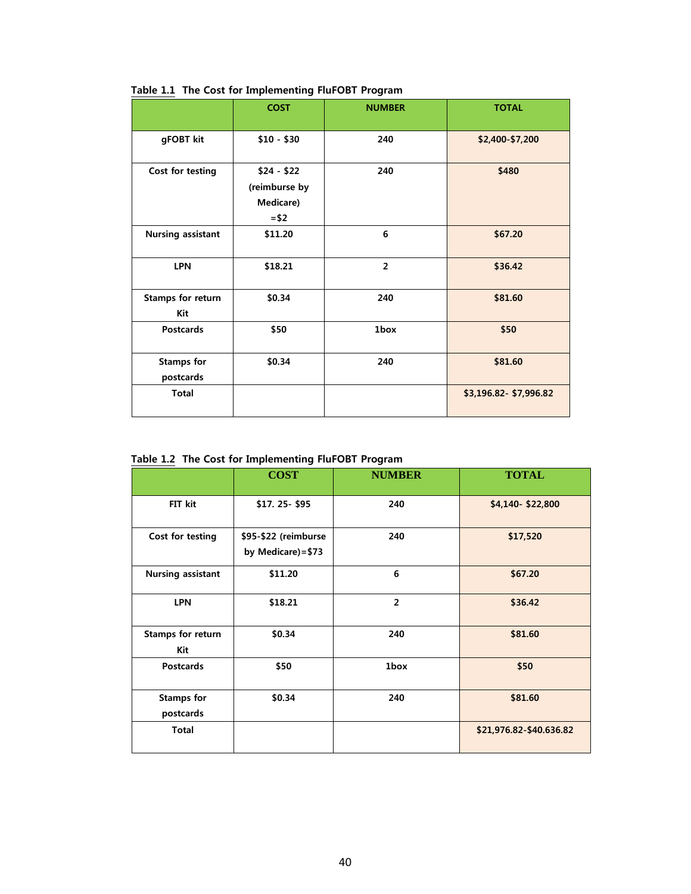**Table 1.1** The Cost for Implementing FluFOBT Program

| | COST | NUMBER | TOTAL |
|---|---|---|---|
| gFOBT kit | $10 - $30 | 240 | $2,400-$7,200 |
| Cost for testing | $24 - $22 (reimburse by Medicare) =$2 | 240 | $480 |
| Nursing assistant | $11.20 | 6 | $67.20 |
| LPN | $18.21 | 2 | $36.42 |
| Stamps for return Kit | $0.34 | 240 | $81.60 |
| Postcards | $50 | 1box | $50 |
| Stamps for postcards | $0.34 | 240 | $81.60 |
| Total | | | $3,196.82- $7,996.82 |

**Table 1.2** The Cost for Implementing FluFOBT Program

| | COST | NUMBER | TOTAL |
|---|---|---|---|
| FIT kit | $17. 25- $95 | 240 | $4,140- $22,800 |
| Cost for testing | $95-$22 (reimburse by Medicare)=$73 | 240 | $17,520 |
| Nursing assistant | $11.20 | 6 | $67.20 |
| LPN | $18.21 | 2 | $36.42 |
| Stamps for return Kit | $0.34 | 240 | $81.60 |
| Postcards | $50 | 1box | $50 |
| Stamps for postcards | $0.34 | 240 | $81.60 |
| Total | | | $21,976.82-$40.636.82 |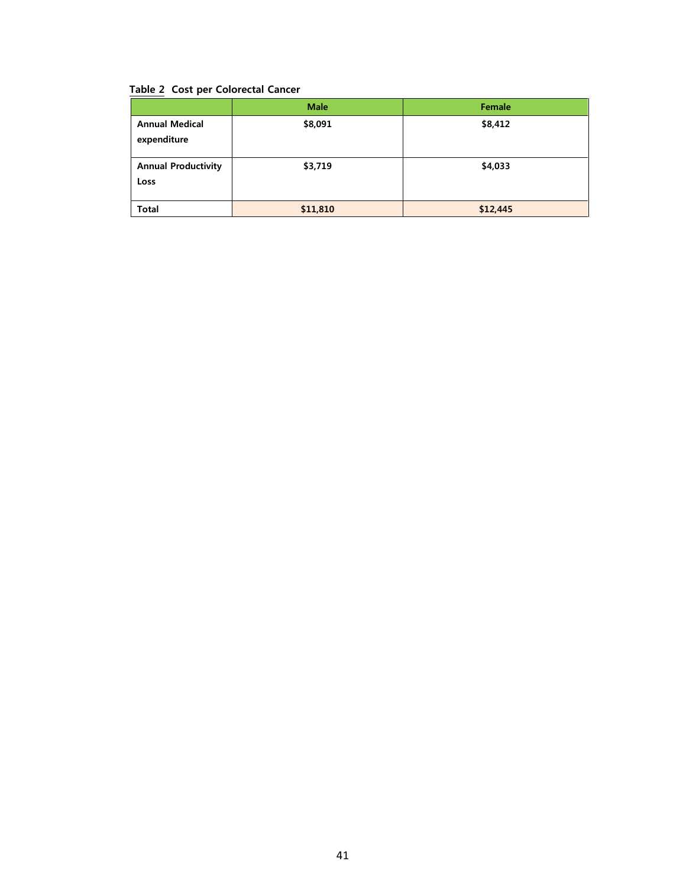**Table 2 Cost per Colorectal Cancer**

| | Male | Female |
|---|---|---|
| Annual Medical expenditure | $8,091 | $8,412 |
| Annual Productivity Loss | $3,719 | $4,033 |
| Total | $11,810 | $12,445 |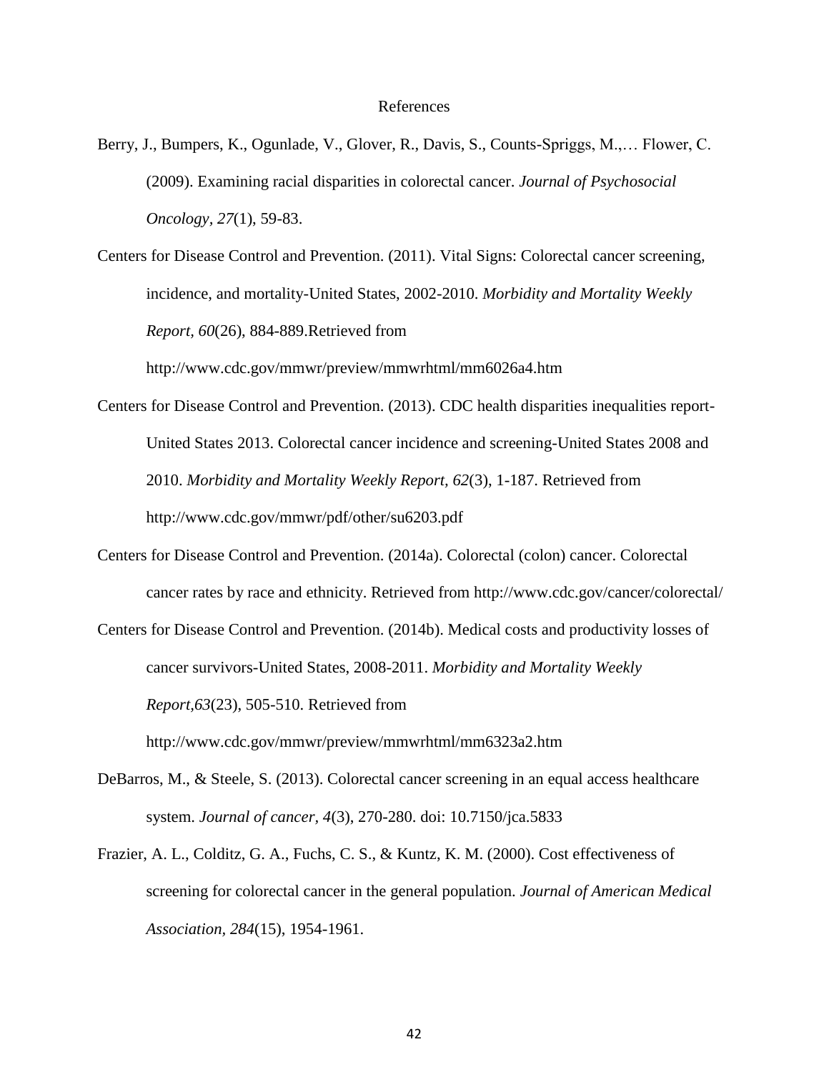# References

Berry, J., Bumpers, K., Ogunlade, V., Glover, R., Davis, S., Counts-Spriggs, M.,… Flower, C. (2009). Examining racial disparities in colorectal cancer. *Journal of Psychosocial Oncology, 27*(1), 59-83.

Centers for Disease Control and Prevention. (2011). Vital Signs: Colorectal cancer screening, incidence, and mortality-United States, 2002-2010. *Morbidity and Mortality Weekly Report, 60*(26), 884-889.Retrieved from http://www.cdc.gov/mmwr/preview/mmwrhtml/mm6026a4.htm

Centers for Disease Control and Prevention. (2013). CDC health disparities inequalities report-United States 2013. Colorectal cancer incidence and screening-United States 2008 and 2010. *Morbidity and Mortality Weekly Report, 62*(3), 1-187. Retrieved from http://www.cdc.gov/mmwr/pdf/other/su6203.pdf

Centers for Disease Control and Prevention. (2014a). Colorectal (colon) cancer. Colorectal cancer rates by race and ethnicity. Retrieved from http://www.cdc.gov/cancer/colorectal/

Centers for Disease Control and Prevention. (2014b). Medical costs and productivity losses of cancer survivors-United States, 2008-2011. *Morbidity and Mortality Weekly Report,63*(23), 505-510. Retrieved from http://www.cdc.gov/mmwr/preview/mmwrhtml/mm6323a2.htm

DeBarros, M., & Steele, S. (2013). Colorectal cancer screening in an equal access healthcare system. *Journal of cancer, 4*(3), 270-280. doi: 10.7150/jca.5833

Frazier, A. L., Colditz, G. A., Fuchs, C. S., & Kuntz, K. M. (2000). Cost effectiveness of screening for colorectal cancer in the general population. *Journal of American Medical Association, 284*(15), 1954-1961.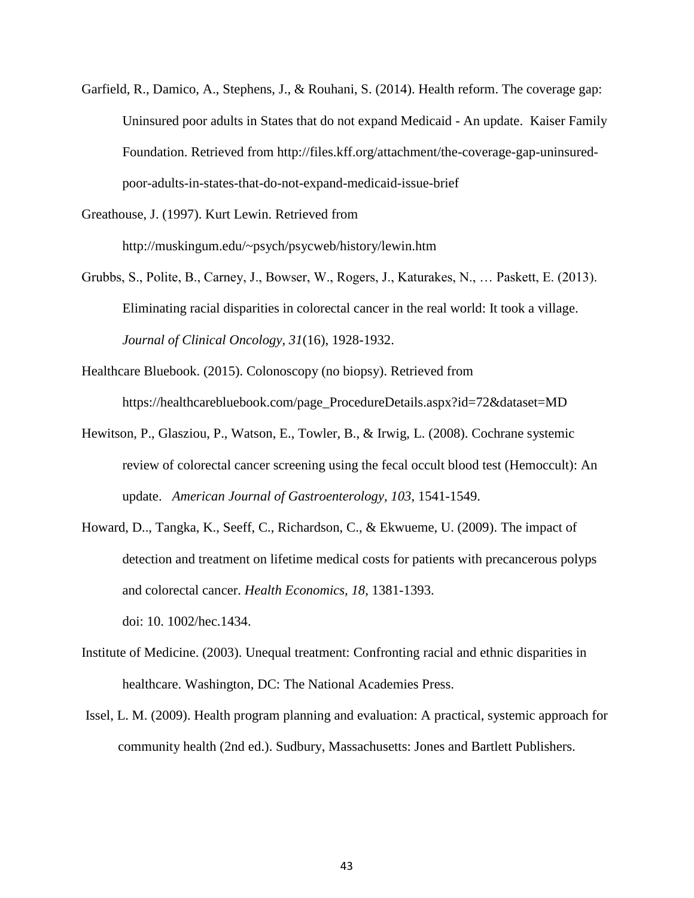Garfield, R., Damico, A., Stephens, J., & Rouhani, S. (2014). Health reform. The coverage gap: Uninsured poor adults in States that do not expand Medicaid - An update. Kaiser Family Foundation. Retrieved from http://files.kff.org/attachment/the-coverage-gap-uninsured-poor-adults-in-states-that-do-not-expand-medicaid-issue-brief

Greathouse, J. (1997). Kurt Lewin. Retrieved from http://muskingum.edu/~psych/psycweb/history/lewin.htm

Grubbs, S., Polite, B., Carney, J., Bowser, W., Rogers, J., Katurakes, N., … Paskett, E. (2013). Eliminating racial disparities in colorectal cancer in the real world: It took a village. *Journal of Clinical Oncology, 31*(16), 1928-1932.

Healthcare Bluebook. (2015). Colonoscopy (no biopsy). Retrieved from https://healthcarebluebook.com/page_ProcedureDetails.aspx?id=72&dataset=MD

Hewitson, P., Glasziou, P., Watson, E., Towler, B., & Irwig, L. (2008). Cochrane systemic review of colorectal cancer screening using the fecal occult blood test (Hemoccult): An update. *American Journal of Gastroenterology, 103*, 1541-1549.

Howard, D.., Tangka, K., Seeff, C., Richardson, C., & Ekwueme, U. (2009). The impact of detection and treatment on lifetime medical costs for patients with precancerous polyps and colorectal cancer. *Health Economics, 18*, 1381-1393. doi: 10. 1002/hec.1434.

Institute of Medicine. (2003). Unequal treatment: Confronting racial and ethnic disparities in healthcare. Washington, DC: The National Academies Press.

Issel, L. M. (2009). Health program planning and evaluation: A practical, systemic approach for community health (2nd ed.). Sudbury, Massachusetts: Jones and Bartlett Publishers.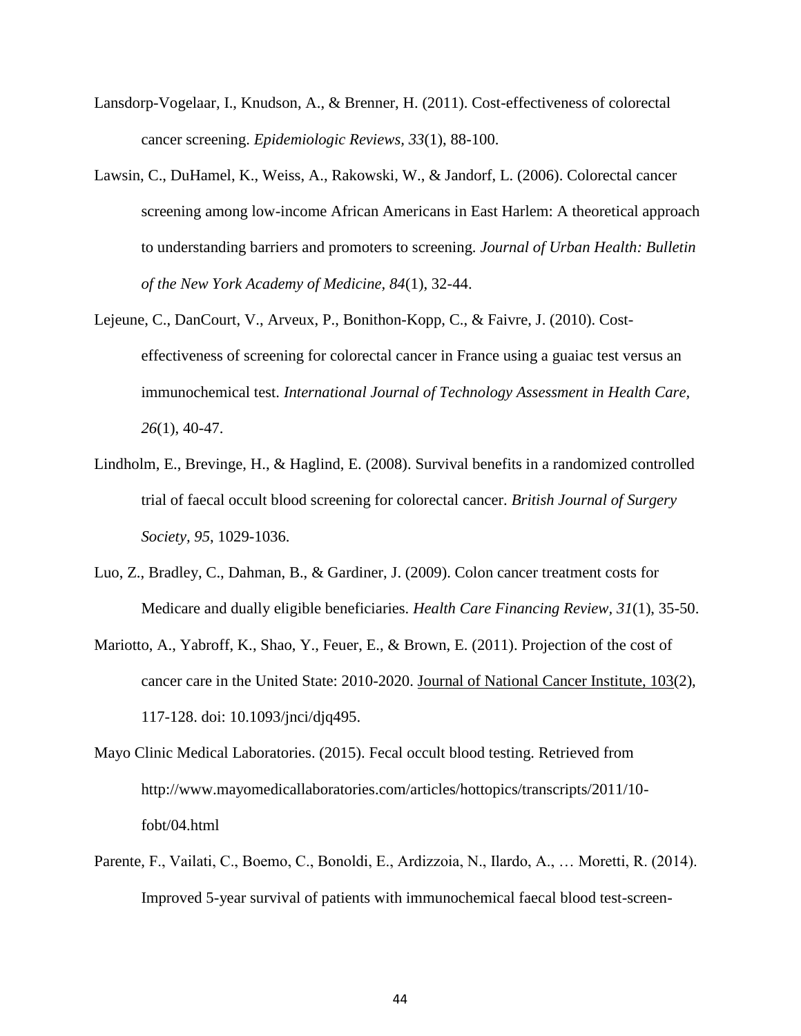Lansdorp-Vogelaar, I., Knudson, A., & Brenner, H. (2011). Cost-effectiveness of colorectal cancer screening. *Epidemiologic Reviews, 33*(1), 88-100.

Lawsin, C., DuHamel, K., Weiss, A., Rakowski, W., & Jandorf, L. (2006). Colorectal cancer screening among low-income African Americans in East Harlem: A theoretical approach to understanding barriers and promoters to screening. *Journal of Urban Health: Bulletin of the New York Academy of Medicine, 84*(1), 32-44.

Lejeune, C., DanCourt, V., Arveux, P., Bonithon-Kopp, C., & Faivre, J. (2010). Cost-effectiveness of screening for colorectal cancer in France using a guaiac test versus an immunochemical test. *International Journal of Technology Assessment in Health Care, 26*(1), 40-47.

Lindholm, E., Brevinge, H., & Haglind, E. (2008). Survival benefits in a randomized controlled trial of faecal occult blood screening for colorectal cancer. *British Journal of Surgery Society, 95*, 1029-1036.

Luo, Z., Bradley, C., Dahman, B., & Gardiner, J. (2009). Colon cancer treatment costs for Medicare and dually eligible beneficiaries. *Health Care Financing Review, 31*(1), 35-50.

Mariotto, A., Yabroff, K., Shao, Y., Feuer, E., & Brown, E. (2011). Projection of the cost of cancer care in the United State: 2010-2020. Journal of National Cancer Institute, 103(2), 117-128. doi: 10.1093/jnci/djq495.

Mayo Clinic Medical Laboratories. (2015). Fecal occult blood testing. Retrieved from http://www.mayomedicallaboratories.com/articles/hottopics/transcripts/2011/10-fobt/04.html

Parente, F., Vailati, C., Boemo, C., Bonoldi, E., Ardizzoia, N., Ilardo, A., … Moretti, R. (2014). Improved 5-year survival of patients with immunochemical faecal blood test-screen-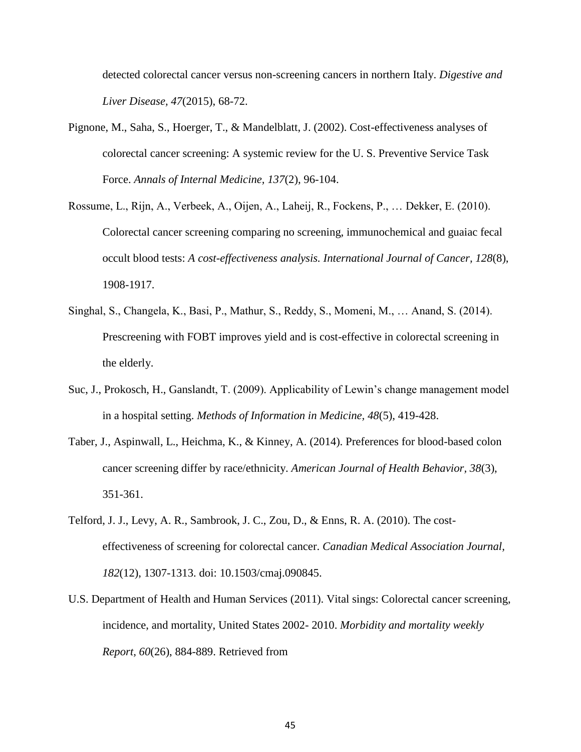detected colorectal cancer versus non-screening cancers in northern Italy. *Digestive and Liver Disease, 47*(2015), 68-72.

Pignone, M., Saha, S., Hoerger, T., & Mandelblatt, J. (2002). Cost-effectiveness analyses of colorectal cancer screening: A systemic review for the U. S. Preventive Service Task Force. *Annals of Internal Medicine, 137*(2), 96-104.

Rossume, L., Rijn, A., Verbeek, A., Oijen, A., Laheij, R., Fockens, P., … Dekker, E. (2010). Colorectal cancer screening comparing no screening, immunochemical and guaiac fecal occult blood tests: *A cost-effectiveness analysis. International Journal of Cancer, 128*(8), 1908-1917.

Singhal, S., Changela, K., Basi, P., Mathur, S., Reddy, S., Momeni, M., … Anand, S. (2014). Prescreening with FOBT improves yield and is cost-effective in colorectal screening in the elderly.

Suc, J., Prokosch, H., Ganslandt, T. (2009). Applicability of Lewin's change management model in a hospital setting. *Methods of Information in Medicine, 48*(5), 419-428.

Taber, J., Aspinwall, L., Heichma, K., & Kinney, A. (2014). Preferences for blood-based colon cancer screening differ by race/ethnicity. *American Journal of Health Behavior, 38*(3), 351-361.

Telford, J. J., Levy, A. R., Sambrook, J. C., Zou, D., & Enns, R. A. (2010). The cost-effectiveness of screening for colorectal cancer. *Canadian Medical Association Journal, 182*(12), 1307-1313. doi: 10.1503/cmaj.090845.

U.S. Department of Health and Human Services (2011). Vital sings: Colorectal cancer screening, incidence, and mortality, United States 2002- 2010. *Morbidity and mortality weekly Report, 60*(26), 884-889. Retrieved from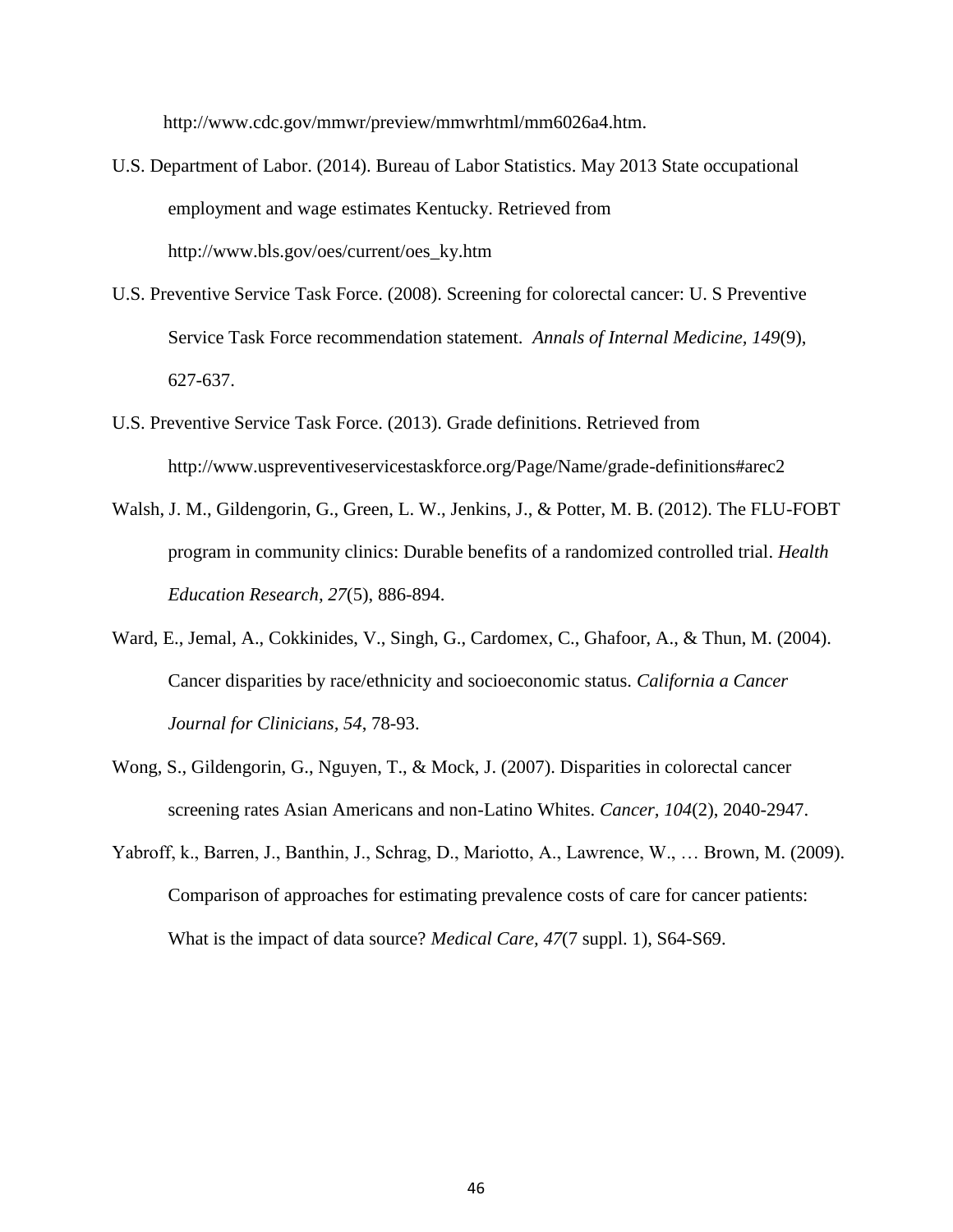http://www.cdc.gov/mmwr/preview/mmwrhtml/mm6026a4.htm.

U.S. Department of Labor. (2014). Bureau of Labor Statistics. May 2013 State occupational employment and wage estimates Kentucky. Retrieved from http://www.bls.gov/oes/current/oes_ky.htm

U.S. Preventive Service Task Force. (2008). Screening for colorectal cancer: U. S Preventive Service Task Force recommendation statement. *Annals of Internal Medicine, 149*(9), 627-637.

U.S. Preventive Service Task Force. (2013). Grade definitions. Retrieved from http://www.uspreventiveservicestaskforce.org/Page/Name/grade-definitions#arec2

Walsh, J. M., Gildengorin, G., Green, L. W., Jenkins, J., & Potter, M. B. (2012). The FLU-FOBT program in community clinics: Durable benefits of a randomized controlled trial. *Health Education Research, 27*(5), 886-894.

Ward, E., Jemal, A., Cokkinides, V., Singh, G., Cardomex, C., Ghafoor, A., & Thun, M. (2004). Cancer disparities by race/ethnicity and socioeconomic status. *California a Cancer Journal for Clinicians, 54*, 78-93.

Wong, S., Gildengorin, G., Nguyen, T., & Mock, J. (2007). Disparities in colorectal cancer screening rates Asian Americans and non-Latino Whites. *Cancer, 104*(2), 2040-2947.

Yabroff, k., Barren, J., Banthin, J., Schrag, D., Mariotto, A., Lawrence, W., … Brown, M. (2009). Comparison of approaches for estimating prevalence costs of care for cancer patients: What is the impact of data source? *Medical Care, 47*(7 suppl. 1), S64-S69.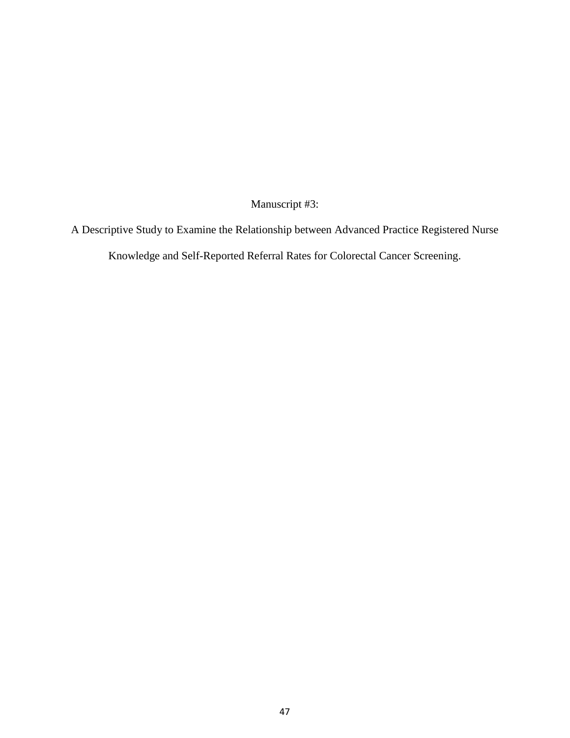# Manuscript #3:

# A Descriptive Study to Examine the Relationship between Advanced Practice Registered Nurse Knowledge and Self-Reported Referral Rates for Colorectal Cancer Screening.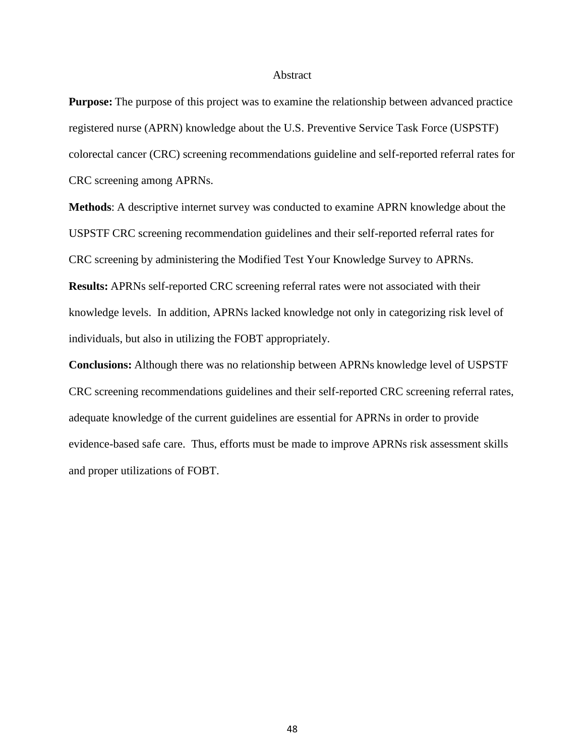# Abstract

**Purpose:** The purpose of this project was to examine the relationship between advanced practice registered nurse (APRN) knowledge about the U.S. Preventive Service Task Force (USPSTF) colorectal cancer (CRC) screening recommendations guideline and self-reported referral rates for CRC screening among APRNs.

**Methods**: A descriptive internet survey was conducted to examine APRN knowledge about the USPSTF CRC screening recommendation guidelines and their self-reported referral rates for CRC screening by administering the Modified Test Your Knowledge Survey to APRNs.

**Results:** APRNs self-reported CRC screening referral rates were not associated with their knowledge levels. In addition, APRNs lacked knowledge not only in categorizing risk level of individuals, but also in utilizing the FOBT appropriately.

**Conclusions:** Although there was no relationship between APRNs knowledge level of USPSTF CRC screening recommendations guidelines and their self-reported CRC screening referral rates, adequate knowledge of the current guidelines are essential for APRNs in order to provide evidence-based safe care. Thus, efforts must be made to improve APRNs risk assessment skills and proper utilizations of FOBT.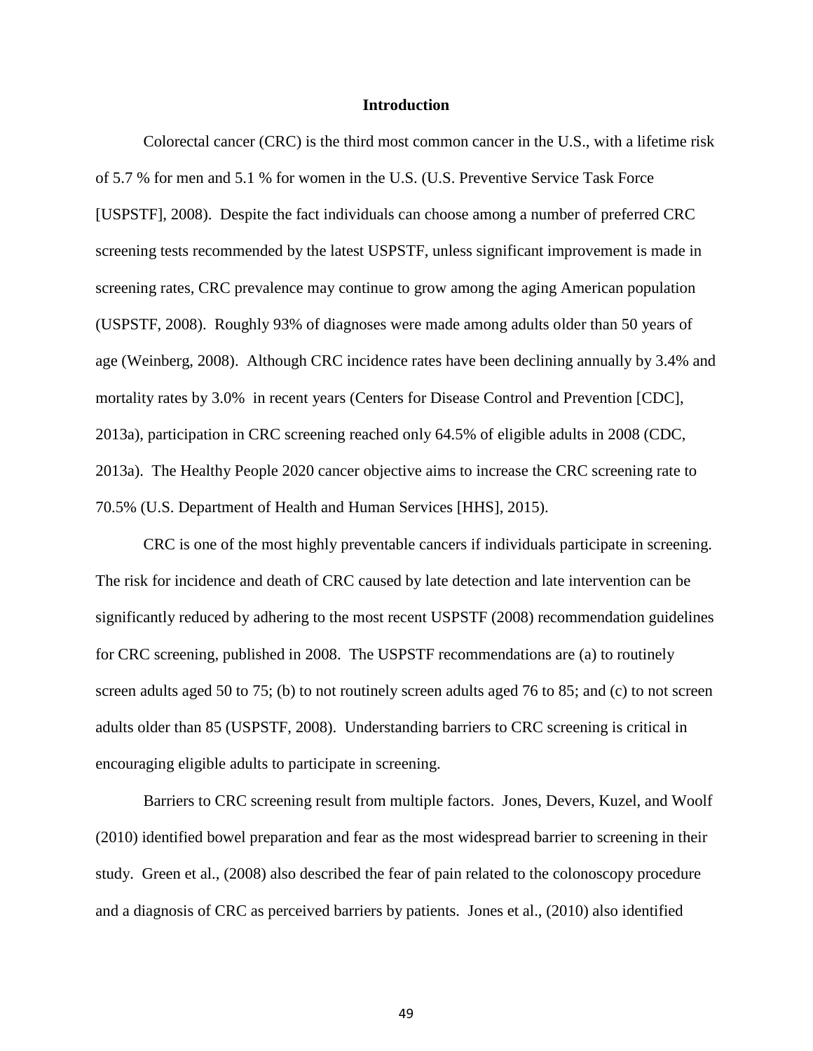## Introduction

Colorectal cancer (CRC) is the third most common cancer in the U.S., with a lifetime risk of 5.7 % for men and 5.1 % for women in the U.S. (U.S. Preventive Service Task Force [USPSTF], 2008). Despite the fact individuals can choose among a number of preferred CRC screening tests recommended by the latest USPSTF, unless significant improvement is made in screening rates, CRC prevalence may continue to grow among the aging American population (USPSTF, 2008). Roughly 93% of diagnoses were made among adults older than 50 years of age (Weinberg, 2008). Although CRC incidence rates have been declining annually by 3.4% and mortality rates by 3.0% in recent years (Centers for Disease Control and Prevention [CDC], 2013a), participation in CRC screening reached only 64.5% of eligible adults in 2008 (CDC, 2013a). The Healthy People 2020 cancer objective aims to increase the CRC screening rate to 70.5% (U.S. Department of Health and Human Services [HHS], 2015).

CRC is one of the most highly preventable cancers if individuals participate in screening. The risk for incidence and death of CRC caused by late detection and late intervention can be significantly reduced by adhering to the most recent USPSTF (2008) recommendation guidelines for CRC screening, published in 2008. The USPSTF recommendations are (a) to routinely screen adults aged 50 to 75; (b) to not routinely screen adults aged 76 to 85; and (c) to not screen adults older than 85 (USPSTF, 2008). Understanding barriers to CRC screening is critical in encouraging eligible adults to participate in screening.

Barriers to CRC screening result from multiple factors. Jones, Devers, Kuzel, and Woolf (2010) identified bowel preparation and fear as the most widespread barrier to screening in their study. Green et al., (2008) also described the fear of pain related to the colonoscopy procedure and a diagnosis of CRC as perceived barriers by patients. Jones et al., (2010) also identified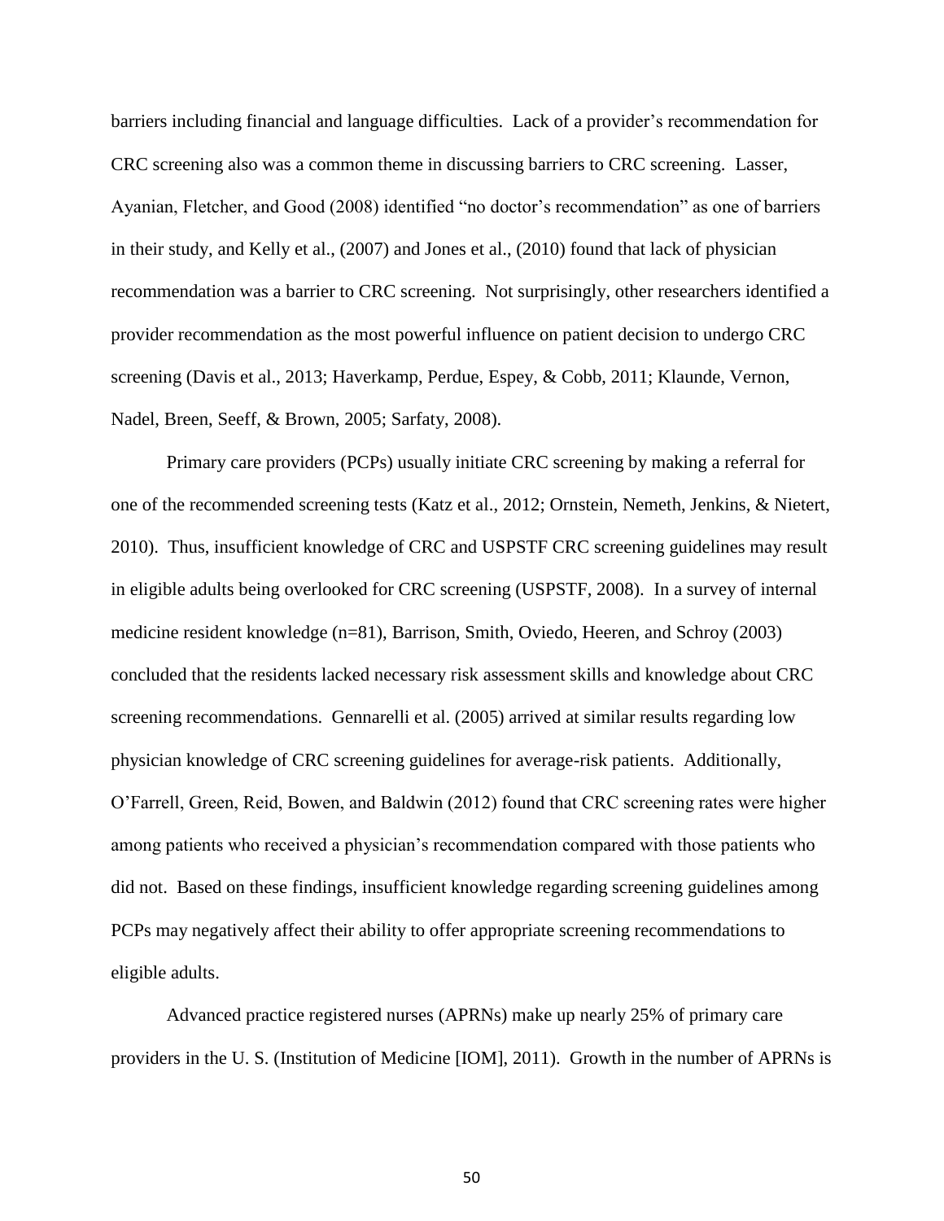barriers including financial and language difficulties. Lack of a provider's recommendation for CRC screening also was a common theme in discussing barriers to CRC screening. Lasser, Ayanian, Fletcher, and Good (2008) identified "no doctor's recommendation" as one of barriers in their study, and Kelly et al., (2007) and Jones et al., (2010) found that lack of physician recommendation was a barrier to CRC screening. Not surprisingly, other researchers identified a provider recommendation as the most powerful influence on patient decision to undergo CRC screening (Davis et al., 2013; Haverkamp, Perdue, Espey, & Cobb, 2011; Klaunde, Vernon, Nadel, Breen, Seeff, & Brown, 2005; Sarfaty, 2008).

Primary care providers (PCPs) usually initiate CRC screening by making a referral for one of the recommended screening tests (Katz et al., 2012; Ornstein, Nemeth, Jenkins, & Nietert, 2010). Thus, insufficient knowledge of CRC and USPSTF CRC screening guidelines may result in eligible adults being overlooked for CRC screening (USPSTF, 2008). In a survey of internal medicine resident knowledge (n=81), Barrison, Smith, Oviedo, Heeren, and Schroy (2003) concluded that the residents lacked necessary risk assessment skills and knowledge about CRC screening recommendations. Gennarelli et al. (2005) arrived at similar results regarding low physician knowledge of CRC screening guidelines for average-risk patients. Additionally, O'Farrell, Green, Reid, Bowen, and Baldwin (2012) found that CRC screening rates were higher among patients who received a physician's recommendation compared with those patients who did not. Based on these findings, insufficient knowledge regarding screening guidelines among PCPs may negatively affect their ability to offer appropriate screening recommendations to eligible adults.

Advanced practice registered nurses (APRNs) make up nearly 25% of primary care providers in the U. S. (Institution of Medicine [IOM], 2011). Growth in the number of APRNs is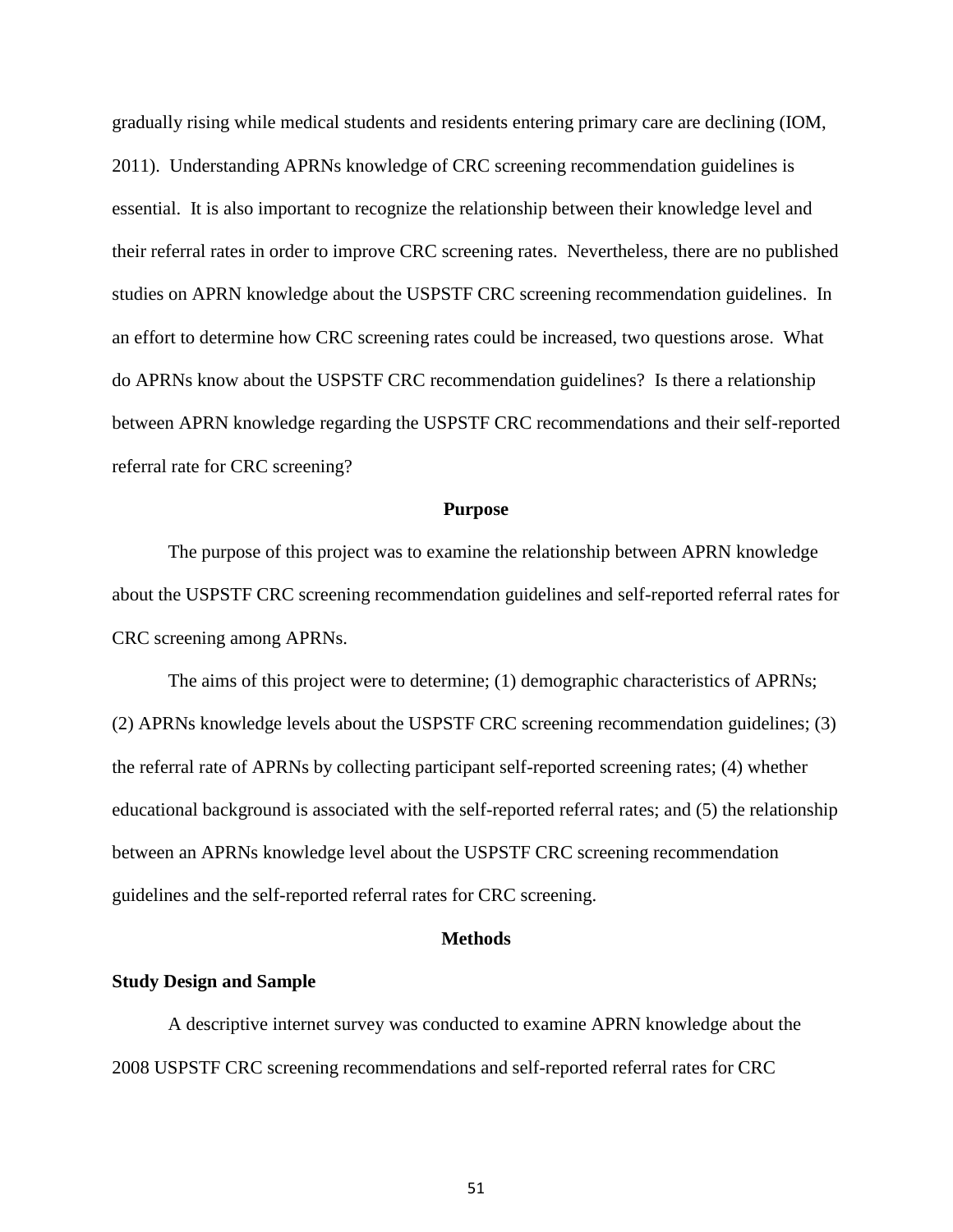gradually rising while medical students and residents entering primary care are declining (IOM, 2011). Understanding APRNs knowledge of CRC screening recommendation guidelines is essential. It is also important to recognize the relationship between their knowledge level and their referral rates in order to improve CRC screening rates. Nevertheless, there are no published studies on APRN knowledge about the USPSTF CRC screening recommendation guidelines. In an effort to determine how CRC screening rates could be increased, two questions arose. What do APRNs know about the USPSTF CRC recommendation guidelines? Is there a relationship between APRN knowledge regarding the USPSTF CRC recommendations and their self-reported referral rate for CRC screening?

## Purpose

The purpose of this project was to examine the relationship between APRN knowledge about the USPSTF CRC screening recommendation guidelines and self-reported referral rates for CRC screening among APRNs.

The aims of this project were to determine; (1) demographic characteristics of APRNs; (2) APRNs knowledge levels about the USPSTF CRC screening recommendation guidelines; (3) the referral rate of APRNs by collecting participant self-reported screening rates; (4) whether educational background is associated with the self-reported referral rates; and (5) the relationship between an APRNs knowledge level about the USPSTF CRC screening recommendation guidelines and the self-reported referral rates for CRC screening.

## Methods

### Study Design and Sample

A descriptive internet survey was conducted to examine APRN knowledge about the 2008 USPSTF CRC screening recommendations and self-reported referral rates for CRC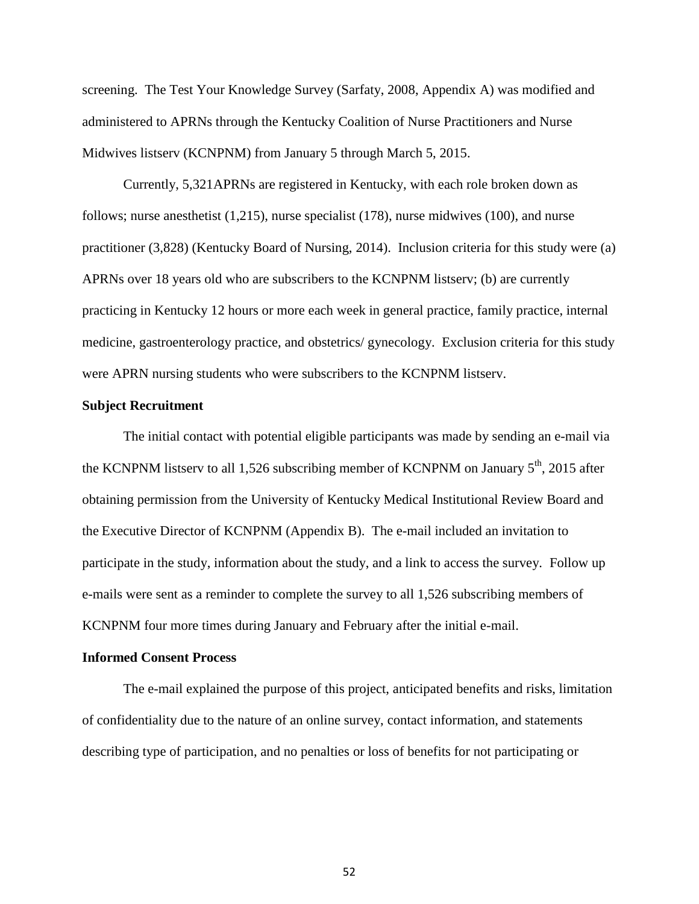screening. The Test Your Knowledge Survey (Sarfaty, 2008, Appendix A) was modified and administered to APRNs through the Kentucky Coalition of Nurse Practitioners and Nurse Midwives listserv (KCNPNM) from January 5 through March 5, 2015.

Currently, 5,321APRNs are registered in Kentucky, with each role broken down as follows; nurse anesthetist (1,215), nurse specialist (178), nurse midwives (100), and nurse practitioner (3,828) (Kentucky Board of Nursing, 2014). Inclusion criteria for this study were (a) APRNs over 18 years old who are subscribers to the KCNPNM listserv; (b) are currently practicing in Kentucky 12 hours or more each week in general practice, family practice, internal medicine, gastroenterology practice, and obstetrics/ gynecology. Exclusion criteria for this study were APRN nursing students who were subscribers to the KCNPNM listserv.

**Subject Recruitment**

The initial contact with potential eligible participants was made by sending an e-mail via the KCNPNM listserv to all 1,526 subscribing member of KCNPNM on January 5th, 2015 after obtaining permission from the University of Kentucky Medical Institutional Review Board and the Executive Director of KCNPNM (Appendix B). The e-mail included an invitation to participate in the study, information about the study, and a link to access the survey. Follow up e-mails were sent as a reminder to complete the survey to all 1,526 subscribing members of KCNPNM four more times during January and February after the initial e-mail.

**Informed Consent Process**

The e-mail explained the purpose of this project, anticipated benefits and risks, limitation of confidentiality due to the nature of an online survey, contact information, and statements describing type of participation, and no penalties or loss of benefits for not participating or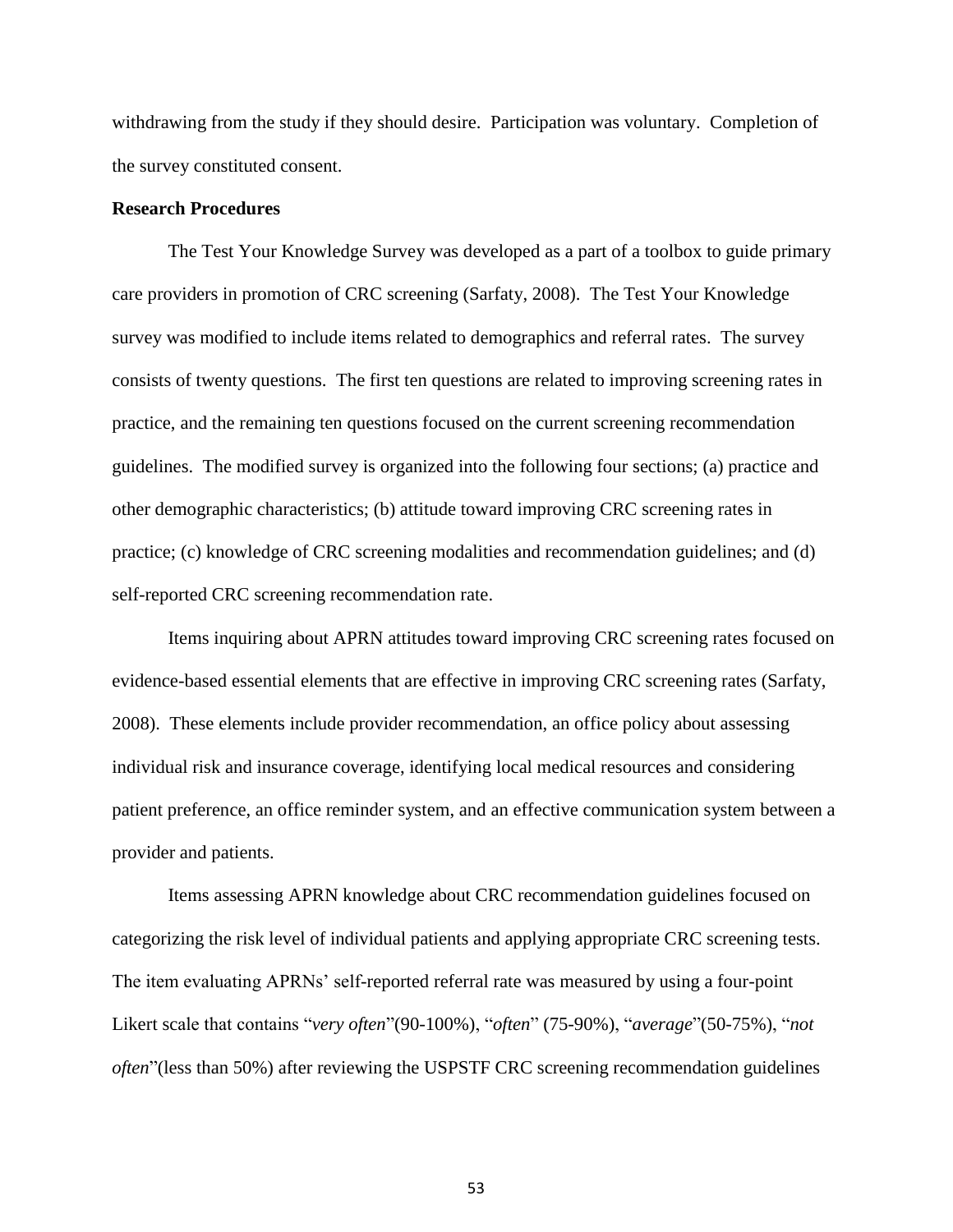withdrawing from the study if they should desire. Participation was voluntary. Completion of the survey constituted consent.

**Research Procedures**

The Test Your Knowledge Survey was developed as a part of a toolbox to guide primary care providers in promotion of CRC screening (Sarfaty, 2008). The Test Your Knowledge survey was modified to include items related to demographics and referral rates. The survey consists of twenty questions. The first ten questions are related to improving screening rates in practice, and the remaining ten questions focused on the current screening recommendation guidelines. The modified survey is organized into the following four sections; (a) practice and other demographic characteristics; (b) attitude toward improving CRC screening rates in practice; (c) knowledge of CRC screening modalities and recommendation guidelines; and (d) self-reported CRC screening recommendation rate.

Items inquiring about APRN attitudes toward improving CRC screening rates focused on evidence-based essential elements that are effective in improving CRC screening rates (Sarfaty, 2008). These elements include provider recommendation, an office policy about assessing individual risk and insurance coverage, identifying local medical resources and considering patient preference, an office reminder system, and an effective communication system between a provider and patients.

Items assessing APRN knowledge about CRC recommendation guidelines focused on categorizing the risk level of individual patients and applying appropriate CRC screening tests. The item evaluating APRNs' self-reported referral rate was measured by using a four-point Likert scale that contains "*very often*"(90-100%), "*often*" (75-90%), "*average*"(50-75%), "*not often*"(less than 50%) after reviewing the USPSTF CRC screening recommendation guidelines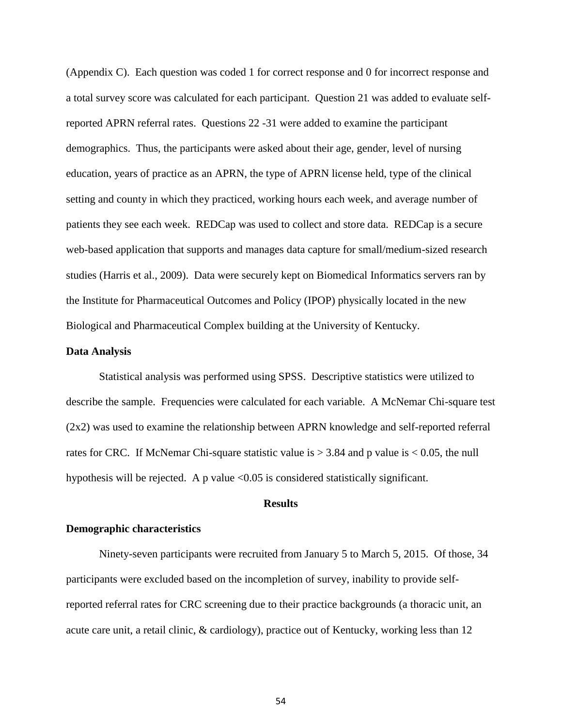(Appendix C). Each question was coded 1 for correct response and 0 for incorrect response and a total survey score was calculated for each participant. Question 21 was added to evaluate self-reported APRN referral rates. Questions 22 -31 were added to examine the participant demographics. Thus, the participants were asked about their age, gender, level of nursing education, years of practice as an APRN, the type of APRN license held, type of the clinical setting and county in which they practiced, working hours each week, and average number of patients they see each week. REDCap was used to collect and store data. REDCap is a secure web-based application that supports and manages data capture for small/medium-sized research studies (Harris et al., 2009). Data were securely kept on Biomedical Informatics servers ran by the Institute for Pharmaceutical Outcomes and Policy (IPOP) physically located in the new Biological and Pharmaceutical Complex building at the University of Kentucky.

**Data Analysis**

Statistical analysis was performed using SPSS. Descriptive statistics were utilized to describe the sample. Frequencies were calculated for each variable. A McNemar Chi-square test (2x2) was used to examine the relationship between APRN knowledge and self-reported referral rates for CRC. If McNemar Chi-square statistic value is $> 3.84$ and p value is $< 0.05$, the null hypothesis will be rejected. A p value $<0.05$ is considered statistically significant.

## Results

**Demographic characteristics**

Ninety-seven participants were recruited from January 5 to March 5, 2015. Of those, 34 participants were excluded based on the incompletion of survey, inability to provide self-reported referral rates for CRC screening due to their practice backgrounds (a thoracic unit, an acute care unit, a retail clinic, & cardiology), practice out of Kentucky, working less than 12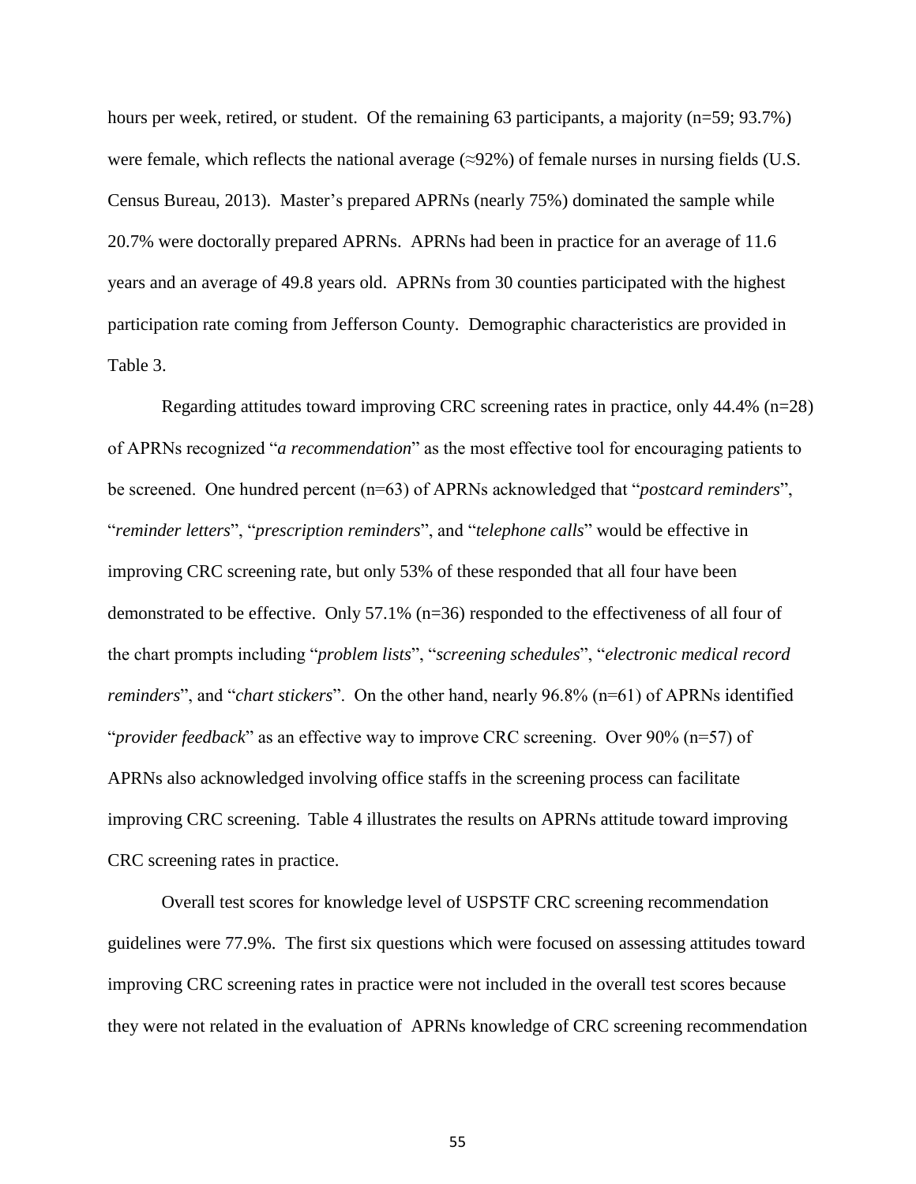hours per week, retired, or student. Of the remaining 63 participants, a majority (n=59; 93.7%) were female, which reflects the national average (≈92%) of female nurses in nursing fields (U.S. Census Bureau, 2013). Master's prepared APRNs (nearly 75%) dominated the sample while 20.7% were doctorally prepared APRNs. APRNs had been in practice for an average of 11.6 years and an average of 49.8 years old. APRNs from 30 counties participated with the highest participation rate coming from Jefferson County. Demographic characteristics are provided in Table 3.

Regarding attitudes toward improving CRC screening rates in practice, only 44.4% (n=28) of APRNs recognized "*a recommendation*" as the most effective tool for encouraging patients to be screened. One hundred percent (n=63) of APRNs acknowledged that "*postcard reminders*", "*reminder letters*", "*prescription reminders*", and "*telephone calls*" would be effective in improving CRC screening rate, but only 53% of these responded that all four have been demonstrated to be effective. Only 57.1% (n=36) responded to the effectiveness of all four of the chart prompts including "*problem lists*", "*screening schedules*", "*electronic medical record reminders*", and "*chart stickers*". On the other hand, nearly 96.8% (n=61) of APRNs identified "*provider feedback*" as an effective way to improve CRC screening. Over 90% (n=57) of APRNs also acknowledged involving office staffs in the screening process can facilitate improving CRC screening. Table 4 illustrates the results on APRNs attitude toward improving CRC screening rates in practice.

Overall test scores for knowledge level of USPSTF CRC screening recommendation guidelines were 77.9%. The first six questions which were focused on assessing attitudes toward improving CRC screening rates in practice were not included in the overall test scores because they were not related in the evaluation of APRNs knowledge of CRC screening recommendation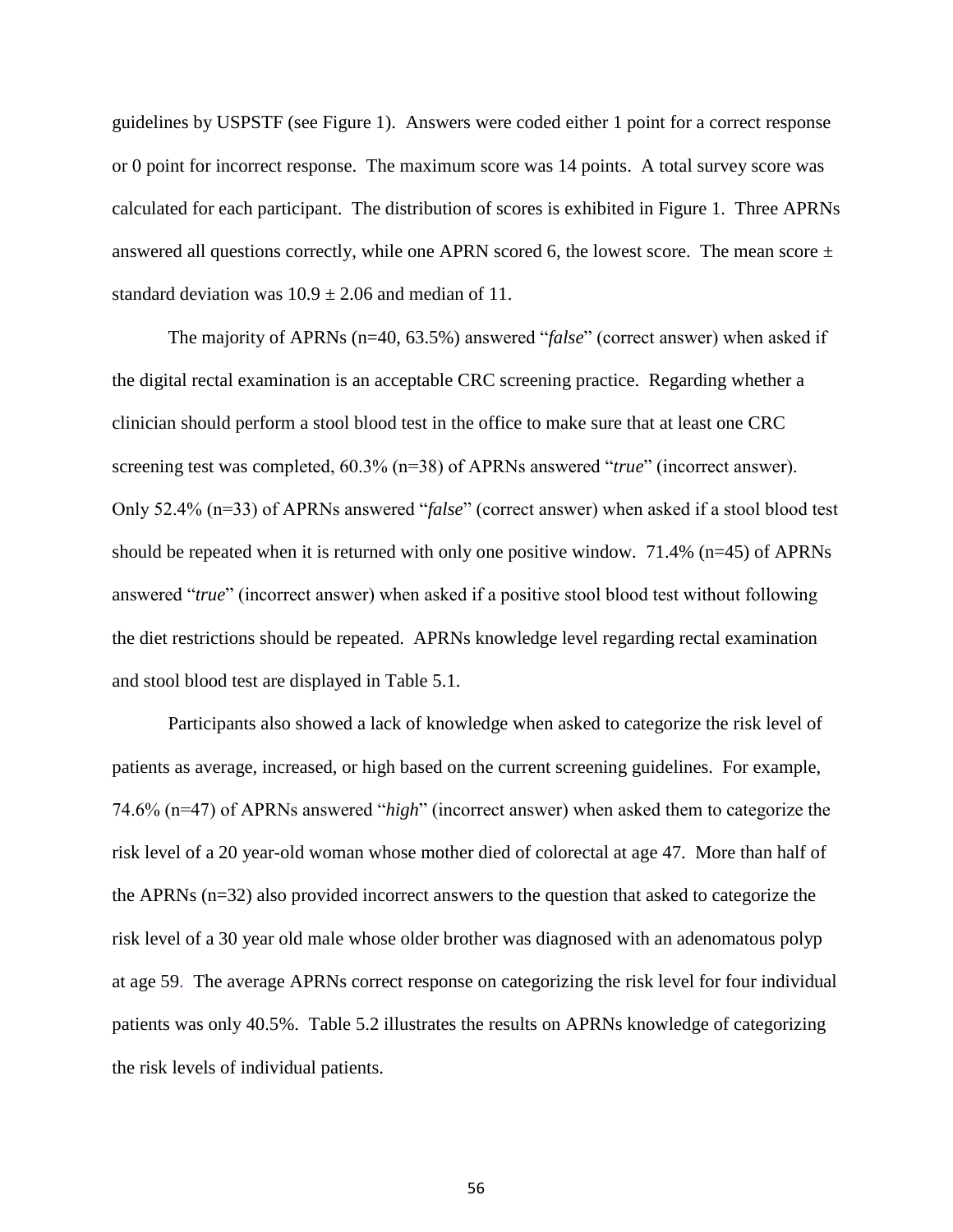guidelines by USPSTF (see Figure 1). Answers were coded either 1 point for a correct response or 0 point for incorrect response. The maximum score was 14 points. A total survey score was calculated for each participant. The distribution of scores is exhibited in Figure 1. Three APRNs answered all questions correctly, while one APRN scored 6, the lowest score. The mean score $\pm$ standard deviation was $10.9 \pm 2.06$ and median of 11.

The majority of APRNs (n=40, 63.5%) answered "*false*" (correct answer) when asked if the digital rectal examination is an acceptable CRC screening practice. Regarding whether a clinician should perform a stool blood test in the office to make sure that at least one CRC screening test was completed, 60.3% (n=38) of APRNs answered "*true*" (incorrect answer). Only 52.4% (n=33) of APRNs answered "*false*" (correct answer) when asked if a stool blood test should be repeated when it is returned with only one positive window. 71.4% (n=45) of APRNs answered "*true*" (incorrect answer) when asked if a positive stool blood test without following the diet restrictions should be repeated. APRNs knowledge level regarding rectal examination and stool blood test are displayed in Table 5.1.

Participants also showed a lack of knowledge when asked to categorize the risk level of patients as average, increased, or high based on the current screening guidelines. For example, 74.6% (n=47) of APRNs answered "*high*" (incorrect answer) when asked them to categorize the risk level of a 20 year-old woman whose mother died of colorectal at age 47. More than half of the APRNs (n=32) also provided incorrect answers to the question that asked to categorize the risk level of a 30 year old male whose older brother was diagnosed with an adenomatous polyp at age 59. The average APRNs correct response on categorizing the risk level for four individual patients was only 40.5%. Table 5.2 illustrates the results on APRNs knowledge of categorizing the risk levels of individual patients.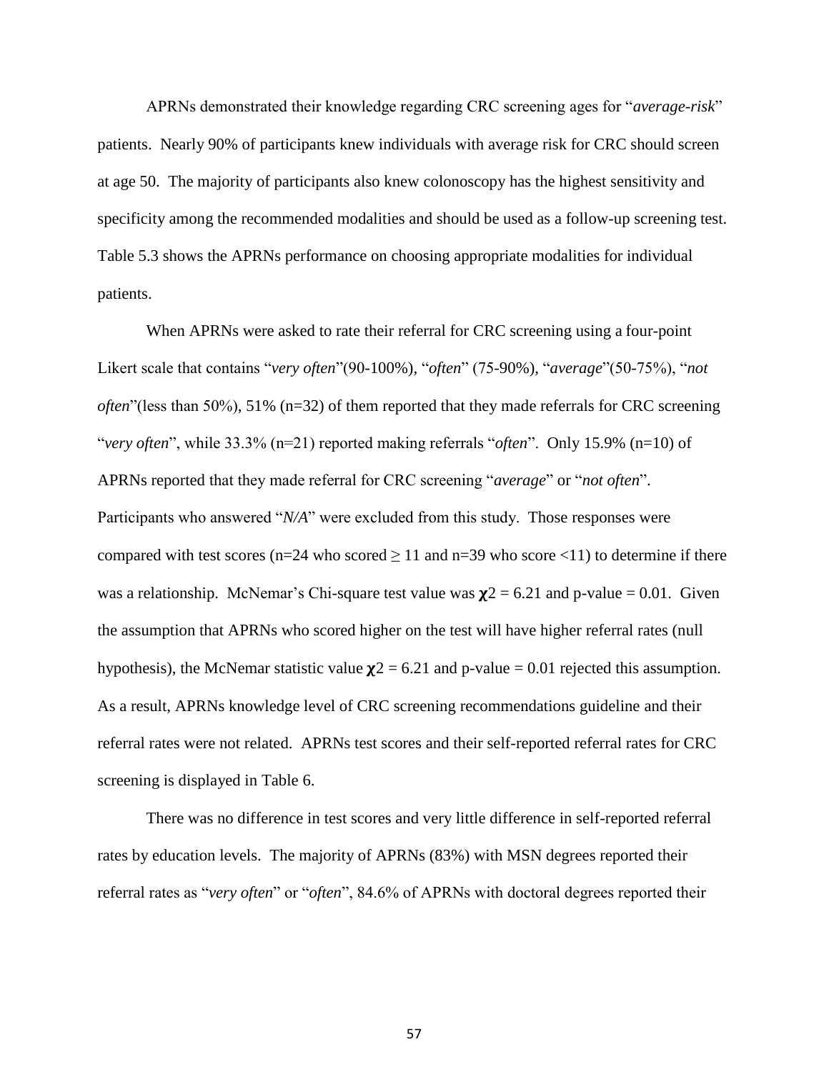APRNs demonstrated their knowledge regarding CRC screening ages for "*average-risk*" patients. Nearly 90% of participants knew individuals with average risk for CRC should screen at age 50. The majority of participants also knew colonoscopy has the highest sensitivity and specificity among the recommended modalities and should be used as a follow-up screening test. Table 5.3 shows the APRNs performance on choosing appropriate modalities for individual patients.

When APRNs were asked to rate their referral for CRC screening using a four-point Likert scale that contains "*very often*"(90-100%), "*often*" (75-90%), "*average*"(50-75%), "*not often*"(less than 50%), 51% (n=32) of them reported that they made referrals for CRC screening "*very often*", while 33.3% (n=21) reported making referrals "*often*". Only 15.9% (n=10) of APRNs reported that they made referral for CRC screening "*average*" or "*not often*". Participants who answered "*N/A*" were excluded from this study. Those responses were compared with test scores (n=24 who scored $\geq 11$ and n=39 who score <11) to determine if there was a relationship. McNemar's Chi-square test value was $\chi 2 = 6.21$ and p-value = 0.01. Given the assumption that APRNs who scored higher on the test will have higher referral rates (null hypothesis), the McNemar statistic value $\chi 2 = 6.21$ and p-value = 0.01 rejected this assumption. As a result, APRNs knowledge level of CRC screening recommendations guideline and their referral rates were not related. APRNs test scores and their self-reported referral rates for CRC screening is displayed in Table 6.

There was no difference in test scores and very little difference in self-reported referral rates by education levels. The majority of APRNs (83%) with MSN degrees reported their referral rates as "*very often*" or "*often*", 84.6% of APRNs with doctoral degrees reported their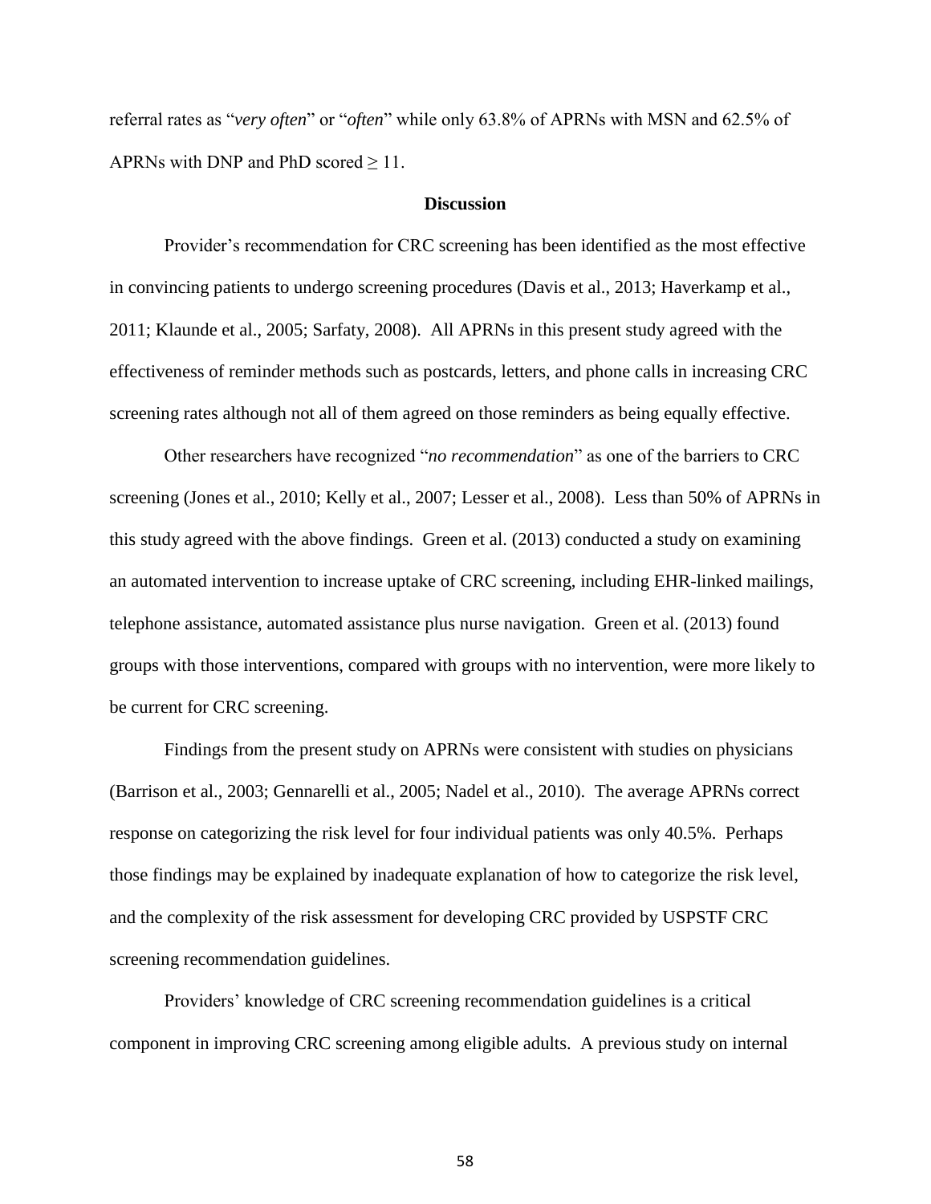referral rates as "*very often*" or "*often*" while only 63.8% of APRNs with MSN and 62.5% of APRNs with DNP and PhD scored $\geq$ 11.

## Discussion

Provider's recommendation for CRC screening has been identified as the most effective in convincing patients to undergo screening procedures (Davis et al., 2013; Haverkamp et al., 2011; Klaunde et al., 2005; Sarfaty, 2008). All APRNs in this present study agreed with the effectiveness of reminder methods such as postcards, letters, and phone calls in increasing CRC screening rates although not all of them agreed on those reminders as being equally effective.

Other researchers have recognized "*no recommendation*" as one of the barriers to CRC screening (Jones et al., 2010; Kelly et al., 2007; Lesser et al., 2008). Less than 50% of APRNs in this study agreed with the above findings. Green et al. (2013) conducted a study on examining an automated intervention to increase uptake of CRC screening, including EHR-linked mailings, telephone assistance, automated assistance plus nurse navigation. Green et al. (2013) found groups with those interventions, compared with groups with no intervention, were more likely to be current for CRC screening.

Findings from the present study on APRNs were consistent with studies on physicians (Barrison et al., 2003; Gennarelli et al., 2005; Nadel et al., 2010). The average APRNs correct response on categorizing the risk level for four individual patients was only 40.5%. Perhaps those findings may be explained by inadequate explanation of how to categorize the risk level, and the complexity of the risk assessment for developing CRC provided by USPSTF CRC screening recommendation guidelines.

Providers' knowledge of CRC screening recommendation guidelines is a critical component in improving CRC screening among eligible adults. A previous study on internal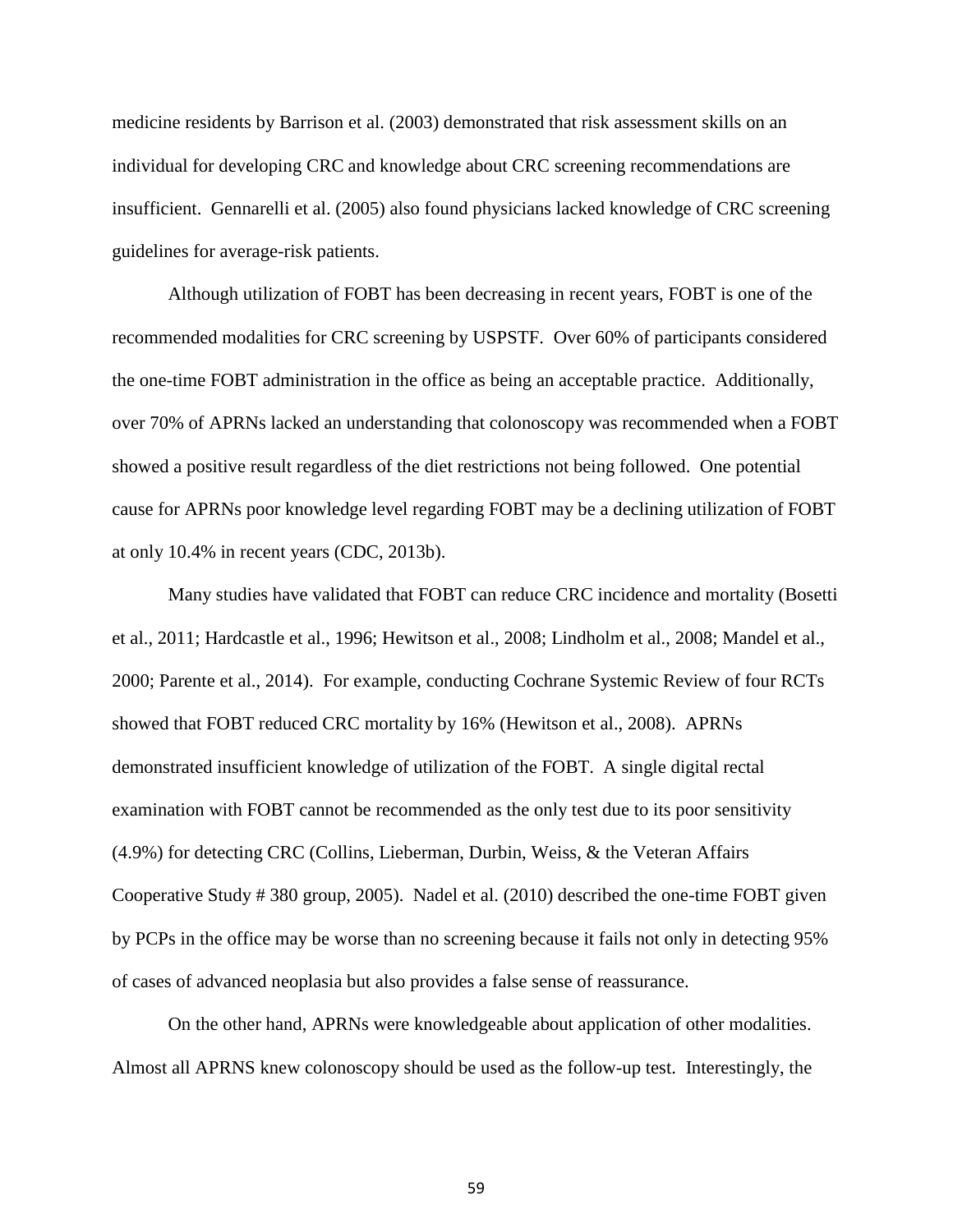medicine residents by Barrison et al. (2003) demonstrated that risk assessment skills on an individual for developing CRC and knowledge about CRC screening recommendations are insufficient. Gennarelli et al. (2005) also found physicians lacked knowledge of CRC screening guidelines for average-risk patients.

Although utilization of FOBT has been decreasing in recent years, FOBT is one of the recommended modalities for CRC screening by USPSTF. Over 60% of participants considered the one-time FOBT administration in the office as being an acceptable practice. Additionally, over 70% of APRNs lacked an understanding that colonoscopy was recommended when a FOBT showed a positive result regardless of the diet restrictions not being followed. One potential cause for APRNs poor knowledge level regarding FOBT may be a declining utilization of FOBT at only 10.4% in recent years (CDC, 2013b).

Many studies have validated that FOBT can reduce CRC incidence and mortality (Bosetti et al., 2011; Hardcastle et al., 1996; Hewitson et al., 2008; Lindholm et al., 2008; Mandel et al., 2000; Parente et al., 2014). For example, conducting Cochrane Systemic Review of four RCTs showed that FOBT reduced CRC mortality by 16% (Hewitson et al., 2008). APRNs demonstrated insufficient knowledge of utilization of the FOBT. A single digital rectal examination with FOBT cannot be recommended as the only test due to its poor sensitivity (4.9%) for detecting CRC (Collins, Lieberman, Durbin, Weiss, & the Veteran Affairs Cooperative Study # 380 group, 2005). Nadel et al. (2010) described the one-time FOBT given by PCPs in the office may be worse than no screening because it fails not only in detecting 95% of cases of advanced neoplasia but also provides a false sense of reassurance.

On the other hand, APRNs were knowledgeable about application of other modalities. Almost all APRNS knew colonoscopy should be used as the follow-up test. Interestingly, the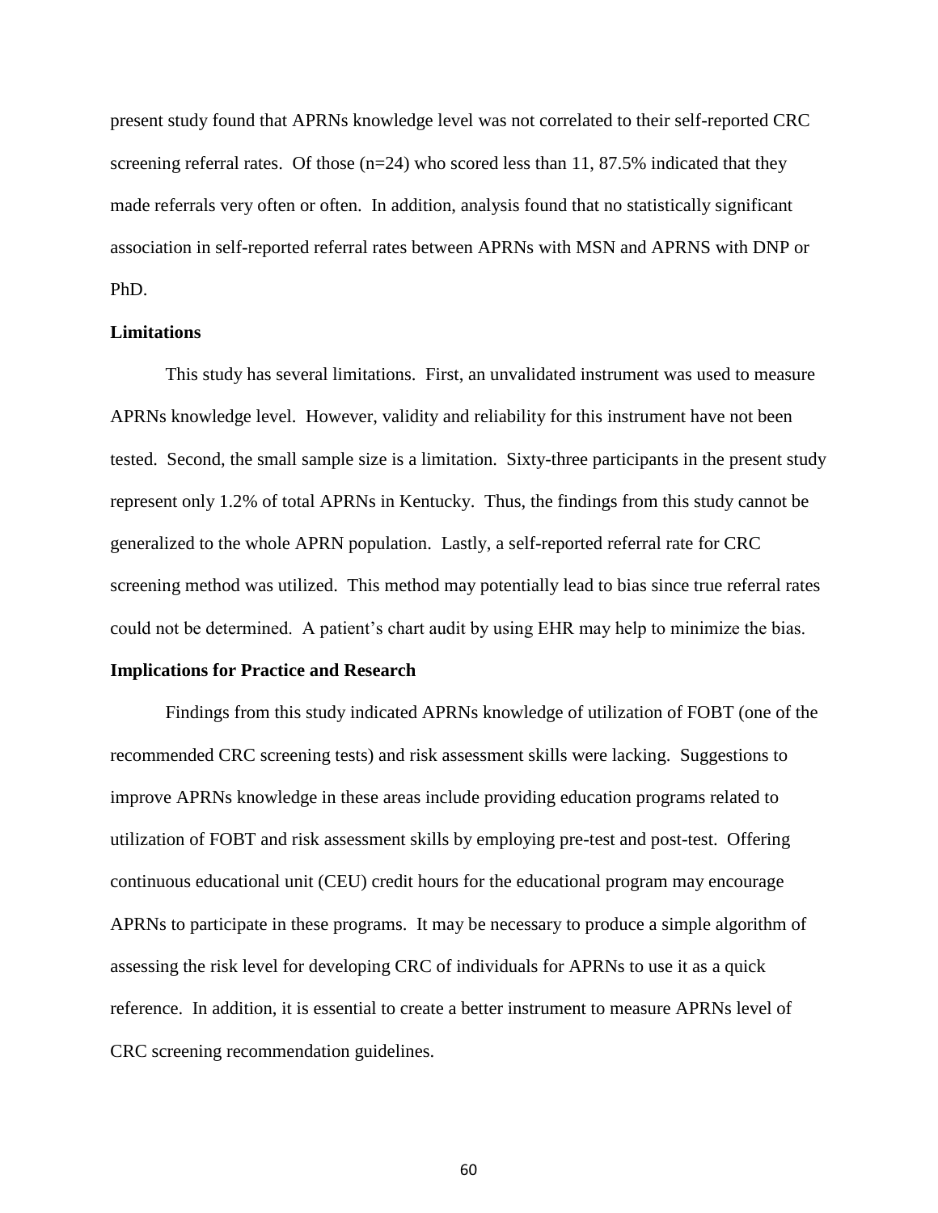present study found that APRNs knowledge level was not correlated to their self-reported CRC screening referral rates. Of those (n=24) who scored less than 11, 87.5% indicated that they made referrals very often or often. In addition, analysis found that no statistically significant association in self-reported referral rates between APRNs with MSN and APRNS with DNP or PhD.

## Limitations

This study has several limitations. First, an unvalidated instrument was used to measure APRNs knowledge level. However, validity and reliability for this instrument have not been tested. Second, the small sample size is a limitation. Sixty-three participants in the present study represent only 1.2% of total APRNs in Kentucky. Thus, the findings from this study cannot be generalized to the whole APRN population. Lastly, a self-reported referral rate for CRC screening method was utilized. This method may potentially lead to bias since true referral rates could not be determined. A patient's chart audit by using EHR may help to minimize the bias.

## Implications for Practice and Research

Findings from this study indicated APRNs knowledge of utilization of FOBT (one of the recommended CRC screening tests) and risk assessment skills were lacking. Suggestions to improve APRNs knowledge in these areas include providing education programs related to utilization of FOBT and risk assessment skills by employing pre-test and post-test. Offering continuous educational unit (CEU) credit hours for the educational program may encourage APRNs to participate in these programs. It may be necessary to produce a simple algorithm of assessing the risk level for developing CRC of individuals for APRNs to use it as a quick reference. In addition, it is essential to create a better instrument to measure APRNs level of CRC screening recommendation guidelines.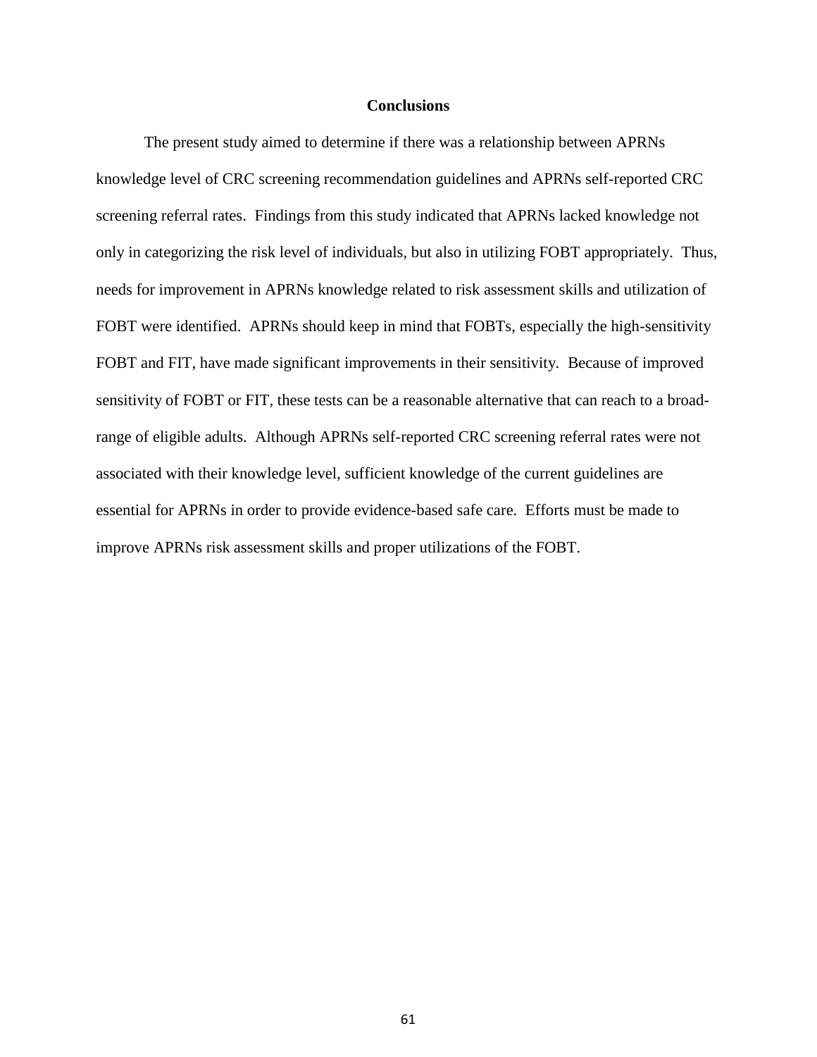## Conclusions

The present study aimed to determine if there was a relationship between APRNs knowledge level of CRC screening recommendation guidelines and APRNs self-reported CRC screening referral rates. Findings from this study indicated that APRNs lacked knowledge not only in categorizing the risk level of individuals, but also in utilizing FOBT appropriately. Thus, needs for improvement in APRNs knowledge related to risk assessment skills and utilization of FOBT were identified. APRNs should keep in mind that FOBTs, especially the high-sensitivity FOBT and FIT, have made significant improvements in their sensitivity. Because of improved sensitivity of FOBT or FIT, these tests can be a reasonable alternative that can reach to a broad-range of eligible adults. Although APRNs self-reported CRC screening referral rates were not associated with their knowledge level, sufficient knowledge of the current guidelines are essential for APRNs in order to provide evidence-based safe care. Efforts must be made to improve APRNs risk assessment skills and proper utilizations of the FOBT.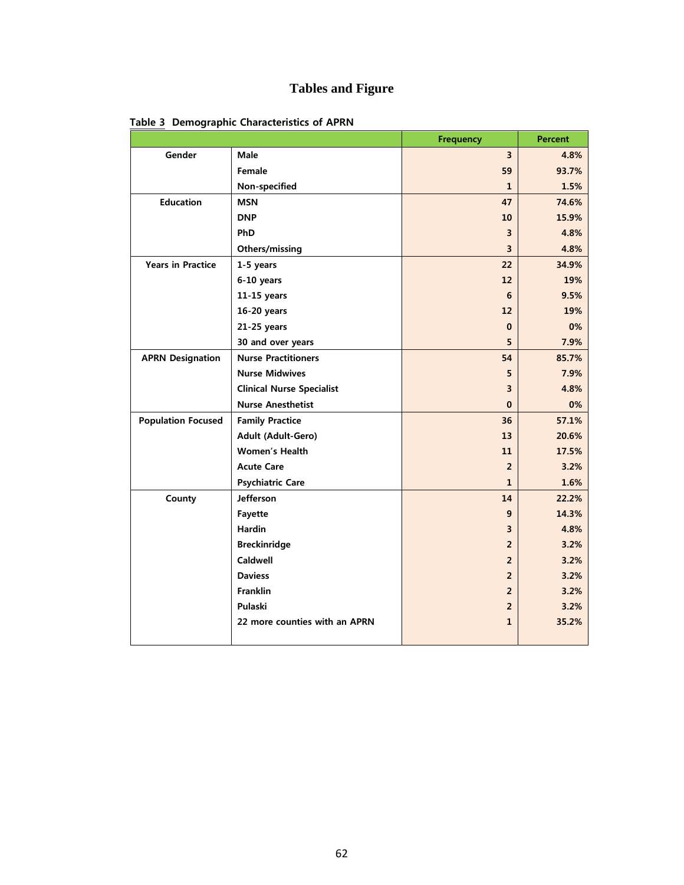# Tables and Figure

**Table 3 Demographic Characteristics of APRN**

| | | Frequency | Percent |
|---|---|---|---|
| **Gender** | **Male** | **3** | **4.8%** |
| | **Female** | **59** | **93.7%** |
| | **Non-specified** | **1** | **1.5%** |
| **Education** | **MSN** | **47** | **74.6%** |
| | **DNP** | **10** | **15.9%** |
| | **PhD** | **3** | **4.8%** |
| | **Others/missing** | **3** | **4.8%** |
| **Years in Practice** | **1-5 years** | **22** | **34.9%** |
| | **6-10 years** | **12** | **19%** |
| | **11-15 years** | **6** | **9.5%** |
| | **16-20 years** | **12** | **19%** |
| | **21-25 years** | **0** | **0%** |
| | **30 and over years** | **5** | **7.9%** |
| **APRN Designation** | **Nurse Practitioners** | **54** | **85.7%** |
| | **Nurse Midwives** | **5** | **7.9%** |
| | **Clinical Nurse Specialist** | **3** | **4.8%** |
| | **Nurse Anesthetist** | **0** | **0%** |
| **Population Focused** | **Family Practice** | **36** | **57.1%** |
| | **Adult (Adult-Gero)** | **13** | **20.6%** |
| | **Women's Health** | **11** | **17.5%** |
| | **Acute Care** | **2** | **3.2%** |
| | **Psychiatric Care** | **1** | **1.6%** |
| **County** | **Jefferson** | **14** | **22.2%** |
| | **Fayette** | **9** | **14.3%** |
| | **Hardin** | **3** | **4.8%** |
| | **Breckinridge** | **2** | **3.2%** |
| | **Caldwell** | **2** | **3.2%** |
| | **Daviess** | **2** | **3.2%** |
| | **Franklin** | **2** | **3.2%** |
| | **Pulaski** | **2** | **3.2%** |
| | **22 more counties with an APRN** | **1** | **35.2%** |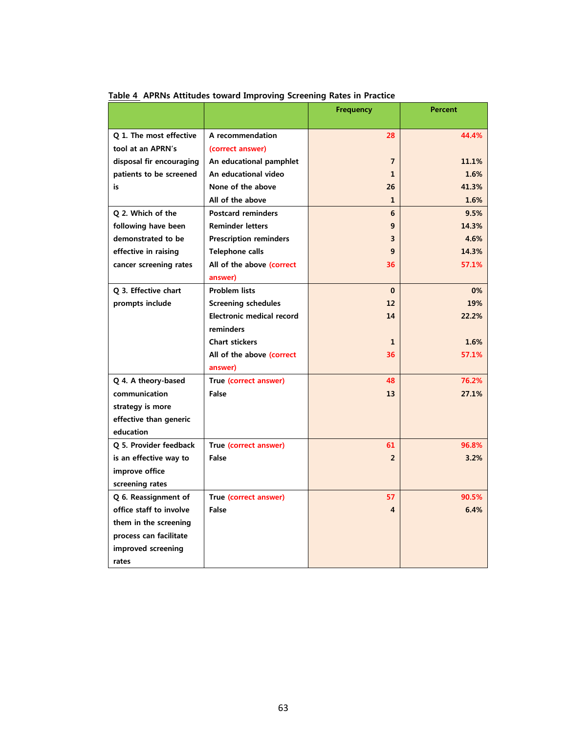**Table 4** APRNs Attitudes toward Improving Screening Rates in Practice

| | | Frequency | Percent |
|---|---|---|---|
| Q 1. The most effective tool at an APRN's disposal fir encouraging patients to be screened is | A recommendation (correct answer) | 28 | 44.4% |
| | An educational pamphlet | 7 | 11.1% |
| | An educational video | 1 | 1.6% |
| | None of the above | 26 | 41.3% |
| | All of the above | 1 | 1.6% |
| Q 2. Which of the following have been demonstrated to be effective in raising cancer screening rates | Postcard reminders | 6 | 9.5% |
| | Reminder letters | 9 | 14.3% |
| | Prescription reminders | 3 | 4.6% |
| | Telephone calls | 9 | 14.3% |
| | All of the above (correct answer) | 36 | 57.1% |
| Q 3. Effective chart prompts include | Problem lists | 0 | 0% |
| | Screening schedules | 12 | 19% |
| | Electronic medical record reminders | 14 | 22.2% |
| | Chart stickers | 1 | 1.6% |
| | All of the above (correct answer) | 36 | 57.1% |
| Q 4. A theory-based communication strategy is more effective than generic education | True (correct answer) | 48 | 76.2% |
| | False | 13 | 27.1% |
| Q 5. Provider feedback is an effective way to improve office screening rates | True (correct answer) | 61 | 96.8% |
| | False | 2 | 3.2% |
| Q 6. Reassignment of office staff to involve them in the screening process can facilitate improved screening rates | True (correct answer) | 57 | 90.5% |
| | False | 4 | 6.4% |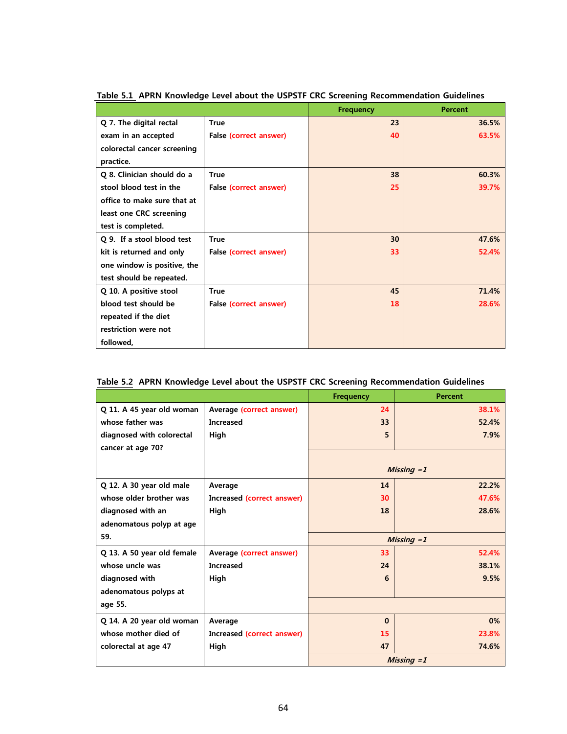Table 5.1 APRN Knowledge Level about the USPSTF CRC Screening Recommendation Guidelines

| | | Frequency | Percent |
|---|---|---|---|
| Q 7. The digital rectal exam in an accepted colorectal cancer screening practice. | True | 23 | 36.5% |
| | False (correct answer) | 40 | 63.5% |
| Q 8. Clinician should do a stool blood test in the office to make sure that at least one CRC screening test is completed. | True | 38 | 60.3% |
| | False (correct answer) | 25 | 39.7% |
| Q 9. If a stool blood test kit is returned and only one window is positive, the test should be repeated. | True | 30 | 47.6% |
| | False (correct answer) | 33 | 52.4% |
| Q 10. A positive stool blood test should be repeated if the diet restriction were not followed, | True | 45 | 71.4% |
| | False (correct answer) | 18 | 28.6% |

Table 5.2 APRN Knowledge Level about the USPSTF CRC Screening Recommendation Guidelines

| | | Frequency | Percent |
|---|---|---|---|
| Q 11. A 45 year old woman whose father was diagnosed with colorectal cancer at age 70? | Average (correct answer) | 24 | 38.1% |
| | Increased | 33 | 52.4% |
| | High | 5 | 7.9% |
| | | *Missing =1* | |
| Q 12. A 30 year old male whose older brother was diagnosed with an adenomatous polyp at age 59. | Average | 14 | 22.2% |
| | Increased (correct answer) | 30 | 47.6% |
| | High | 18 | 28.6% |
| | | *Missing =1* | |
| Q 13. A 50 year old female whose uncle was diagnosed with adenomatous polyps at age 55. | Average (correct answer) | 33 | 52.4% |
| | Increased | 24 | 38.1% |
| | High | 6 | 9.5% |
| Q 14. A 20 year old woman whose mother died of colorectal at age 47 | Average | 0 | 0% |
| | Increased (correct answer) | 15 | 23.8% |
| | High | 47 | 74.6% |
| | | *Missing =1* | |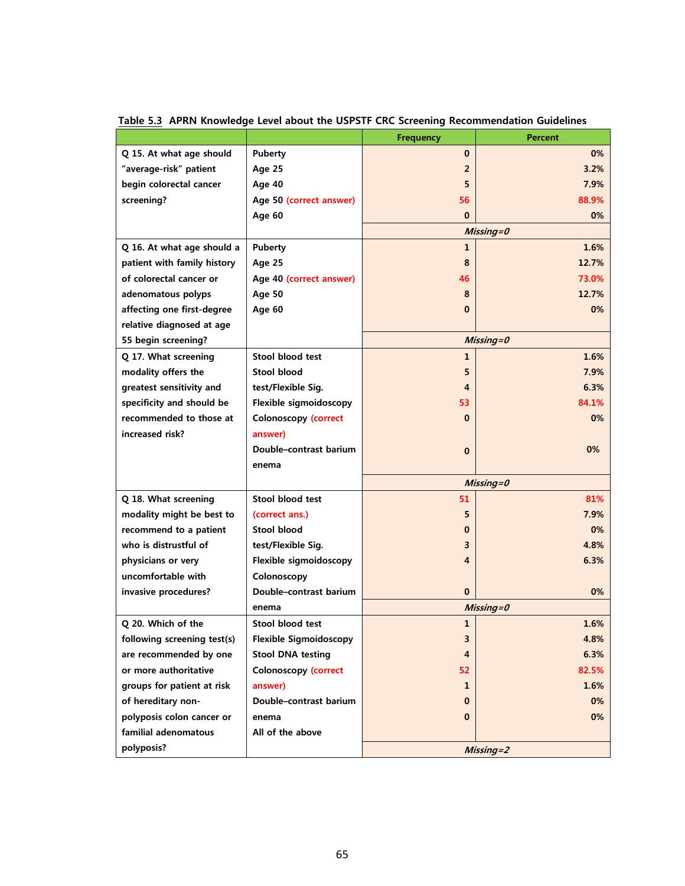**Table 5.3 APRN Knowledge Level about the USPSTF CRC Screening Recommendation Guidelines**

| | | Frequency | Percent |
|---|---|---|---|
| Q 15. At what age should "average-risk" patient begin colorectal cancer screening? | Puberty | 0 | 0% |
| | Age 25 | 2 | 3.2% |
| | Age 40 | 5 | 7.9% |
| | Age 50 (correct answer) | 56 | 88.9% |
| | Age 60 | 0 | 0% |
| | | *Missing=0* | |
| Q 16. At what age should a patient with family history of colorectal cancer or adenomatous polyps affecting one first-degree relative diagnosed at age 55 begin screening? | Puberty | 1 | 1.6% |
| | Age 25 | 8 | 12.7% |
| | Age 40 (correct answer) | 46 | 73.0% |
| | Age 50 | 8 | 12.7% |
| | Age 60 | 0 | 0% |
| | | *Missing=0* | |
| Q 17. What screening modality offers the greatest sensitivity and specificity and should be recommended to those at increased risk? | Stool blood test | 1 | 1.6% |
| | Stool blood test/Flexible Sig. | 5 | 7.9% |
| | Flexible sigmoidoscopy | 4 | 6.3% |
| | Colonoscopy (correct answer) | 53 | 84.1% |
| | Double–contrast barium enema | 0 | 0% |
| | | 0 | 0% |
| | | *Missing=0* | |
| Q 18. What screening modality might be best to recommend to a patient who is distrustful of physicians or very uncomfortable with invasive procedures? | Stool blood test (correct ans.) | 51 | 81% |
| | Stool blood test/Flexible Sig. | 5 | 7.9% |
| | Flexible sigmoidoscopy | 0 | 0% |
| | Colonoscopy | 3 | 4.8% |
| | Double–contrast barium enema | 4 | 6.3% |
| | | 0 | 0% |
| | | *Missing=0* | |
| Q 20. Which of the following screening test(s) are recommended by one or more authoritative groups for patient at risk of hereditary non-polyposis colon cancer or familial adenomatous polyposis? | Stool blood test | 1 | 1.6% |
| | Flexible Sigmoidoscopy | 3 | 4.8% |
| | Stool DNA testing | 4 | 6.3% |
| | Colonoscopy (correct answer) | 52 | 82.5% |
| | Double–contrast barium enema | 1 | 1.6% |
| | All of the above | 0 | 0% |
| | | 0 | 0% |
| | | *Missing=2* | |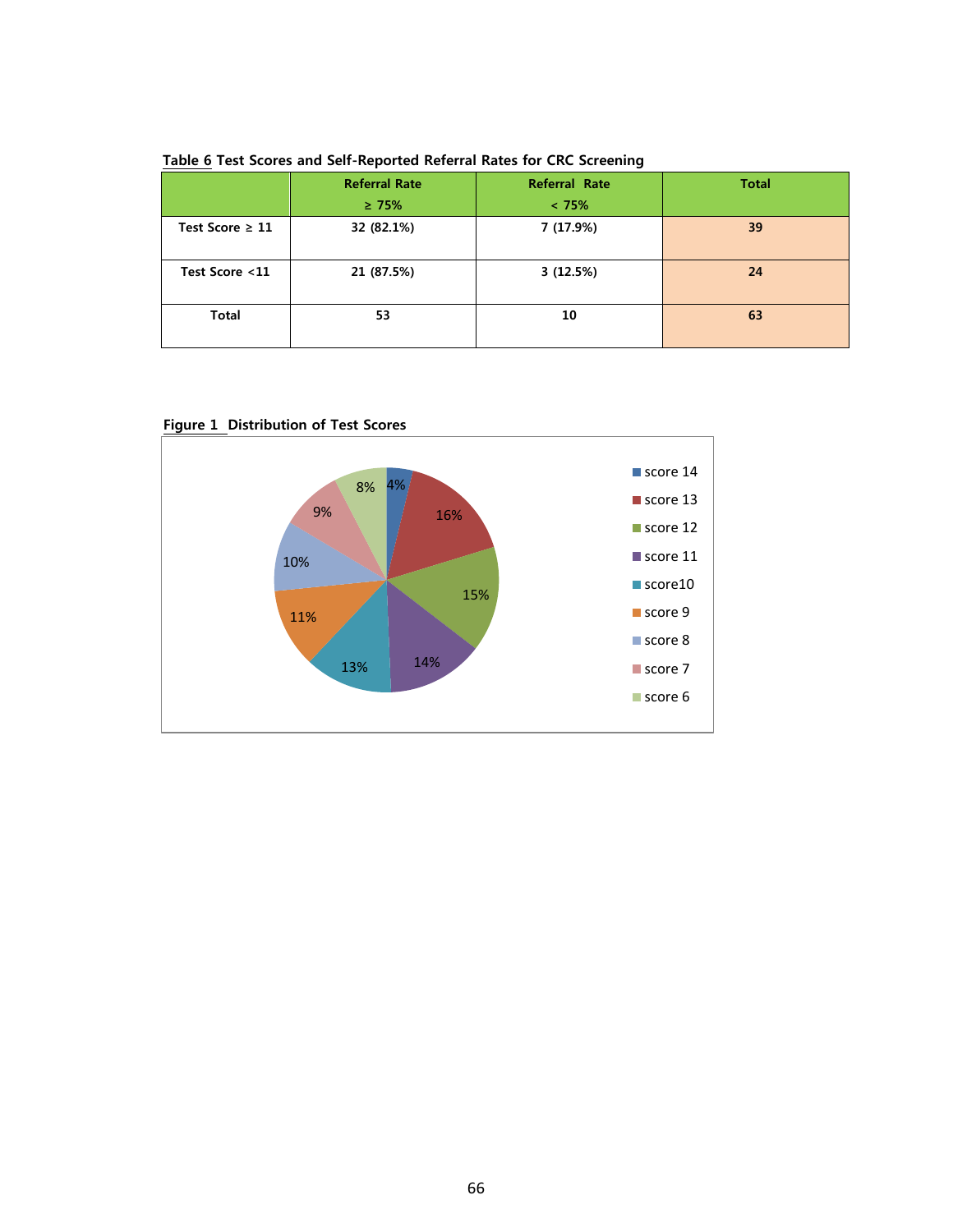**Table 6** Test Scores and Self-Reported Referral Rates for CRC Screening

| | Referral Rate ≥ 75% | Referral Rate < 75% | Total |
|---|---|---|---|
| Test Score ≥ 11 | 32 (82.1%) | 7 (17.9%) | 39 |
| Test Score <11 | 21 (87.5%) | 3 (12.5%) | 24 |
| Total | 53 | 10 | 63 |

**Figure 1** Distribution of Test Scores

| Score | Percentage |
|---|---|
| score 14 | 4% |
| score 13 | 16% |
| score 12 | 15% |
| score 11 | 14% |
| score10 | 13% |
| score 9 | 11% |
| score 8 | 10% |
| score 7 | 9% |
| score 6 | 8% |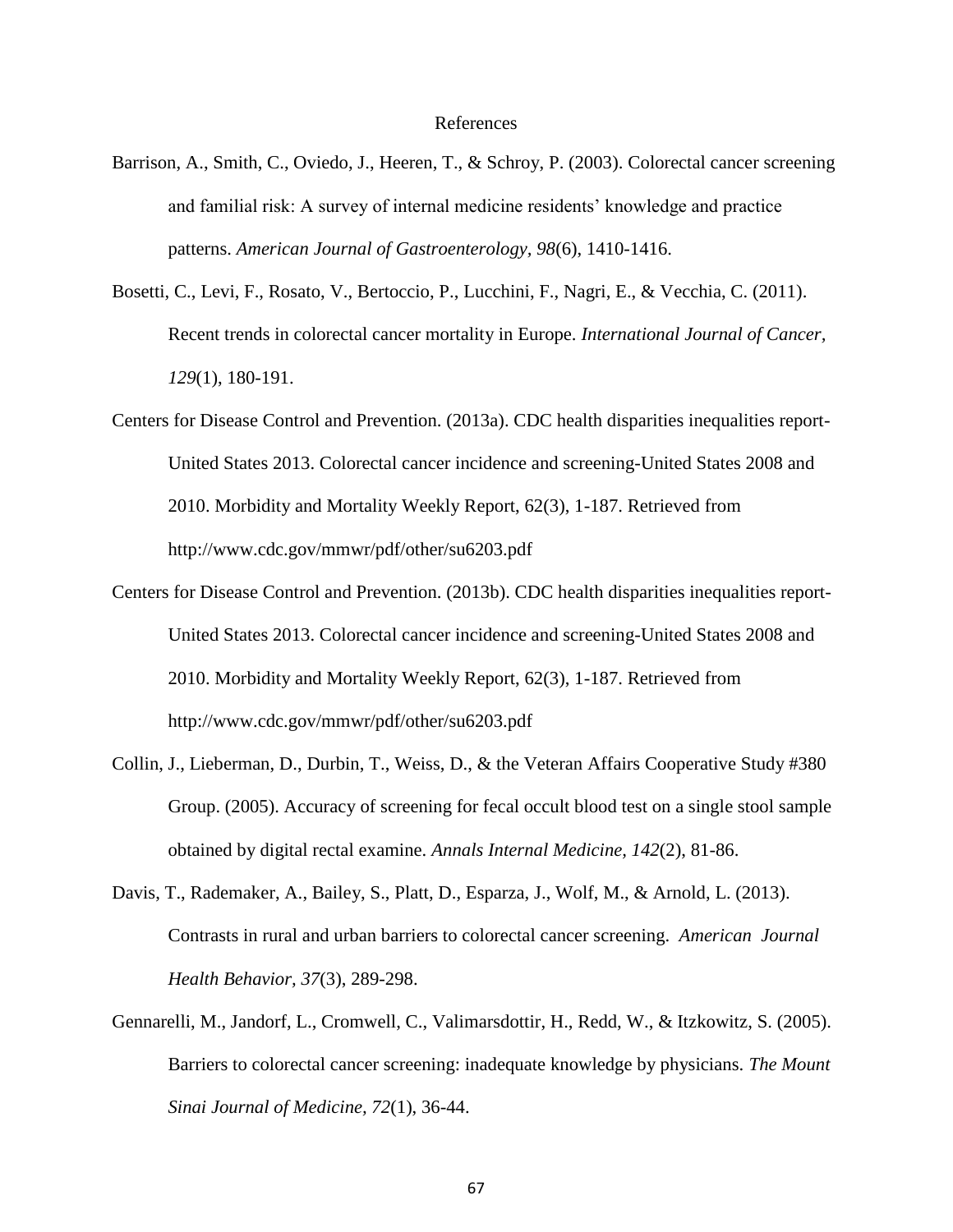# References

Barrison, A., Smith, C., Oviedo, J., Heeren, T., & Schroy, P. (2003). Colorectal cancer screening and familial risk: A survey of internal medicine residents' knowledge and practice patterns. *American Journal of Gastroenterology, 98*(6), 1410-1416.

Bosetti, C., Levi, F., Rosato, V., Bertoccio, P., Lucchini, F., Nagri, E., & Vecchia, C. (2011). Recent trends in colorectal cancer mortality in Europe. *International Journal of Cancer, 129*(1), 180-191.

Centers for Disease Control and Prevention. (2013a). CDC health disparities inequalities report-United States 2013. Colorectal cancer incidence and screening-United States 2008 and 2010. Morbidity and Mortality Weekly Report, 62(3), 1-187. Retrieved from http://www.cdc.gov/mmwr/pdf/other/su6203.pdf

Centers for Disease Control and Prevention. (2013b). CDC health disparities inequalities report-United States 2013. Colorectal cancer incidence and screening-United States 2008 and 2010. Morbidity and Mortality Weekly Report, 62(3), 1-187. Retrieved from http://www.cdc.gov/mmwr/pdf/other/su6203.pdf

Collin, J., Lieberman, D., Durbin, T., Weiss, D., & the Veteran Affairs Cooperative Study #380 Group. (2005). Accuracy of screening for fecal occult blood test on a single stool sample obtained by digital rectal examine. *Annals Internal Medicine, 142*(2), 81-86.

Davis, T., Rademaker, A., Bailey, S., Platt, D., Esparza, J., Wolf, M., & Arnold, L. (2013). Contrasts in rural and urban barriers to colorectal cancer screening. *American Journal Health Behavior, 37*(3), 289-298.

Gennarelli, M., Jandorf, L., Cromwell, C., Valimarsdottir, H., Redd, W., & Itzkowitz, S. (2005). Barriers to colorectal cancer screening: inadequate knowledge by physicians. *The Mount Sinai Journal of Medicine, 72*(1), 36-44.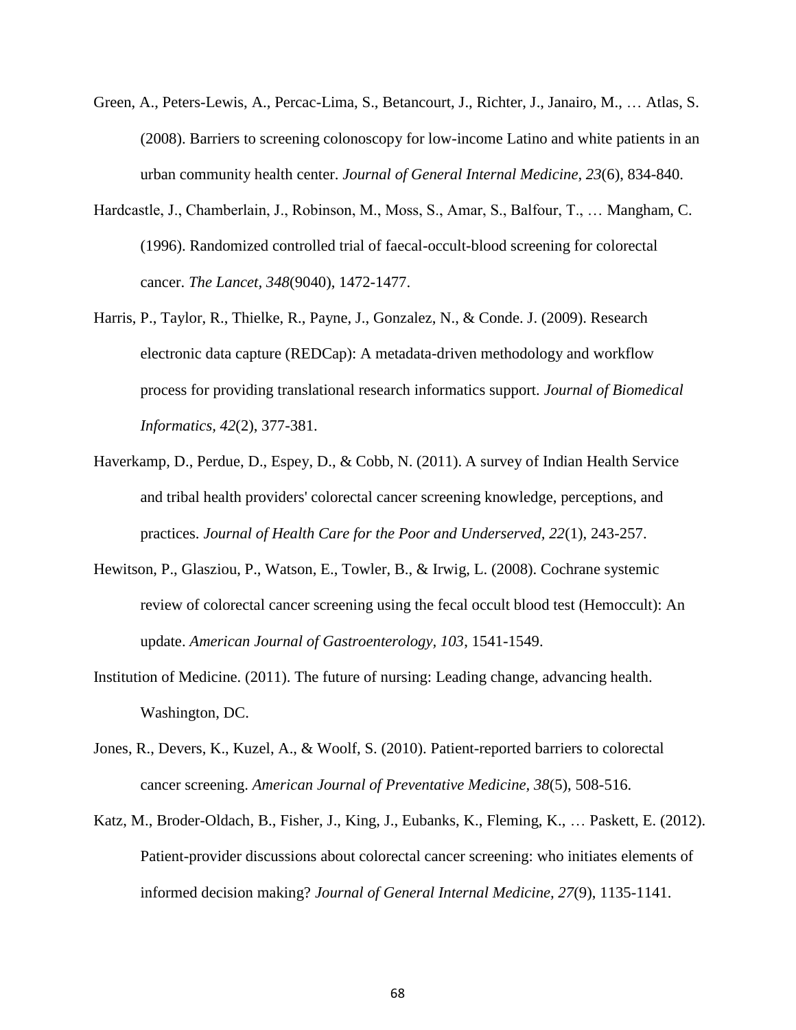Green, A., Peters-Lewis, A., Percac-Lima, S., Betancourt, J., Richter, J., Janairo, M., … Atlas, S. (2008). Barriers to screening colonoscopy for low-income Latino and white patients in an urban community health center. *Journal of General Internal Medicine, 23*(6), 834-840.

Hardcastle, J., Chamberlain, J., Robinson, M., Moss, S., Amar, S., Balfour, T., … Mangham, C. (1996). Randomized controlled trial of faecal-occult-blood screening for colorectal cancer. *The Lancet, 348*(9040), 1472-1477.

Harris, P., Taylor, R., Thielke, R., Payne, J., Gonzalez, N., & Conde. J. (2009). Research electronic data capture (REDCap): A metadata-driven methodology and workflow process for providing translational research informatics support. *Journal of Biomedical Informatics*, *42*(2), 377-381.

Haverkamp, D., Perdue, D., Espey, D., & Cobb, N. (2011). A survey of Indian Health Service and tribal health providers' colorectal cancer screening knowledge, perceptions, and practices. *Journal of Health Care for the Poor and Underserved, 22*(1), 243-257.

Hewitson, P., Glasziou, P., Watson, E., Towler, B., & Irwig, L. (2008). Cochrane systemic review of colorectal cancer screening using the fecal occult blood test (Hemoccult): An update. *American Journal of Gastroenterology, 103*, 1541-1549.

Institution of Medicine. (2011). The future of nursing: Leading change, advancing health. Washington, DC.

Jones, R., Devers, K., Kuzel, A., & Woolf, S. (2010). Patient-reported barriers to colorectal cancer screening. *American Journal of Preventative Medicine, 38*(5), 508-516.

Katz, M., Broder-Oldach, B., Fisher, J., King, J., Eubanks, K., Fleming, K., … Paskett, E. (2012). Patient-provider discussions about colorectal cancer screening: who initiates elements of informed decision making? *Journal of General Internal Medicine, 27*(9), 1135-1141.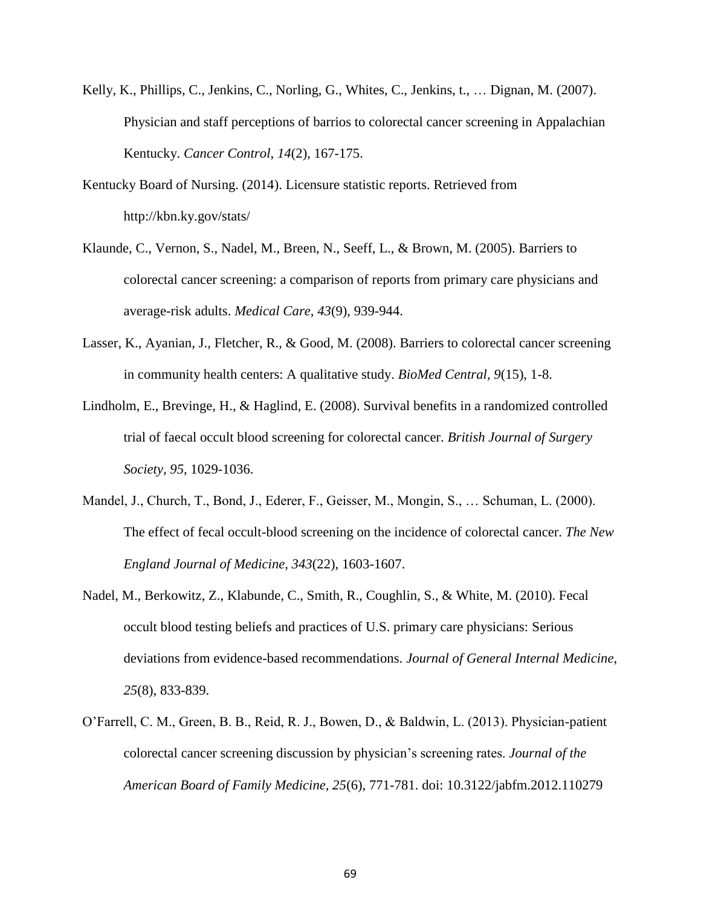Kelly, K., Phillips, C., Jenkins, C., Norling, G., Whites, C., Jenkins, t., … Dignan, M. (2007). Physician and staff perceptions of barrios to colorectal cancer screening in Appalachian Kentucky. *Cancer Control, 14*(2), 167-175.

Kentucky Board of Nursing. (2014). Licensure statistic reports. Retrieved from http://kbn.ky.gov/stats/

Klaunde, C., Vernon, S., Nadel, M., Breen, N., Seeff, L., & Brown, M. (2005). Barriers to colorectal cancer screening: a comparison of reports from primary care physicians and average-risk adults. *Medical Care, 43*(9), 939-944.

Lasser, K., Ayanian, J., Fletcher, R., & Good, M. (2008). Barriers to colorectal cancer screening in community health centers: A qualitative study. *BioMed Central, 9*(15), 1-8.

Lindholm, E., Brevinge, H., & Haglind, E. (2008). Survival benefits in a randomized controlled trial of faecal occult blood screening for colorectal cancer. *British Journal of Surgery Society, 95*, 1029-1036.

Mandel, J., Church, T., Bond, J., Ederer, F., Geisser, M., Mongin, S., … Schuman, L. (2000). The effect of fecal occult-blood screening on the incidence of colorectal cancer. *The New England Journal of Medicine, 343*(22), 1603-1607.

Nadel, M., Berkowitz, Z., Klabunde, C., Smith, R., Coughlin, S., & White, M. (2010). Fecal occult blood testing beliefs and practices of U.S. primary care physicians: Serious deviations from evidence-based recommendations. *Journal of General Internal Medicine, 25*(8), 833-839.

O'Farrell, C. M., Green, B. B., Reid, R. J., Bowen, D., & Baldwin, L. (2013). Physician-patient colorectal cancer screening discussion by physician's screening rates. *Journal of the American Board of Family Medicine, 25*(6), 771-781. doi: 10.3122/jabfm.2012.110279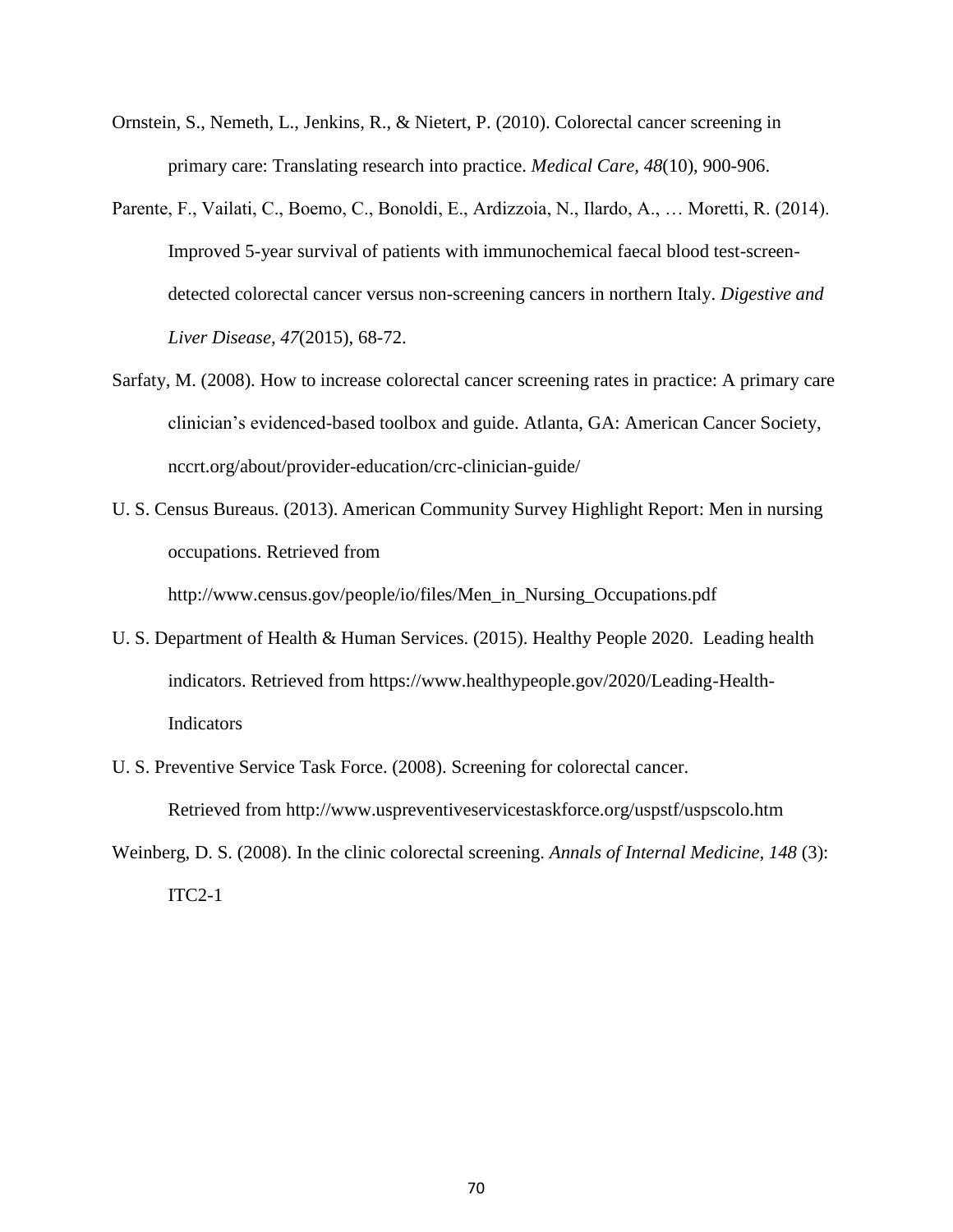Ornstein, S., Nemeth, L., Jenkins, R., & Nietert, P. (2010). Colorectal cancer screening in primary care: Translating research into practice. *Medical Care, 48*(10), 900-906.

Parente, F., Vailati, C., Boemo, C., Bonoldi, E., Ardizzoia, N., Ilardo, A., … Moretti, R. (2014). Improved 5-year survival of patients with immunochemical faecal blood test-screen-detected colorectal cancer versus non-screening cancers in northern Italy. *Digestive and Liver Disease, 47*(2015), 68-72.

Sarfaty, M. (2008). How to increase colorectal cancer screening rates in practice: A primary care clinician's evidenced-based toolbox and guide. Atlanta, GA: American Cancer Society, nccrt.org/about/provider-education/crc-clinician-guide/

U. S. Census Bureaus. (2013). American Community Survey Highlight Report: Men in nursing occupations. Retrieved from http://www.census.gov/people/io/files/Men_in_Nursing_Occupations.pdf

U. S. Department of Health & Human Services. (2015). Healthy People 2020. Leading health indicators. Retrieved from https://www.healthypeople.gov/2020/Leading-Health-Indicators

U. S. Preventive Service Task Force. (2008). Screening for colorectal cancer. Retrieved from http://www.uspreventiveservicestaskforce.org/uspstf/uspscolo.htm

Weinberg, D. S. (2008). In the clinic colorectal screening. *Annals of Internal Medicine, 148* (3): ITC2-1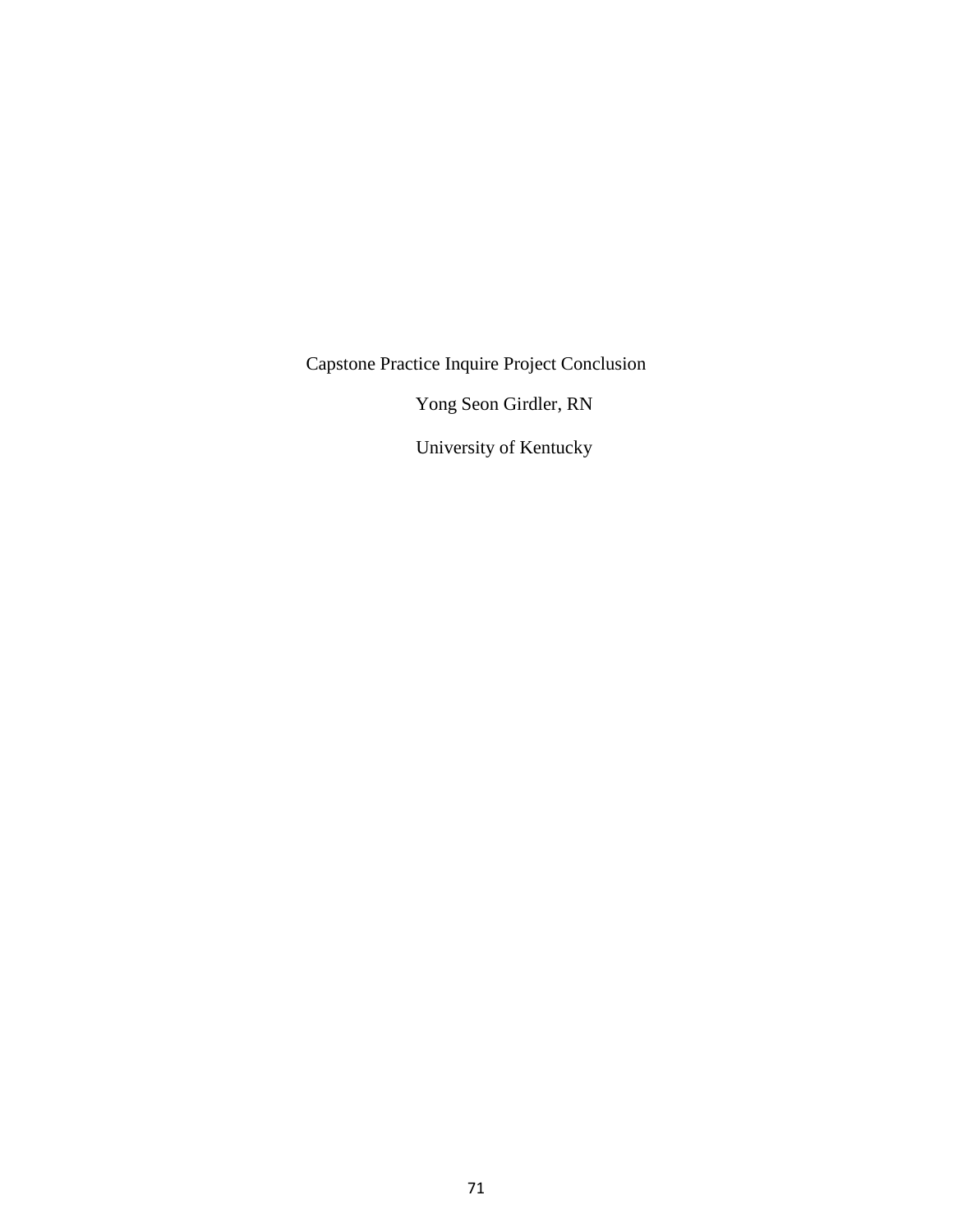Capstone Practice Inquire Project Conclusion

Yong Seon Girdler, RN

University of Kentucky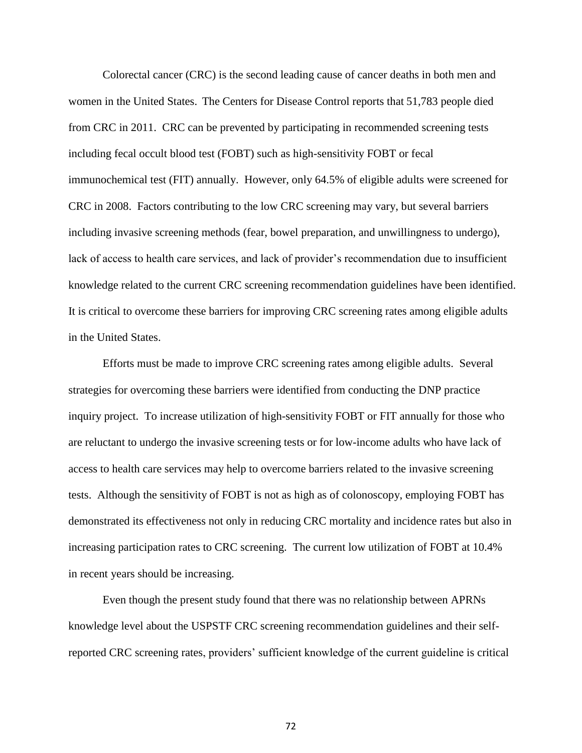Colorectal cancer (CRC) is the second leading cause of cancer deaths in both men and women in the United States. The Centers for Disease Control reports that 51,783 people died from CRC in 2011. CRC can be prevented by participating in recommended screening tests including fecal occult blood test (FOBT) such as high-sensitivity FOBT or fecal immunochemical test (FIT) annually. However, only 64.5% of eligible adults were screened for CRC in 2008. Factors contributing to the low CRC screening may vary, but several barriers including invasive screening methods (fear, bowel preparation, and unwillingness to undergo), lack of access to health care services, and lack of provider's recommendation due to insufficient knowledge related to the current CRC screening recommendation guidelines have been identified. It is critical to overcome these barriers for improving CRC screening rates among eligible adults in the United States.

Efforts must be made to improve CRC screening rates among eligible adults. Several strategies for overcoming these barriers were identified from conducting the DNP practice inquiry project. To increase utilization of high-sensitivity FOBT or FIT annually for those who are reluctant to undergo the invasive screening tests or for low-income adults who have lack of access to health care services may help to overcome barriers related to the invasive screening tests. Although the sensitivity of FOBT is not as high as of colonoscopy, employing FOBT has demonstrated its effectiveness not only in reducing CRC mortality and incidence rates but also in increasing participation rates to CRC screening. The current low utilization of FOBT at 10.4% in recent years should be increasing.

Even though the present study found that there was no relationship between APRNs knowledge level about the USPSTF CRC screening recommendation guidelines and their self-reported CRC screening rates, providers' sufficient knowledge of the current guideline is critical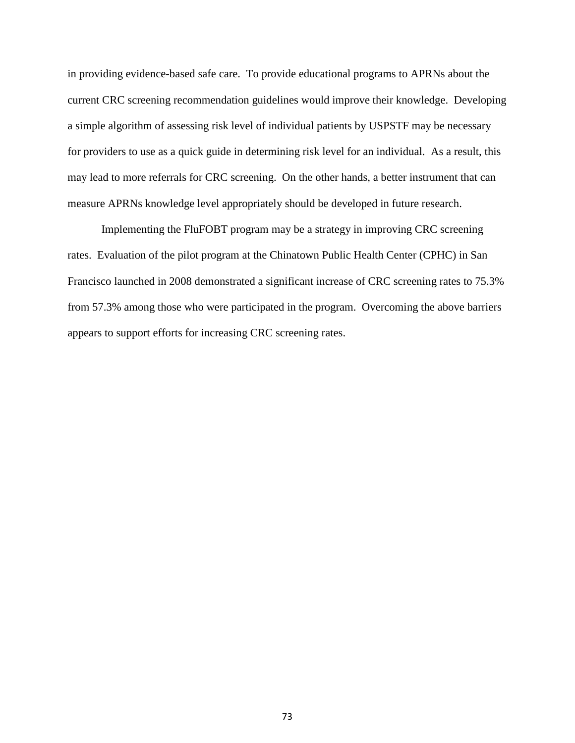in providing evidence-based safe care. To provide educational programs to APRNs about the current CRC screening recommendation guidelines would improve their knowledge. Developing a simple algorithm of assessing risk level of individual patients by USPSTF may be necessary for providers to use as a quick guide in determining risk level for an individual. As a result, this may lead to more referrals for CRC screening. On the other hands, a better instrument that can measure APRNs knowledge level appropriately should be developed in future research.

Implementing the FluFOBT program may be a strategy in improving CRC screening rates. Evaluation of the pilot program at the Chinatown Public Health Center (CPHC) in San Francisco launched in 2008 demonstrated a significant increase of CRC screening rates to 75.3% from 57.3% among those who were participated in the program. Overcoming the above barriers appears to support efforts for increasing CRC screening rates.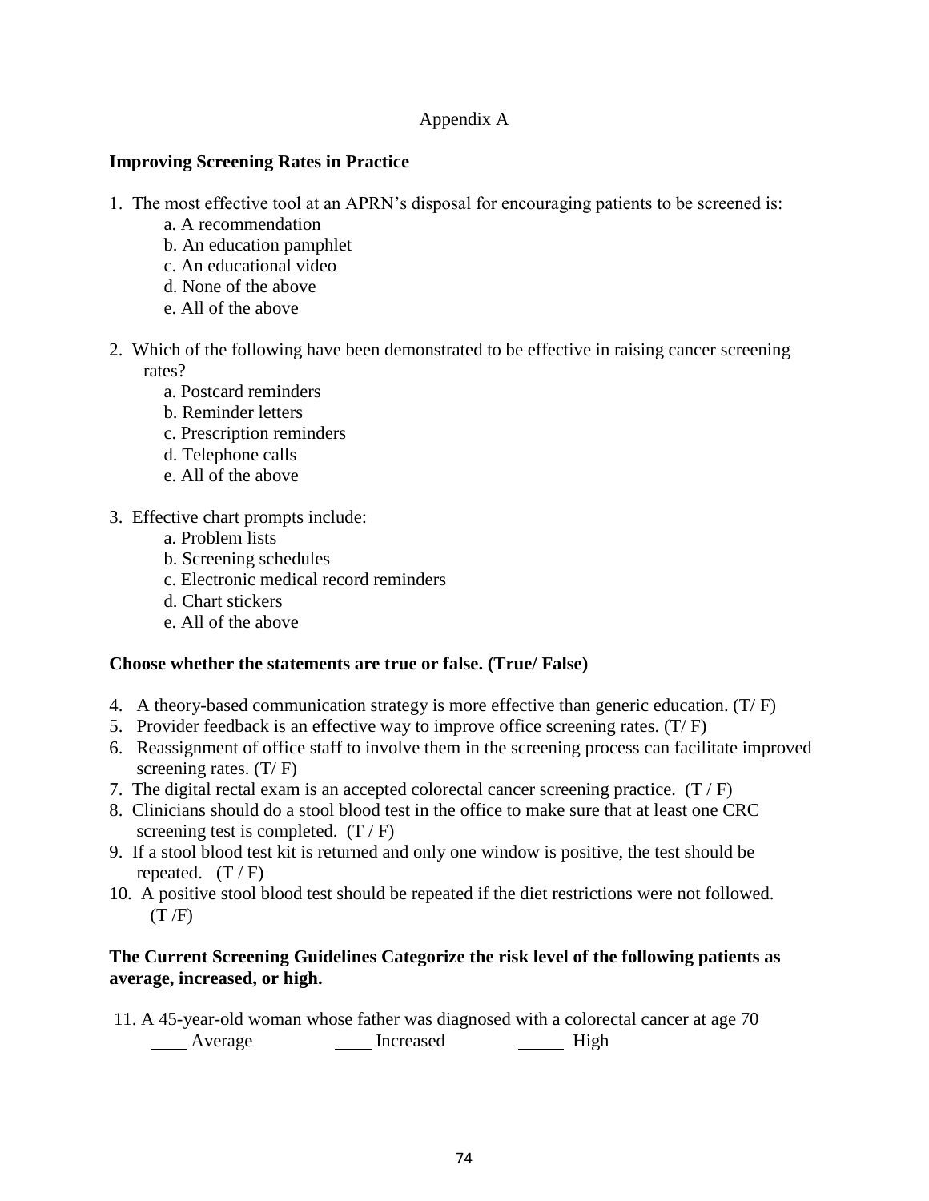Appendix A

**Improving Screening Rates in Practice**

1. The most effective tool at an APRN's disposal for encouraging patients to be screened is:
    a. A recommendation
    b. An education pamphlet
    c. An educational video
    d. None of the above
    e. All of the above

2. Which of the following have been demonstrated to be effective in raising cancer screening rates?
    a. Postcard reminders
    b. Reminder letters
    c. Prescription reminders
    d. Telephone calls
    e. All of the above

3. Effective chart prompts include:
    a. Problem lists
    b. Screening schedules
    c. Electronic medical record reminders
    d. Chart stickers
    e. All of the above

**Choose whether the statements are true or false. (True/ False)**

4. A theory-based communication strategy is more effective than generic education. (T/ F)
5. Provider feedback is an effective way to improve office screening rates. (T/ F)
6. Reassignment of office staff to involve them in the screening process can facilitate improved screening rates. (T/ F)
7. The digital rectal exam is an accepted colorectal cancer screening practice. (T / F)
8. Clinicians should do a stool blood test in the office to make sure that at least one CRC screening test is completed. (T / F)
9. If a stool blood test kit is returned and only one window is positive, the test should be repeated. (T / F)
10. A positive stool blood test should be repeated if the diet restrictions were not followed. (T /F)

**The Current Screening Guidelines Categorize the risk level of the following patients as average, increased, or high.**

11. A 45-year-old woman whose father was diagnosed with a colorectal cancer at age 70
    ____ Average ____ Increased _____ High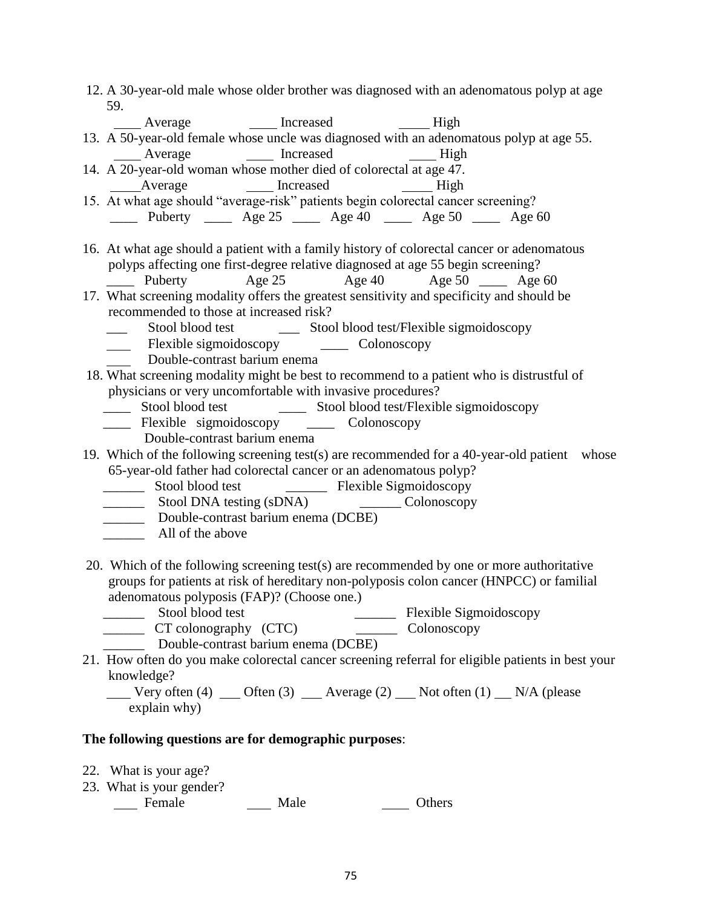12. A 30-year-old male whose older brother was diagnosed with an adenomatous polyp at age 59.
    ____ Average ____ Increased ____ High
13. A 50-year-old female whose uncle was diagnosed with an adenomatous polyp at age 55.
    ____ Average ____ Increased ____ High
14. A 20-year-old woman whose mother died of colorectal at age 47.
    ____Average ____ Increased ____ High
15. At what age should "average-risk" patients begin colorectal cancer screening?
    ____ Puberty ____ Age 25 ____ Age 40 ____ Age 50 ____ Age 60

16. At what age should a patient with a family history of colorectal cancer or adenomatous polyps affecting one first-degree relative diagnosed at age 55 begin screening?
    ____ Puberty Age 25 Age 40 Age 50 ____ Age 60
17. What screening modality offers the greatest sensitivity and specificity and should be recommended to those at increased risk?
    ___ Stool blood test ___ Stool blood test/Flexible sigmoidoscopy
    ___ Flexible sigmoidoscopy ____ Colonoscopy
    ___ Double-contrast barium enema
18. What screening modality might be best to recommend to a patient who is distrustful of physicians or very uncomfortable with invasive procedures?
    ____ Stool blood test ____ Stool blood test/Flexible sigmoidoscopy
    ____ Flexible sigmoidoscopy ____ Colonoscopy
    Double-contrast barium enema
19. Which of the following screening test(s) are recommended for a 40-year-old patient whose 65-year-old father had colorectal cancer or an adenomatous polyp?
    ______ Stool blood test ______ Flexible Sigmoidoscopy
    ______ Stool DNA testing (sDNA) ______ Colonoscopy
    ______ Double-contrast barium enema (DCBE)
    ______ All of the above

20. Which of the following screening test(s) are recommended by one or more authoritative groups for patients at risk of hereditary non-polyposis colon cancer (HNPCC) or familial adenomatous polyposis (FAP)? (Choose one.)
    ______ Stool blood test ______ Flexible Sigmoidoscopy
    ______ CT colonography (CTC) ______ Colonoscopy
    ______ Double-contrast barium enema (DCBE)
21. How often do you make colorectal cancer screening referral for eligible patients in best your knowledge?
    ___ Very often (4) ___ Often (3) ___ Average (2) ___ Not often (1) ___ N/A (please explain why)

**The following questions are for demographic purposes**:

22. What is your age?
23. What is your gender?
    ___ Female ___ Male ____ Others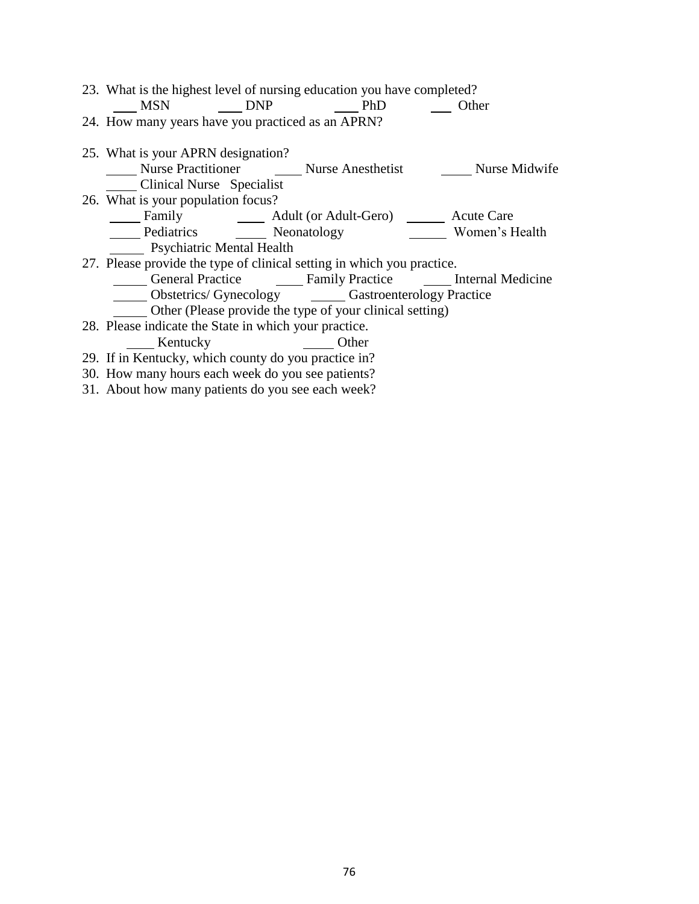23. What is the highest level of nursing education you have completed?
    ___ MSN ___ DNP ___ PhD ___ Other
24. How many years have you practiced as an APRN?

25. What is your APRN designation?
    ____ Nurse Practitioner ____ Nurse Anesthetist ____ Nurse Midwife
    ____ Clinical Nurse Specialist
26. What is your population focus?
    ____ Family ____ Adult (or Adult-Gero) _____ Acute Care
    ____ Pediatrics ____ Neonatology _____ Women's Health
    _____ Psychiatric Mental Health
27. Please provide the type of clinical setting in which you practice.
    _____ General Practice ____ Family Practice ____ Internal Medicine
    _____ Obstetrics/ Gynecology _____ Gastroenterology Practice
    _____ Other (Please provide the type of your clinical setting)
28. Please indicate the State in which your practice.
    ____ Kentucky _____ Other
29. If in Kentucky, which county do you practice in?
30. How many hours each week do you see patients?
31. About how many patients do you see each week?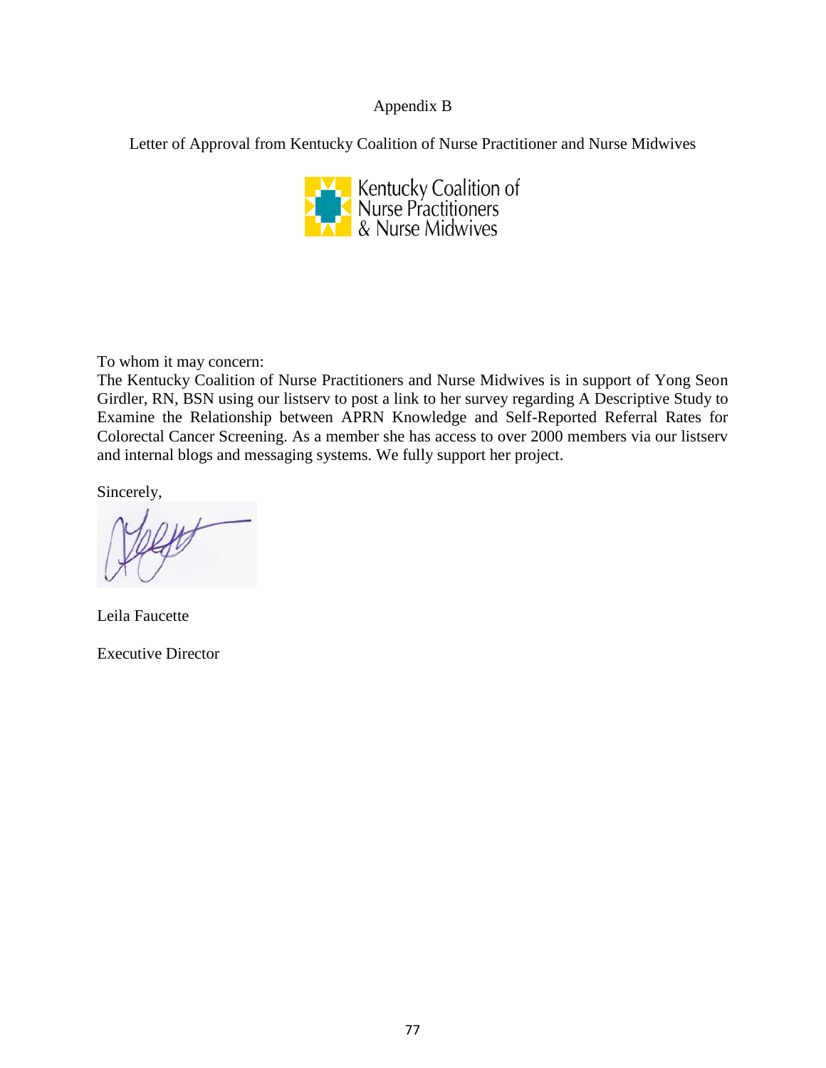# Appendix B

Letter of Approval from Kentucky Coalition of Nurse Practitioner and Nurse Midwives

Kentucky Coalition of Nurse Practitioners & Nurse Midwives

To whom it may concern:
The Kentucky Coalition of Nurse Practitioners and Nurse Midwives is in support of Yong Seon Girdler, RN, BSN using our listserv to post a link to her survey regarding A Descriptive Study to Examine the Relationship between APRN Knowledge and Self-Reported Referral Rates for Colorectal Cancer Screening. As a member she has access to over 2000 members via our listserv and internal blogs and messaging systems. We fully support her project.

Sincerely,

Leila Faucette

Executive Director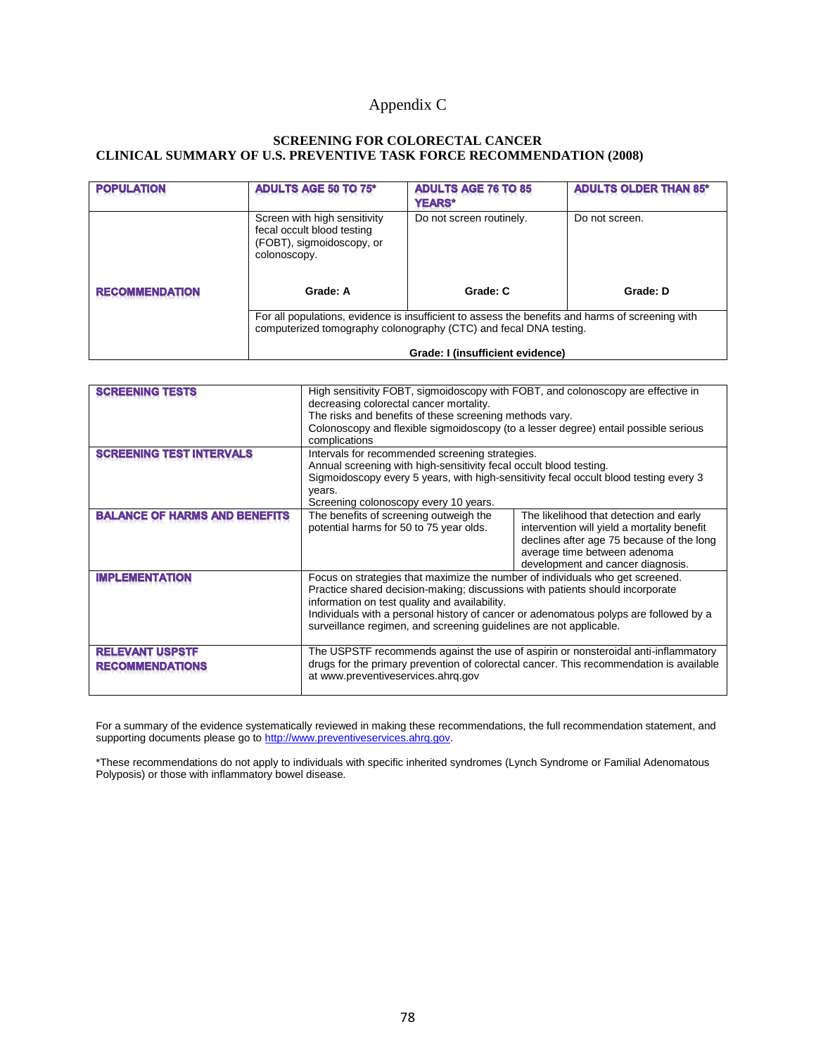# Appendix C

**SCREENING FOR COLORECTAL CANCER**
**CLINICAL SUMMARY OF U.S. PREVENTIVE TASK FORCE RECOMMENDATION (2008)**

| POPULATION | ADULTS AGE 50 TO 75* | ADULTS AGE 76 TO 85 YEARS* | ADULTS OLDER THAN 85* |
|---|---|---|---|
| RECOMMENDATION | Screen with high sensitivity fecal occult blood testing (FOBT), sigmoidoscopy, or colonoscopy.<br><br>**Grade: A** | Do not screen routinely.<br><br>**Grade: C** | Do not screen.<br><br>**Grade: D** |
| | For all populations, evidence is insufficient to assess the benefits and harms of screening with computerized tomography colonography (CTC) and fecal DNA testing.<br><br>**Grade: I (insufficient evidence)** | | |

| | | |
|---|---|---|
| **SCREENING TESTS** | High sensitivity FOBT, sigmoidoscopy with FOBT, and colonoscopy are effective in decreasing colorectal cancer mortality.<br>The risks and benefits of these screening methods vary.<br>Colonoscopy and flexible sigmoidoscopy (to a lesser degree) entail possible serious complications | |
| **SCREENING TEST INTERVALS** | Intervals for recommended screening strategies.<br>Annual screening with high-sensitivity fecal occult blood testing.<br>Sigmoidoscopy every 5 years, with high-sensitivity fecal occult blood testing every 3 years.<br>Screening colonoscopy every 10 years. | |
| **BALANCE OF HARMS AND BENEFITS** | The benefits of screening outweigh the potential harms for 50 to 75 year olds. | The likelihood that detection and early intervention will yield a mortality benefit declines after age 75 because of the long average time between adenoma development and cancer diagnosis. |
| **IMPLEMENTATION** | Focus on strategies that maximize the number of individuals who get screened.<br>Practice shared decision-making; discussions with patients should incorporate information on test quality and availability.<br>Individuals with a personal history of cancer or adenomatous polyps are followed by a surveillance regimen, and screening guidelines are not applicable. | |
| **RELEVANT USPSTF RECOMMENDATIONS** | The USPSTF recommends against the use of aspirin or nonsteroidal anti-inflammatory drugs for the primary prevention of colorectal cancer. This recommendation is available at www.preventiveservices.ahrq.gov | |

For a summary of the evidence systematically reviewed in making these recommendations, the full recommendation statement, and supporting documents please go to http://www.preventiveservices.ahrq.gov.

*These recommendations do not apply to individuals with specific inherited syndromes (Lynch Syndrome or Familial Adenomatous Polyposis) or those with inflammatory bowel disease.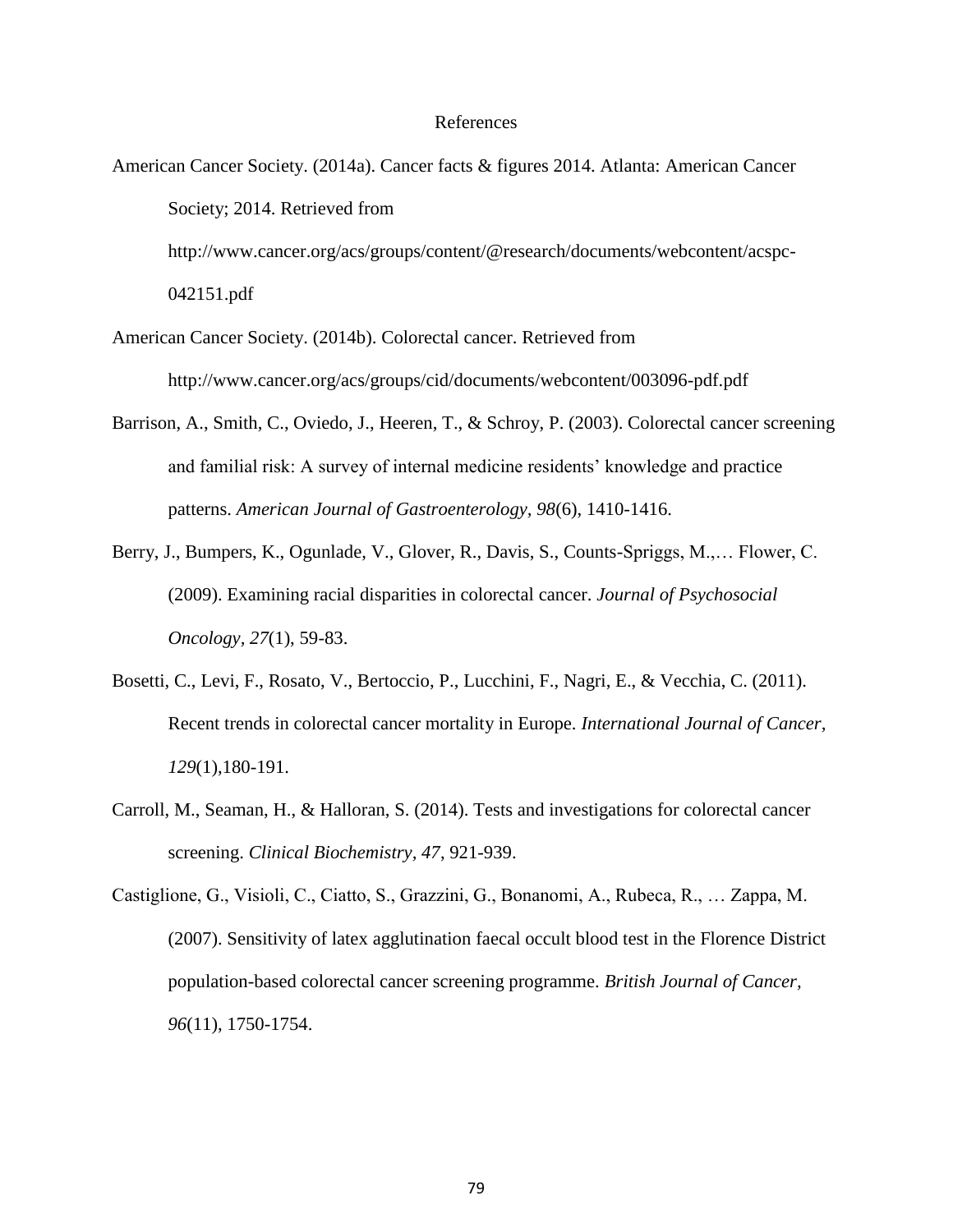# References

American Cancer Society. (2014a). Cancer facts & figures 2014. Atlanta: American Cancer Society; 2014. Retrieved from http://www.cancer.org/acs/groups/content/@research/documents/webcontent/acspc-042151.pdf

American Cancer Society. (2014b). Colorectal cancer. Retrieved from http://www.cancer.org/acs/groups/cid/documents/webcontent/003096-pdf.pdf

Barrison, A., Smith, C., Oviedo, J., Heeren, T., & Schroy, P. (2003). Colorectal cancer screening and familial risk: A survey of internal medicine residents' knowledge and practice patterns. *American Journal of Gastroenterology, 98*(6), 1410-1416.

Berry, J., Bumpers, K., Ogunlade, V., Glover, R., Davis, S., Counts-Spriggs, M.,… Flower, C. (2009). Examining racial disparities in colorectal cancer. *Journal of Psychosocial Oncology, 27*(1), 59-83.

Bosetti, C., Levi, F., Rosato, V., Bertoccio, P., Lucchini, F., Nagri, E., & Vecchia, C. (2011). Recent trends in colorectal cancer mortality in Europe. *International Journal of Cancer, 129*(1),180-191.

Carroll, M., Seaman, H., & Halloran, S. (2014). Tests and investigations for colorectal cancer screening. *Clinical Biochemistry, 47*, 921-939.

Castiglione, G., Visioli, C., Ciatto, S., Grazzini, G., Bonanomi, A., Rubeca, R., … Zappa, M. (2007). Sensitivity of latex agglutination faecal occult blood test in the Florence District population-based colorectal cancer screening programme. *British Journal of Cancer, 96*(11), 1750-1754.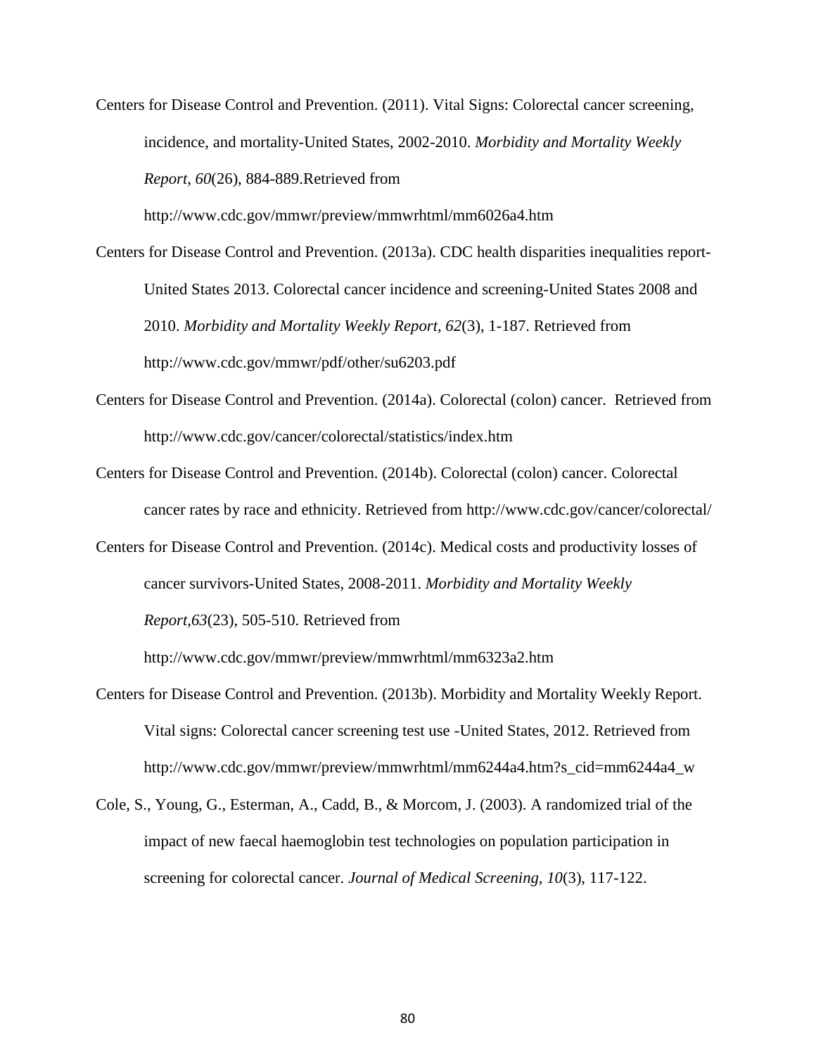Centers for Disease Control and Prevention. (2011). Vital Signs: Colorectal cancer screening, incidence, and mortality-United States, 2002-2010. *Morbidity and Mortality Weekly Report, 60*(26), 884-889.Retrieved from http://www.cdc.gov/mmwr/preview/mmwrhtml/mm6026a4.htm

Centers for Disease Control and Prevention. (2013a). CDC health disparities inequalities report-United States 2013. Colorectal cancer incidence and screening-United States 2008 and 2010. *Morbidity and Mortality Weekly Report, 62*(3), 1-187. Retrieved from http://www.cdc.gov/mmwr/pdf/other/su6203.pdf

Centers for Disease Control and Prevention. (2014a). Colorectal (colon) cancer. Retrieved from http://www.cdc.gov/cancer/colorectal/statistics/index.htm

Centers for Disease Control and Prevention. (2014b). Colorectal (colon) cancer. Colorectal cancer rates by race and ethnicity. Retrieved from http://www.cdc.gov/cancer/colorectal/

Centers for Disease Control and Prevention. (2014c). Medical costs and productivity losses of cancer survivors-United States, 2008-2011. *Morbidity and Mortality Weekly Report,63*(23), 505-510. Retrieved from http://www.cdc.gov/mmwr/preview/mmwrhtml/mm6323a2.htm

Centers for Disease Control and Prevention. (2013b). Morbidity and Mortality Weekly Report. Vital signs: Colorectal cancer screening test use -United States, 2012. Retrieved from http://www.cdc.gov/mmwr/preview/mmwrhtml/mm6244a4.htm?s_cid=mm6244a4_w

Cole, S., Young, G., Esterman, A., Cadd, B., & Morcom, J. (2003). A randomized trial of the impact of new faecal haemoglobin test technologies on population participation in screening for colorectal cancer. *Journal of Medical Screening, 10*(3), 117-122.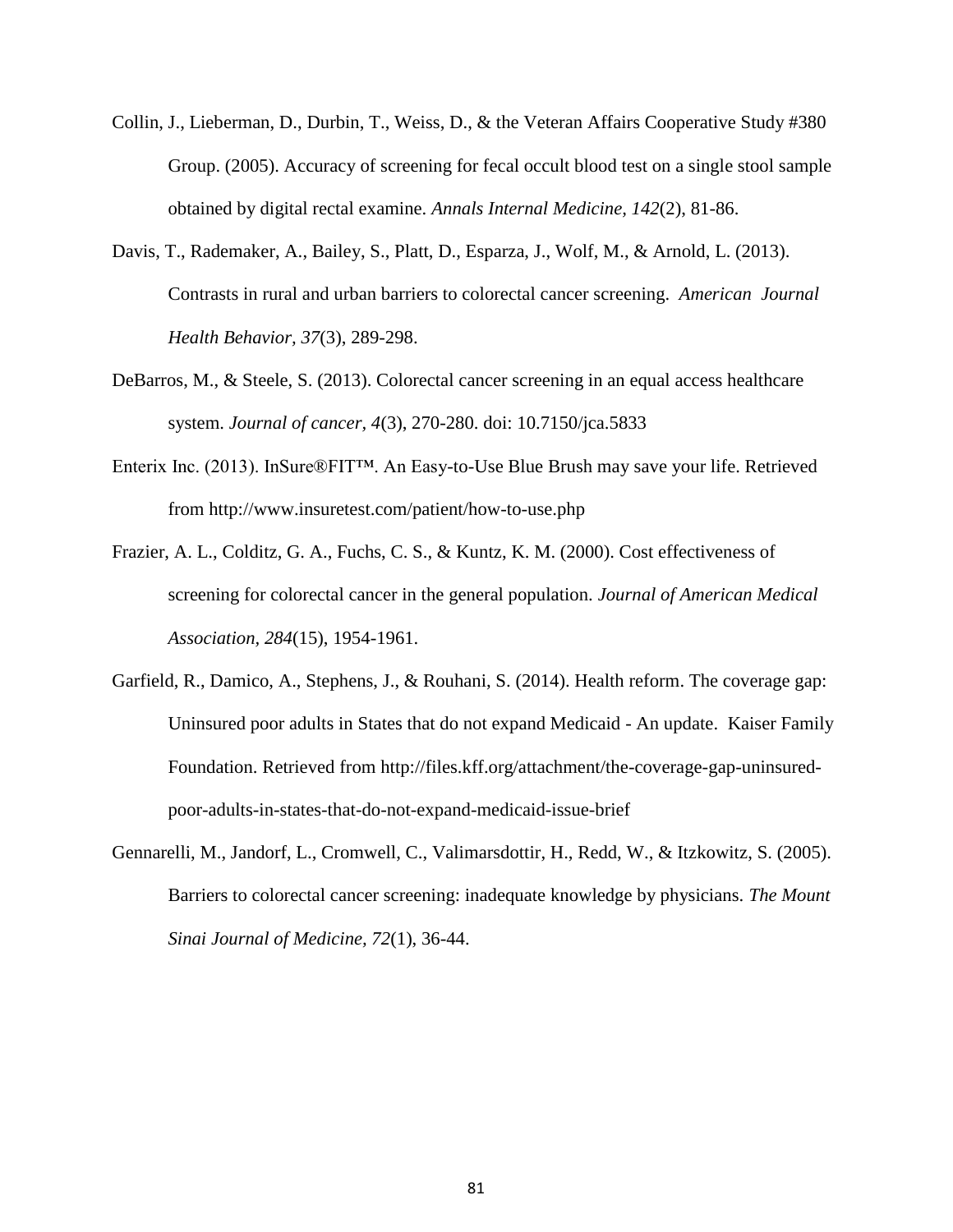Collin, J., Lieberman, D., Durbin, T., Weiss, D., & the Veteran Affairs Cooperative Study #380 Group. (2005). Accuracy of screening for fecal occult blood test on a single stool sample obtained by digital rectal examine. *Annals Internal Medicine, 142*(2), 81-86.

Davis, T., Rademaker, A., Bailey, S., Platt, D., Esparza, J., Wolf, M., & Arnold, L. (2013). Contrasts in rural and urban barriers to colorectal cancer screening. *American Journal Health Behavior, 37*(3), 289-298.

DeBarros, M., & Steele, S. (2013). Colorectal cancer screening in an equal access healthcare system. *Journal of cancer, 4*(3), 270-280. doi: 10.7150/jca.5833

Enterix Inc. (2013). InSure®FIT™. An Easy-to-Use Blue Brush may save your life. Retrieved from http://www.insuretest.com/patient/how-to-use.php

Frazier, A. L., Colditz, G. A., Fuchs, C. S., & Kuntz, K. M. (2000). Cost effectiveness of screening for colorectal cancer in the general population. *Journal of American Medical Association, 284*(15), 1954-1961.

Garfield, R., Damico, A., Stephens, J., & Rouhani, S. (2014). Health reform. The coverage gap: Uninsured poor adults in States that do not expand Medicaid - An update. Kaiser Family Foundation. Retrieved from http://files.kff.org/attachment/the-coverage-gap-uninsured-poor-adults-in-states-that-do-not-expand-medicaid-issue-brief

Gennarelli, M., Jandorf, L., Cromwell, C., Valimarsdottir, H., Redd, W., & Itzkowitz, S. (2005). Barriers to colorectal cancer screening: inadequate knowledge by physicians. *The Mount Sinai Journal of Medicine, 72*(1), 36-44.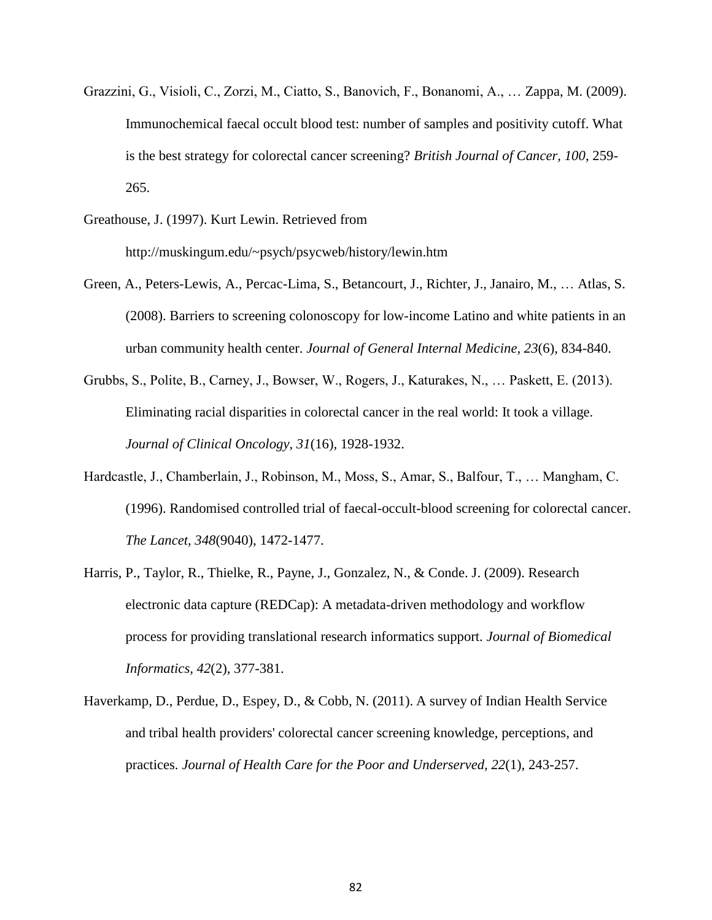Grazzini, G., Visioli, C., Zorzi, M., Ciatto, S., Banovich, F., Bonanomi, A., … Zappa, M. (2009). Immunochemical faecal occult blood test: number of samples and positivity cutoff. What is the best strategy for colorectal cancer screening? *British Journal of Cancer, 100*, 259-265.

Greathouse, J. (1997). Kurt Lewin. Retrieved from http://muskingum.edu/~psych/psycweb/history/lewin.htm

Green, A., Peters-Lewis, A., Percac-Lima, S., Betancourt, J., Richter, J., Janairo, M., … Atlas, S. (2008). Barriers to screening colonoscopy for low-income Latino and white patients in an urban community health center. *Journal of General Internal Medicine, 23*(6), 834-840.

Grubbs, S., Polite, B., Carney, J., Bowser, W., Rogers, J., Katurakes, N., … Paskett, E. (2013). Eliminating racial disparities in colorectal cancer in the real world: It took a village. *Journal of Clinical Oncology, 31*(16), 1928-1932.

Hardcastle, J., Chamberlain, J., Robinson, M., Moss, S., Amar, S., Balfour, T., … Mangham, C. (1996). Randomised controlled trial of faecal-occult-blood screening for colorectal cancer. *The Lancet, 348*(9040), 1472-1477.

Harris, P., Taylor, R., Thielke, R., Payne, J., Gonzalez, N., & Conde. J. (2009). Research electronic data capture (REDCap): A metadata-driven methodology and workflow process for providing translational research informatics support. *Journal of Biomedical Informatics, 42*(2), 377-381.

Haverkamp, D., Perdue, D., Espey, D., & Cobb, N. (2011). A survey of Indian Health Service and tribal health providers' colorectal cancer screening knowledge, perceptions, and practices. *Journal of Health Care for the Poor and Underserved, 22*(1), 243-257.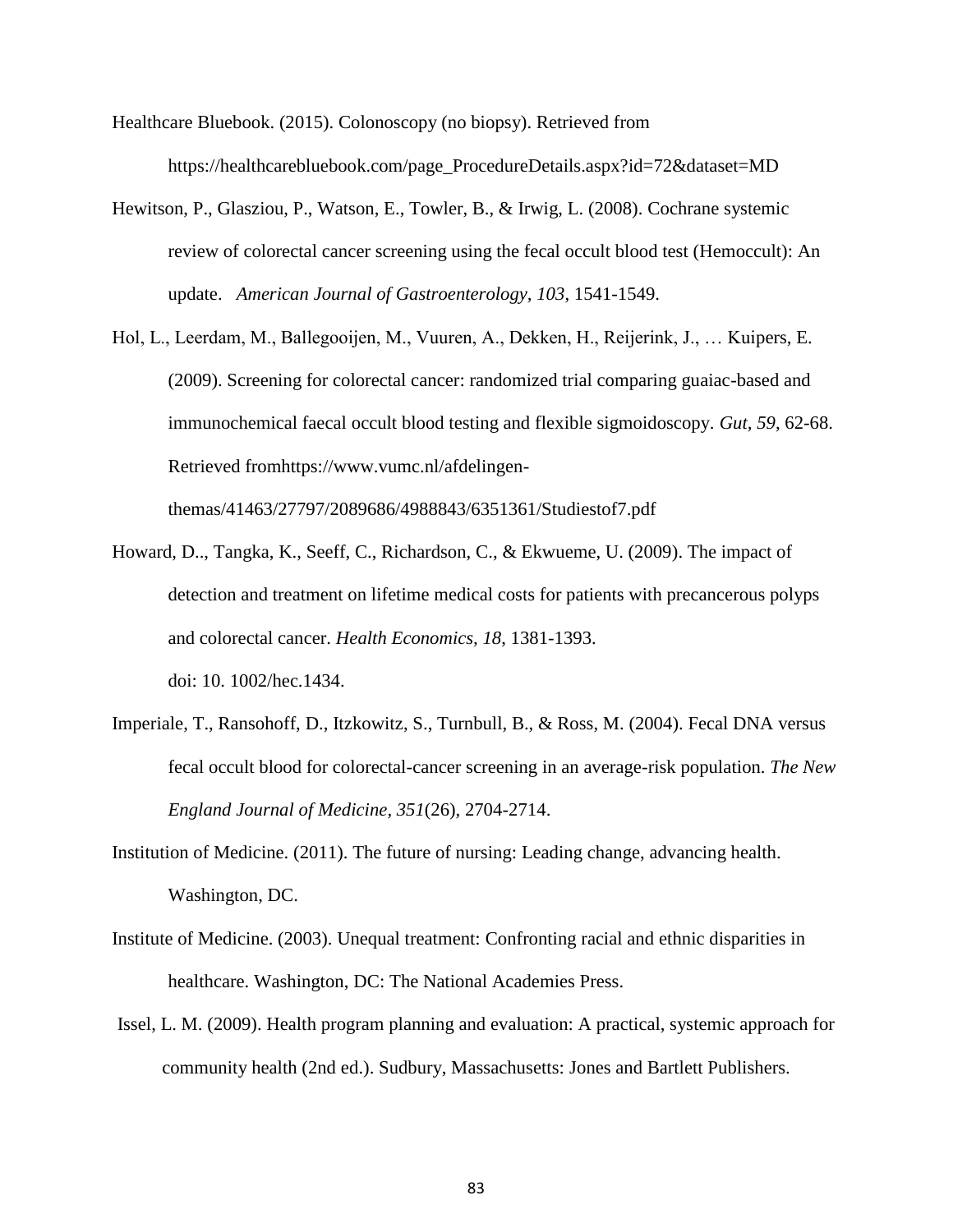Healthcare Bluebook. (2015). Colonoscopy (no biopsy). Retrieved from https://healthcarebluebook.com/page_ProcedureDetails.aspx?id=72&dataset=MD

Hewitson, P., Glasziou, P., Watson, E., Towler, B., & Irwig, L. (2008). Cochrane systemic review of colorectal cancer screening using the fecal occult blood test (Hemoccult): An update. *American Journal of Gastroenterology, 103*, 1541-1549.

Hol, L., Leerdam, M., Ballegooijen, M., Vuuren, A., Dekken, H., Reijerink, J., … Kuipers, E. (2009). Screening for colorectal cancer: randomized trial comparing guaiac-based and immunochemical faecal occult blood testing and flexible sigmoidoscopy. *Gut, 59*, 62-68. Retrieved fromhttps://www.vumc.nl/afdelingen-themas/41463/27797/2089686/4988843/6351361/Studiestof7.pdf

Howard, D.., Tangka, K., Seeff, C., Richardson, C., & Ekwueme, U. (2009). The impact of detection and treatment on lifetime medical costs for patients with precancerous polyps and colorectal cancer. *Health Economics, 18*, 1381-1393. doi: 10. 1002/hec.1434.

Imperiale, T., Ransohoff, D., Itzkowitz, S., Turnbull, B., & Ross, M. (2004). Fecal DNA versus fecal occult blood for colorectal-cancer screening in an average-risk population. *The New England Journal of Medicine, 351*(26), 2704-2714.

Institution of Medicine. (2011). The future of nursing: Leading change, advancing health. Washington, DC.

Institute of Medicine. (2003). Unequal treatment: Confronting racial and ethnic disparities in healthcare. Washington, DC: The National Academies Press.

Issel, L. M. (2009). Health program planning and evaluation: A practical, systemic approach for community health (2nd ed.). Sudbury, Massachusetts: Jones and Bartlett Publishers.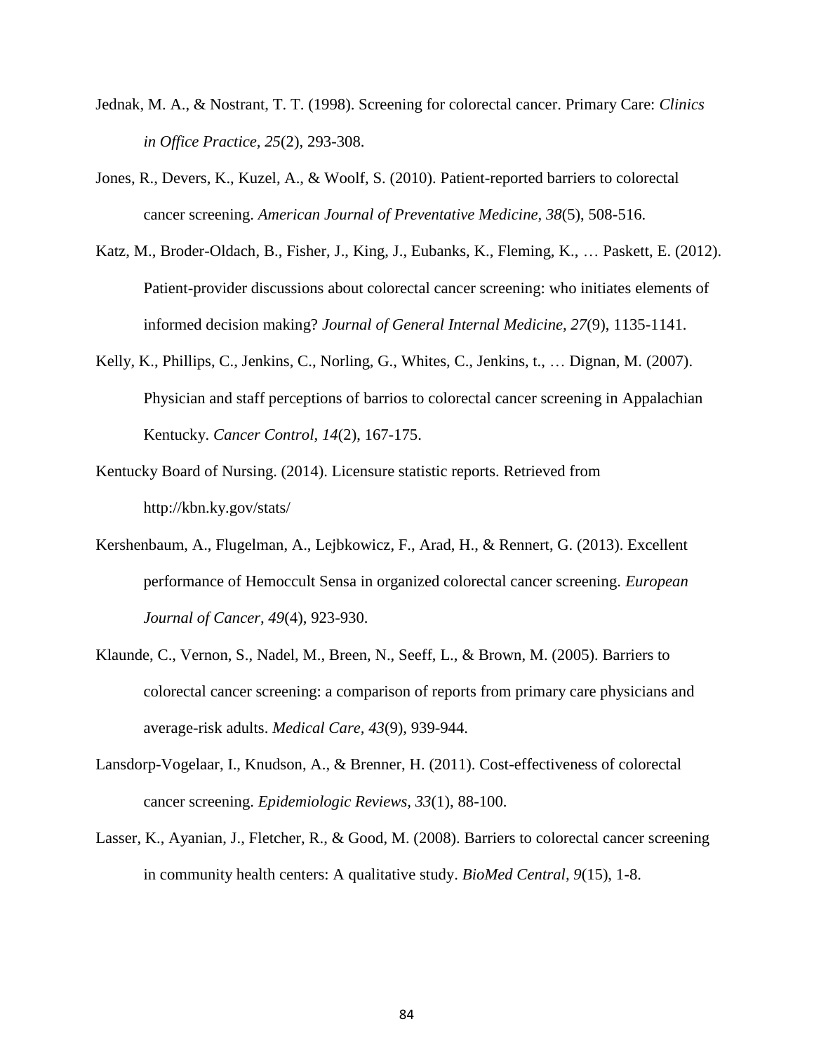Jednak, M. A., & Nostrant, T. T. (1998). Screening for colorectal cancer. Primary Care: *Clinics in Office Practice, 25*(2), 293-308.

Jones, R., Devers, K., Kuzel, A., & Woolf, S. (2010). Patient-reported barriers to colorectal cancer screening. *American Journal of Preventative Medicine, 38*(5), 508-516.

Katz, M., Broder-Oldach, B., Fisher, J., King, J., Eubanks, K., Fleming, K., … Paskett, E. (2012). Patient-provider discussions about colorectal cancer screening: who initiates elements of informed decision making? *Journal of General Internal Medicine, 27*(9), 1135-1141.

Kelly, K., Phillips, C., Jenkins, C., Norling, G., Whites, C., Jenkins, t., … Dignan, M. (2007). Physician and staff perceptions of barrios to colorectal cancer screening in Appalachian Kentucky. *Cancer Control, 14*(2), 167-175.

Kentucky Board of Nursing. (2014). Licensure statistic reports. Retrieved from http://kbn.ky.gov/stats/

Kershenbaum, A., Flugelman, A., Lejbkowicz, F., Arad, H., & Rennert, G. (2013). Excellent performance of Hemoccult Sensa in organized colorectal cancer screening. *European Journal of Cancer, 49*(4), 923-930.

Klaunde, C., Vernon, S., Nadel, M., Breen, N., Seeff, L., & Brown, M. (2005). Barriers to colorectal cancer screening: a comparison of reports from primary care physicians and average-risk adults. *Medical Care, 43*(9), 939-944.

Lansdorp-Vogelaar, I., Knudson, A., & Brenner, H. (2011). Cost-effectiveness of colorectal cancer screening. *Epidemiologic Reviews, 33*(1), 88-100.

Lasser, K., Ayanian, J., Fletcher, R., & Good, M. (2008). Barriers to colorectal cancer screening in community health centers: A qualitative study. *BioMed Central, 9*(15), 1-8.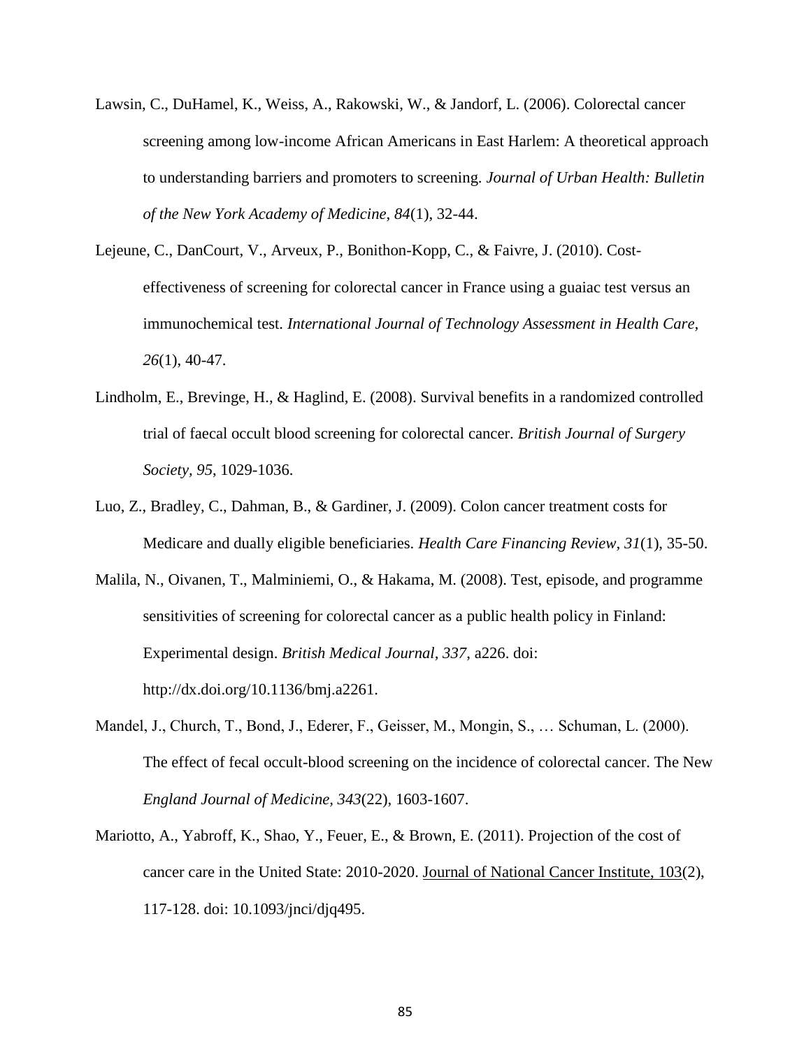Lawsin, C., DuHamel, K., Weiss, A., Rakowski, W., & Jandorf, L. (2006). Colorectal cancer screening among low-income African Americans in East Harlem: A theoretical approach to understanding barriers and promoters to screening. *Journal of Urban Health: Bulletin of the New York Academy of Medicine, 84*(1), 32-44.

Lejeune, C., DanCourt, V., Arveux, P., Bonithon-Kopp, C., & Faivre, J. (2010). Cost-effectiveness of screening for colorectal cancer in France using a guaiac test versus an immunochemical test. *International Journal of Technology Assessment in Health Care, 26*(1), 40-47.

Lindholm, E., Brevinge, H., & Haglind, E. (2008). Survival benefits in a randomized controlled trial of faecal occult blood screening for colorectal cancer. *British Journal of Surgery Society, 95*, 1029-1036.

Luo, Z., Bradley, C., Dahman, B., & Gardiner, J. (2009). Colon cancer treatment costs for Medicare and dually eligible beneficiaries. *Health Care Financing Review, 31*(1), 35-50.

Malila, N., Oivanen, T., Malminiemi, O., & Hakama, M. (2008). Test, episode, and programme sensitivities of screening for colorectal cancer as a public health policy in Finland: Experimental design. *British Medical Journal, 337*, a226. doi: http://dx.doi.org/10.1136/bmj.a2261.

Mandel, J., Church, T., Bond, J., Ederer, F., Geisser, M., Mongin, S., … Schuman, L. (2000). The effect of fecal occult-blood screening on the incidence of colorectal cancer. The New *England Journal of Medicine, 343*(22), 1603-1607.

Mariotto, A., Yabroff, K., Shao, Y., Feuer, E., & Brown, E. (2011). Projection of the cost of cancer care in the United State: 2010-2020. Journal of National Cancer Institute, 103(2), 117-128. doi: 10.1093/jnci/djq495.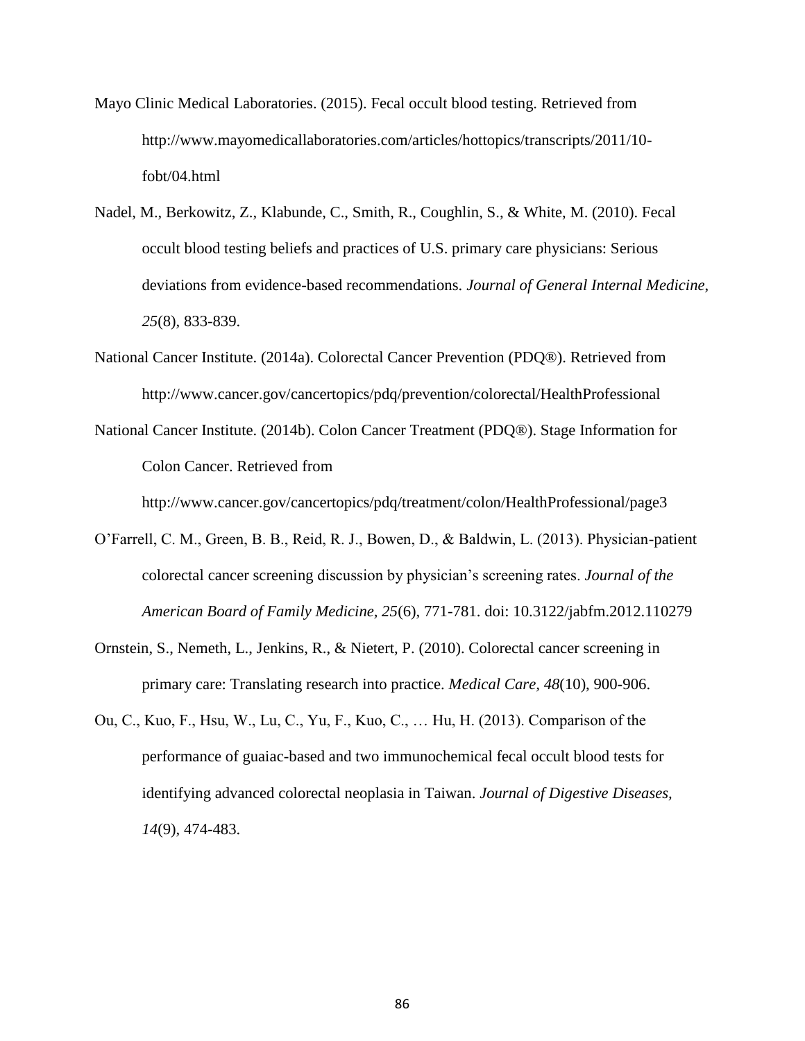Mayo Clinic Medical Laboratories. (2015). Fecal occult blood testing. Retrieved from http://www.mayomedicallaboratories.com/articles/hottopics/transcripts/2011/10-fobt/04.html

Nadel, M., Berkowitz, Z., Klabunde, C., Smith, R., Coughlin, S., & White, M. (2010). Fecal occult blood testing beliefs and practices of U.S. primary care physicians: Serious deviations from evidence-based recommendations. *Journal of General Internal Medicine, 25*(8), 833-839.

National Cancer Institute. (2014a). Colorectal Cancer Prevention (PDQ®). Retrieved from http://www.cancer.gov/cancertopics/pdq/prevention/colorectal/HealthProfessional

National Cancer Institute. (2014b). Colon Cancer Treatment (PDQ®). Stage Information for Colon Cancer. Retrieved from http://www.cancer.gov/cancertopics/pdq/treatment/colon/HealthProfessional/page3

O'Farrell, C. M., Green, B. B., Reid, R. J., Bowen, D., & Baldwin, L. (2013). Physician-patient colorectal cancer screening discussion by physician's screening rates. *Journal of the American Board of Family Medicine, 25*(6), 771-781. doi: 10.3122/jabfm.2012.110279

Ornstein, S., Nemeth, L., Jenkins, R., & Nietert, P. (2010). Colorectal cancer screening in primary care: Translating research into practice. *Medical Care, 48*(10), 900-906.

Ou, C., Kuo, F., Hsu, W., Lu, C., Yu, F., Kuo, C., … Hu, H. (2013). Comparison of the performance of guaiac-based and two immunochemical fecal occult blood tests for identifying advanced colorectal neoplasia in Taiwan. *Journal of Digestive Diseases, 14*(9), 474-483.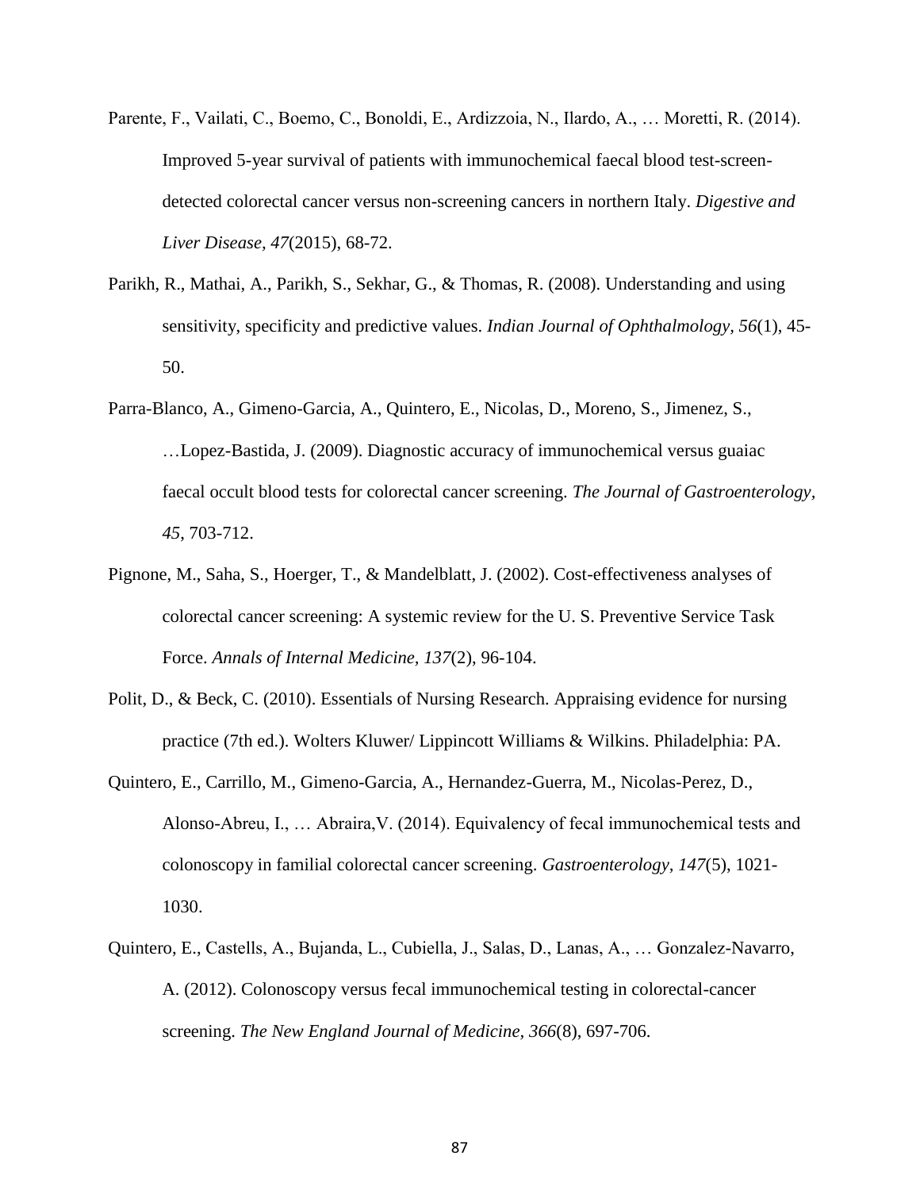Parente, F., Vailati, C., Boemo, C., Bonoldi, E., Ardizzoia, N., Ilardo, A., … Moretti, R. (2014). Improved 5-year survival of patients with immunochemical faecal blood test-screen-detected colorectal cancer versus non-screening cancers in northern Italy. *Digestive and Liver Disease, 47*(2015), 68-72.

Parikh, R., Mathai, A., Parikh, S., Sekhar, G., & Thomas, R. (2008). Understanding and using sensitivity, specificity and predictive values. *Indian Journal of Ophthalmology, 56*(1), 45-50.

Parra-Blanco, A., Gimeno-Garcia, A., Quintero, E., Nicolas, D., Moreno, S., Jimenez, S., …Lopez-Bastida, J. (2009). Diagnostic accuracy of immunochemical versus guaiac faecal occult blood tests for colorectal cancer screening. *The Journal of Gastroenterology, 45*, 703-712.

Pignone, M., Saha, S., Hoerger, T., & Mandelblatt, J. (2002). Cost-effectiveness analyses of colorectal cancer screening: A systemic review for the U. S. Preventive Service Task Force. *Annals of Internal Medicine, 137*(2), 96-104.

Polit, D., & Beck, C. (2010). Essentials of Nursing Research. Appraising evidence for nursing practice (7th ed.). Wolters Kluwer/ Lippincott Williams & Wilkins. Philadelphia: PA.

Quintero, E., Carrillo, M., Gimeno-Garcia, A., Hernandez-Guerra, M., Nicolas-Perez, D., Alonso-Abreu, I., … Abraira,V. (2014). Equivalency of fecal immunochemical tests and colonoscopy in familial colorectal cancer screening. *Gastroenterology, 147*(5), 1021-1030.

Quintero, E., Castells, A., Bujanda, L., Cubiella, J., Salas, D., Lanas, A., … Gonzalez-Navarro, A. (2012). Colonoscopy versus fecal immunochemical testing in colorectal-cancer screening. *The New England Journal of Medicine, 366*(8), 697-706.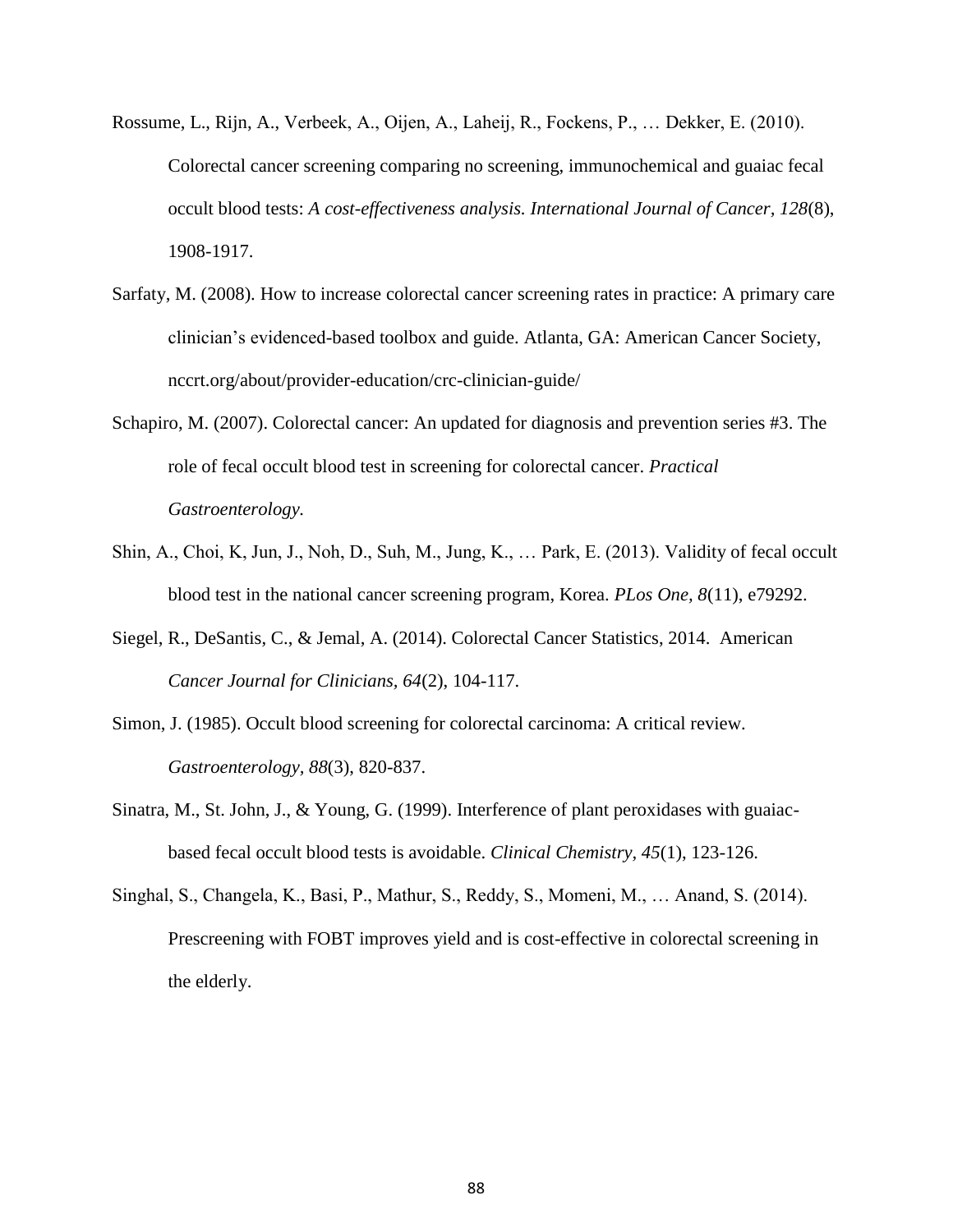Rossume, L., Rijn, A., Verbeek, A., Oijen, A., Laheij, R., Fockens, P., … Dekker, E. (2010). Colorectal cancer screening comparing no screening, immunochemical and guaiac fecal occult blood tests: *A cost-effectiveness analysis. International Journal of Cancer, 128*(8), 1908-1917.

Sarfaty, M. (2008). How to increase colorectal cancer screening rates in practice: A primary care clinician's evidenced-based toolbox and guide. Atlanta, GA: American Cancer Society, nccrt.org/about/provider-education/crc-clinician-guide/

Schapiro, M. (2007). Colorectal cancer: An updated for diagnosis and prevention series #3. The role of fecal occult blood test in screening for colorectal cancer. *Practical Gastroenterology.*

Shin, A., Choi, K, Jun, J., Noh, D., Suh, M., Jung, K., … Park, E. (2013). Validity of fecal occult blood test in the national cancer screening program, Korea. *PLos One, 8*(11), e79292.

Siegel, R., DeSantis, C., & Jemal, A. (2014). Colorectal Cancer Statistics, 2014. American *Cancer Journal for Clinicians, 64*(2), 104-117.

Simon, J. (1985). Occult blood screening for colorectal carcinoma: A critical review. *Gastroenterology, 88*(3), 820-837.

Sinatra, M., St. John, J., & Young, G. (1999). Interference of plant peroxidases with guaiac-based fecal occult blood tests is avoidable. *Clinical Chemistry, 45*(1), 123-126.

Singhal, S., Changela, K., Basi, P., Mathur, S., Reddy, S., Momeni, M., … Anand, S. (2014). Prescreening with FOBT improves yield and is cost-effective in colorectal screening in the elderly.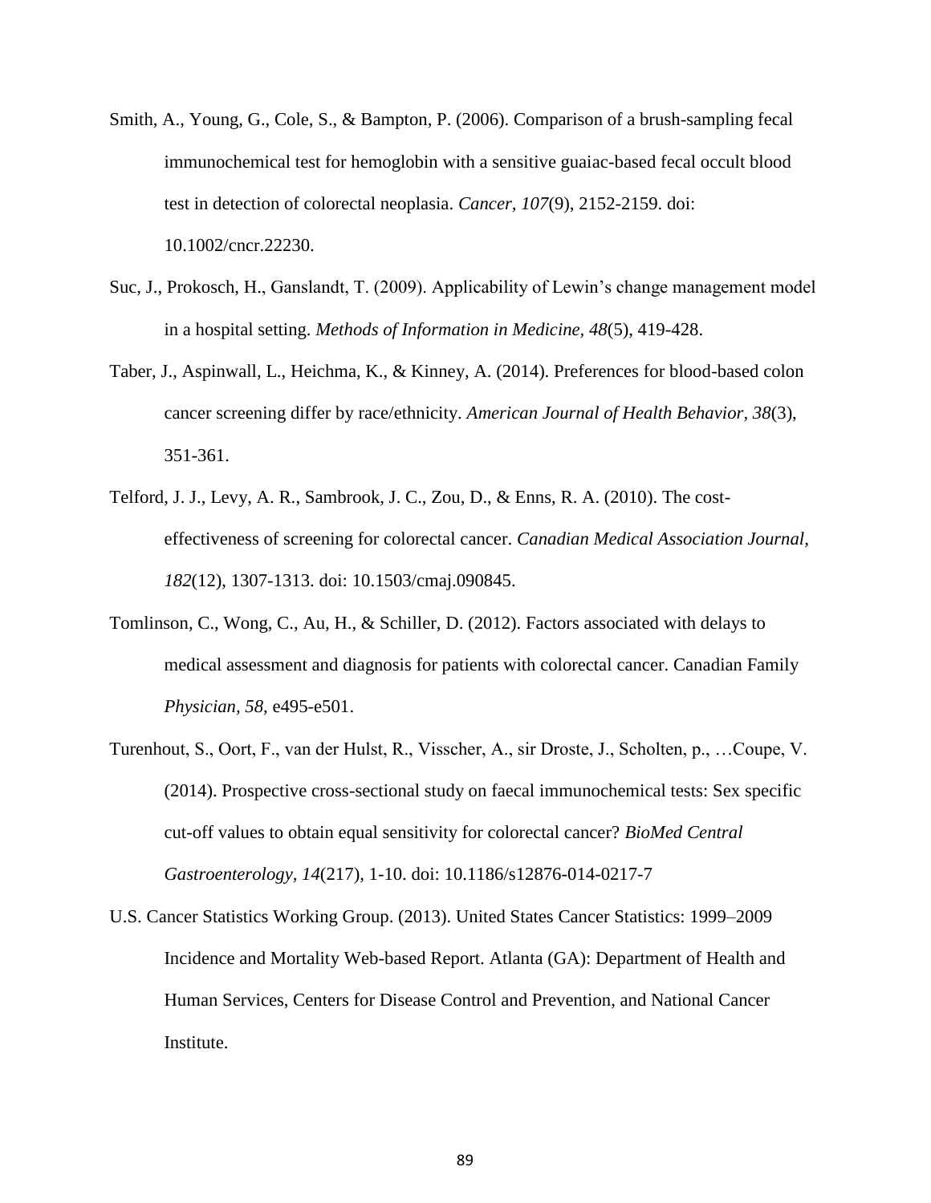Smith, A., Young, G., Cole, S., & Bampton, P. (2006). Comparison of a brush-sampling fecal immunochemical test for hemoglobin with a sensitive guaiac-based fecal occult blood test in detection of colorectal neoplasia. *Cancer, 107*(9), 2152-2159. doi: 10.1002/cncr.22230.

Suc, J., Prokosch, H., Ganslandt, T. (2009). Applicability of Lewin's change management model in a hospital setting. *Methods of Information in Medicine, 48*(5), 419-428.

Taber, J., Aspinwall, L., Heichma, K., & Kinney, A. (2014). Preferences for blood-based colon cancer screening differ by race/ethnicity. *American Journal of Health Behavior, 38*(3), 351-361.

Telford, J. J., Levy, A. R., Sambrook, J. C., Zou, D., & Enns, R. A. (2010). The cost-effectiveness of screening for colorectal cancer. *Canadian Medical Association Journal, 182*(12), 1307-1313. doi: 10.1503/cmaj.090845.

Tomlinson, C., Wong, C., Au, H., & Schiller, D. (2012). Factors associated with delays to medical assessment and diagnosis for patients with colorectal cancer. Canadian Family *Physician, 58*, e495-e501.

Turenhout, S., Oort, F., van der Hulst, R., Visscher, A., sir Droste, J., Scholten, p., …Coupe, V. (2014). Prospective cross-sectional study on faecal immunochemical tests: Sex specific cut-off values to obtain equal sensitivity for colorectal cancer? *BioMed Central Gastroenterology, 14*(217), 1-10. doi: 10.1186/s12876-014-0217-7

U.S. Cancer Statistics Working Group. (2013). United States Cancer Statistics: 1999–2009 Incidence and Mortality Web-based Report. Atlanta (GA): Department of Health and Human Services, Centers for Disease Control and Prevention, and National Cancer Institute.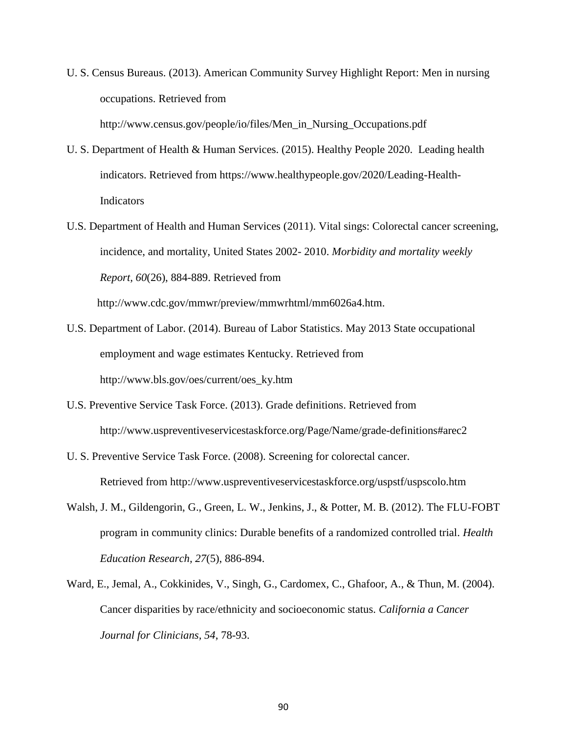U. S. Census Bureaus. (2013). American Community Survey Highlight Report: Men in nursing occupations. Retrieved from http://www.census.gov/people/io/files/Men_in_Nursing_Occupations.pdf

U. S. Department of Health & Human Services. (2015). Healthy People 2020. Leading health indicators. Retrieved from https://www.healthypeople.gov/2020/Leading-Health-Indicators

U.S. Department of Health and Human Services (2011). Vital sings: Colorectal cancer screening, incidence, and mortality, United States 2002- 2010. *Morbidity and mortality weekly Report, 60*(26), 884-889. Retrieved from http://www.cdc.gov/mmwr/preview/mmwrhtml/mm6026a4.htm.

U.S. Department of Labor. (2014). Bureau of Labor Statistics. May 2013 State occupational employment and wage estimates Kentucky. Retrieved from http://www.bls.gov/oes/current/oes_ky.htm

U.S. Preventive Service Task Force. (2013). Grade definitions. Retrieved from http://www.uspreventiveservicestaskforce.org/Page/Name/grade-definitions#arec2

U. S. Preventive Service Task Force. (2008). Screening for colorectal cancer. Retrieved from http://www.uspreventiveservicestaskforce.org/uspstf/uspscolo.htm

Walsh, J. M., Gildengorin, G., Green, L. W., Jenkins, J., & Potter, M. B. (2012). The FLU-FOBT program in community clinics: Durable benefits of a randomized controlled trial. *Health Education Research, 27*(5), 886-894.

Ward, E., Jemal, A., Cokkinides, V., Singh, G., Cardomex, C., Ghafoor, A., & Thun, M. (2004). Cancer disparities by race/ethnicity and socioeconomic status. *California a Cancer Journal for Clinicians, 54*, 78-93.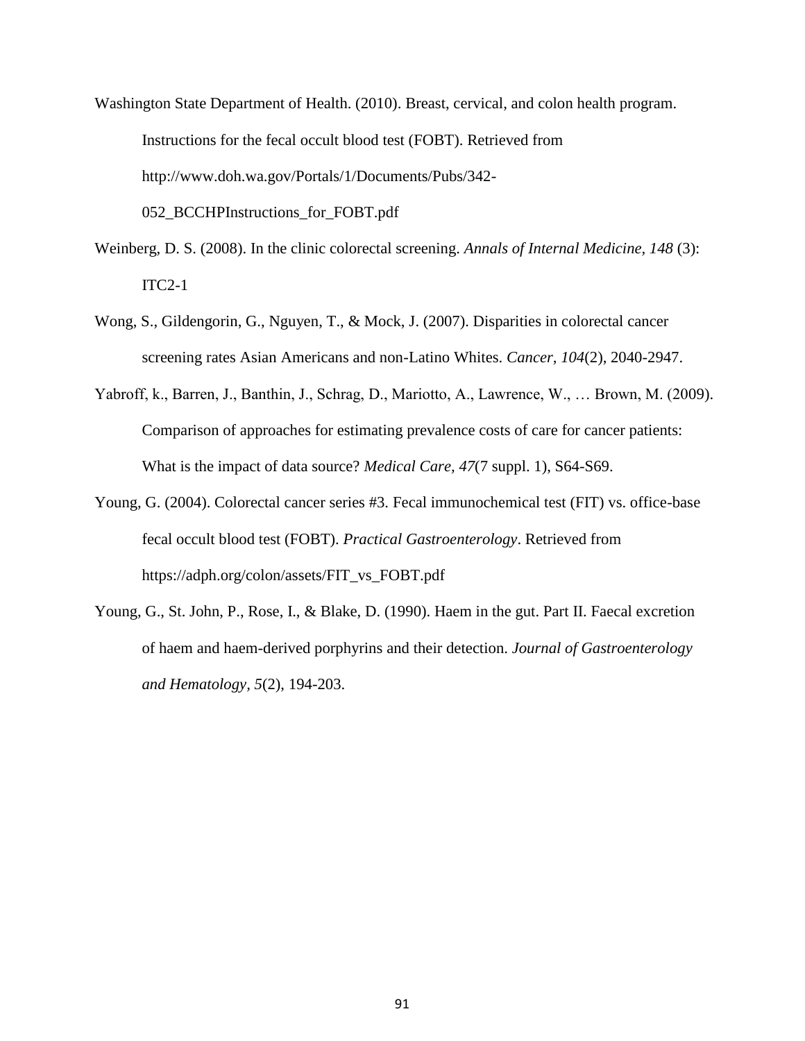Washington State Department of Health. (2010). Breast, cervical, and colon health program. Instructions for the fecal occult blood test (FOBT). Retrieved from http://www.doh.wa.gov/Portals/1/Documents/Pubs/342-052_BCCHPInstructions_for_FOBT.pdf

Weinberg, D. S. (2008). In the clinic colorectal screening. *Annals of Internal Medicine, 148* (3): ITC2-1

Wong, S., Gildengorin, G., Nguyen, T., & Mock, J. (2007). Disparities in colorectal cancer screening rates Asian Americans and non-Latino Whites. *Cancer, 104*(2), 2040-2947.

Yabroff, k., Barren, J., Banthin, J., Schrag, D., Mariotto, A., Lawrence, W., … Brown, M. (2009). Comparison of approaches for estimating prevalence costs of care for cancer patients: What is the impact of data source? *Medical Care, 47*(7 suppl. 1), S64-S69.

Young, G. (2004). Colorectal cancer series #3. Fecal immunochemical test (FIT) vs. office-base fecal occult blood test (FOBT). *Practical Gastroenterology*. Retrieved from https://adph.org/colon/assets/FIT_vs_FOBT.pdf

Young, G., St. John, P., Rose, I., & Blake, D. (1990). Haem in the gut. Part II. Faecal excretion of haem and haem-derived porphyrins and their detection. *Journal of Gastroenterology and Hematology, 5*(2), 194-203.